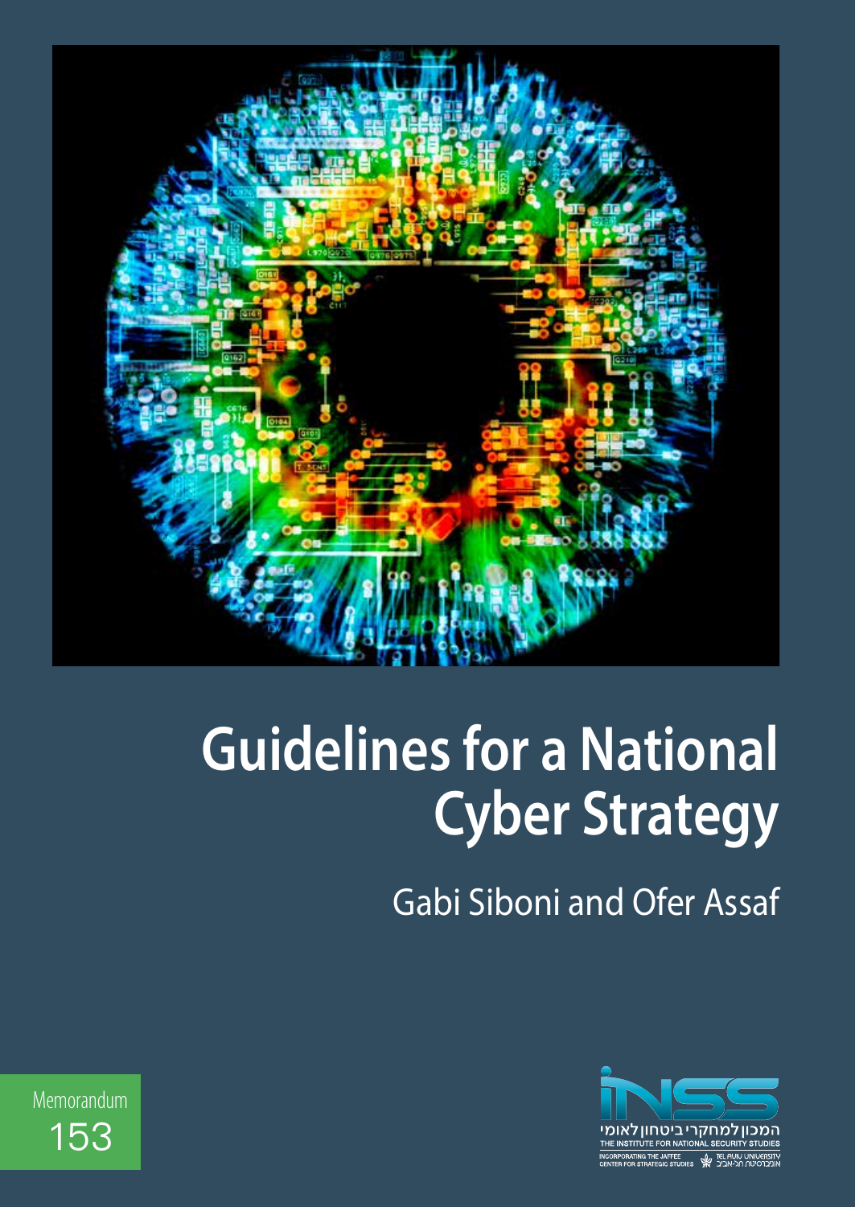# Guidelines for a National Cyber Strategy

Gabi Siboni and Ofer Assaf

Memorandum 153

המכון למחקרי ביטחון לאומי
THE INSTITUTE FOR NATIONAL SECURITY STUDIES
INCORPORATING THE JAFFEE CENTER FOR STRATEGIC STUDIES
TEL AVIV UNIVERSITY
אוניברסיטת תל-אביב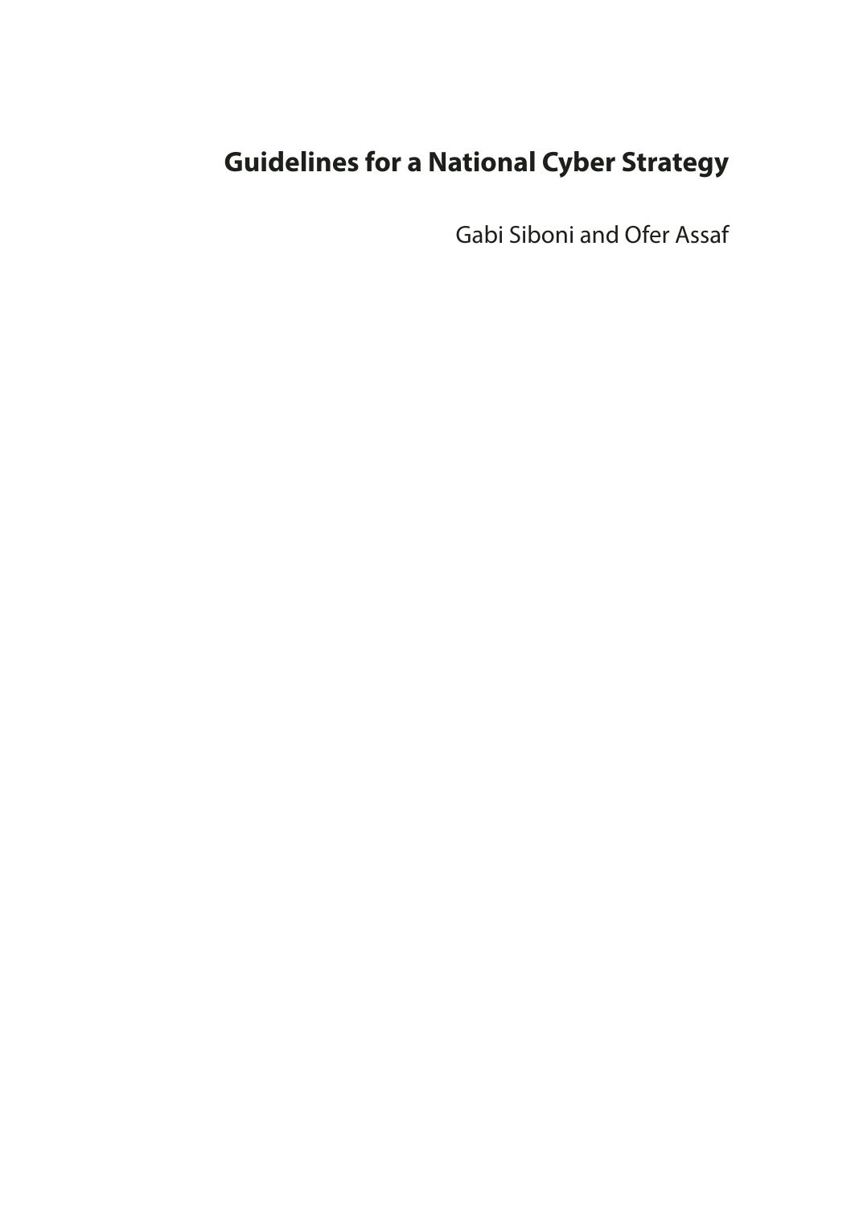# Guidelines for a National Cyber Strategy

Gabi Siboni and Ofer Assaf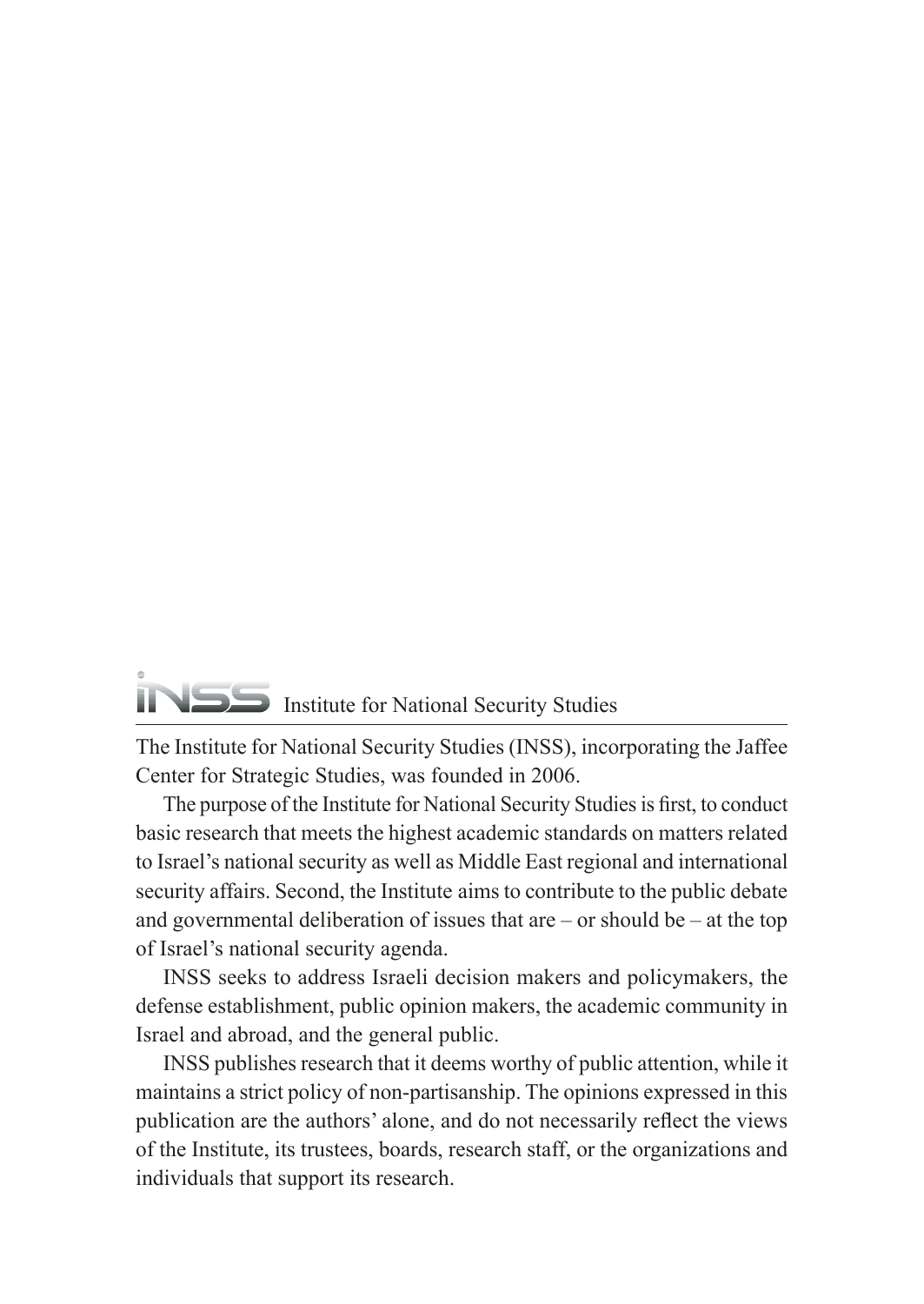## INSS Institute for National Security Studies

The Institute for National Security Studies (INSS), incorporating the Jaffee Center for Strategic Studies, was founded in 2006.

The purpose of the Institute for National Security Studies is first, to conduct basic research that meets the highest academic standards on matters related to Israel's national security as well as Middle East regional and international security affairs. Second, the Institute aims to contribute to the public debate and governmental deliberation of issues that are – or should be – at the top of Israel's national security agenda.

INSS seeks to address Israeli decision makers and policymakers, the defense establishment, public opinion makers, the academic community in Israel and abroad, and the general public.

INSS publishes research that it deems worthy of public attention, while it maintains a strict policy of non-partisanship. The opinions expressed in this publication are the authors' alone, and do not necessarily reflect the views of the Institute, its trustees, boards, research staff, or the organizations and individuals that support its research.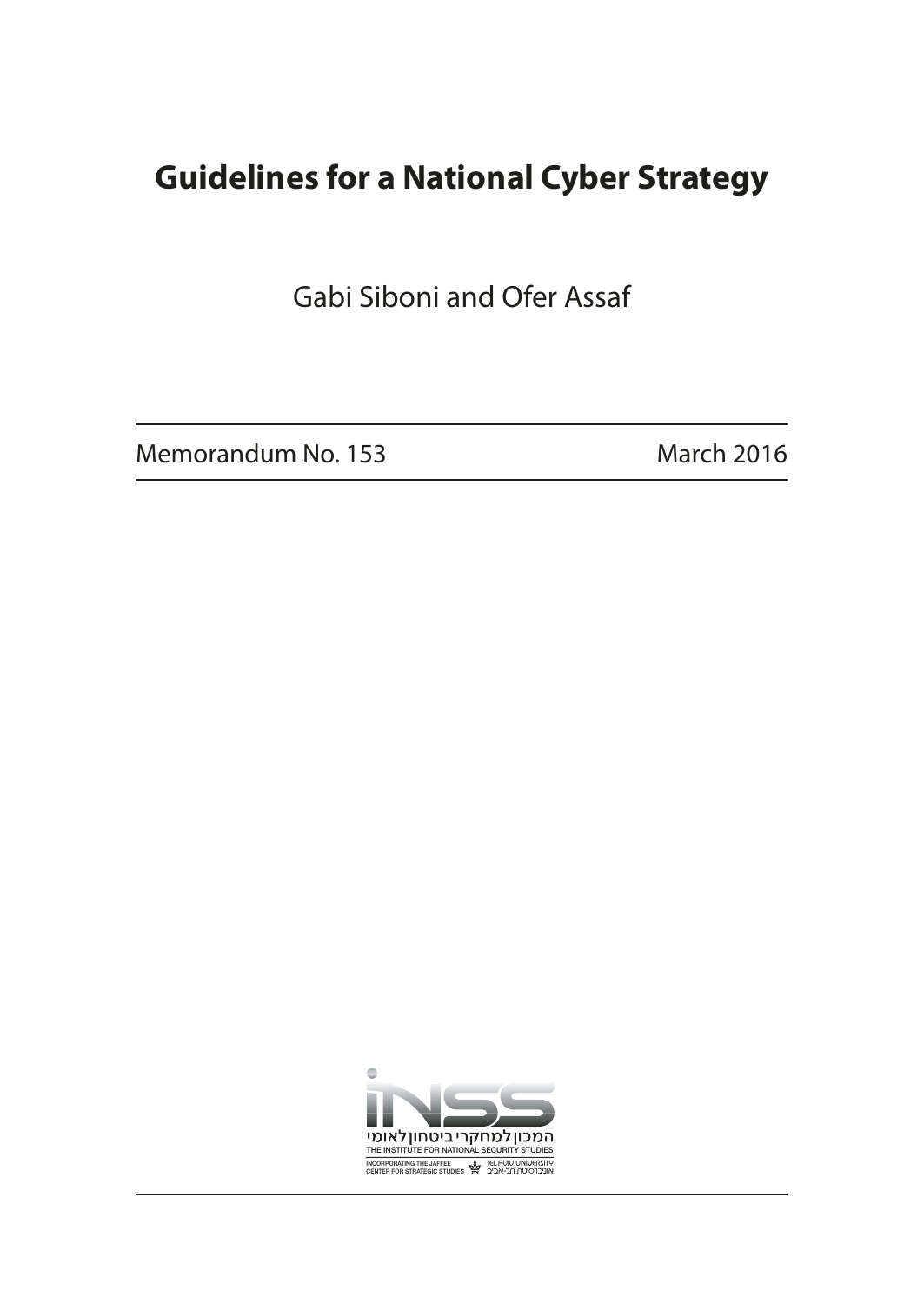# Guidelines for a National Cyber Strategy

Gabi Siboni and Ofer Assaf

Memorandum No. 153 March 2016

המכון למחקרי ביטחון לאומי
THE INSTITUTE FOR NATIONAL SECURITY STUDIES
INCORPORATING THE JAFFEE CENTER FOR STRATEGIC STUDIES
TEL AVIV UNIVERSITY
אוניברסיטת תל-אביב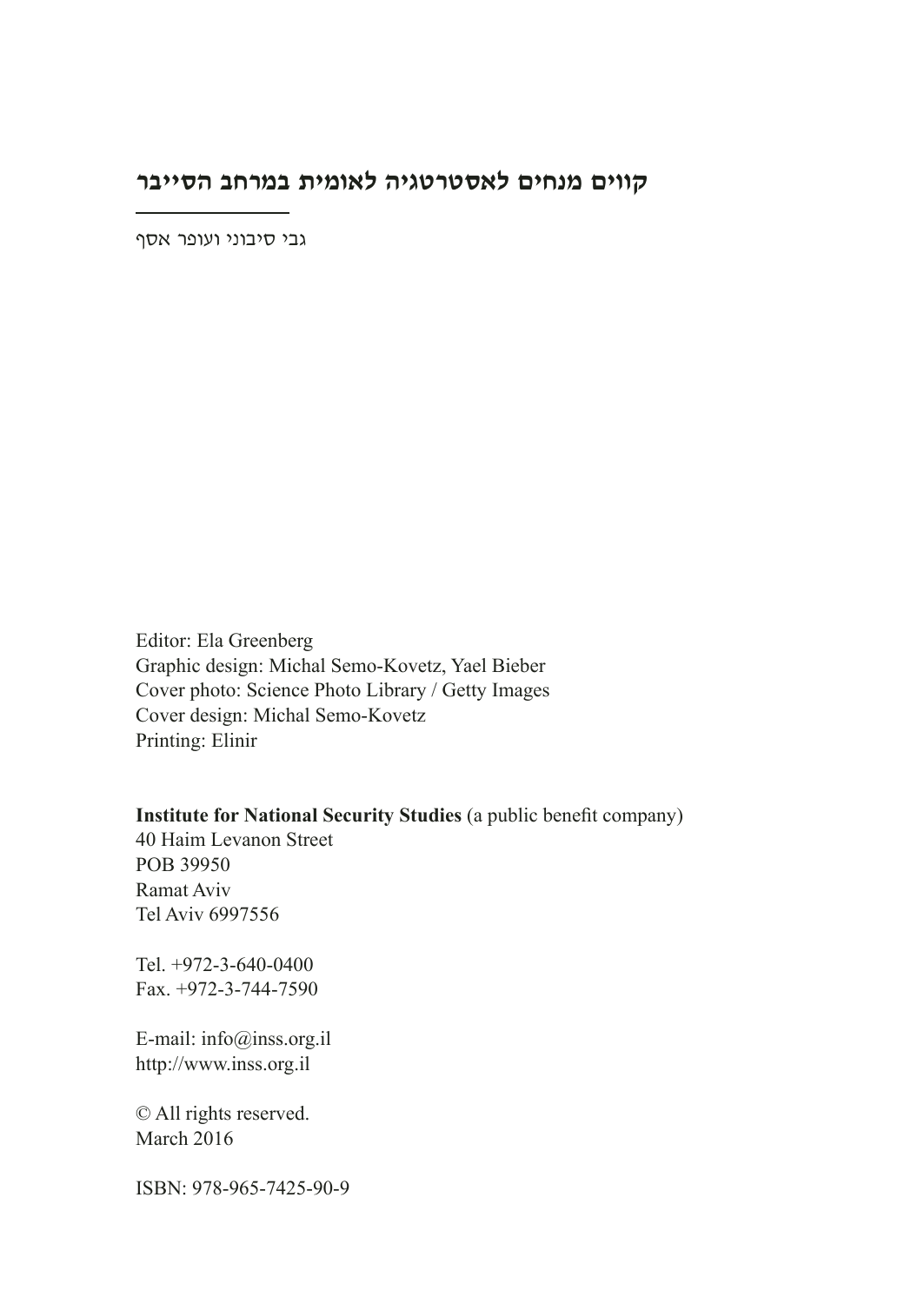# קווים מנחים לאסטרטגיה לאומית במרחב הסייבר

גבי סיבוני ועופר אסף

Editor: Ela Greenberg
Graphic design: Michal Semo-Kovetz, Yael Bieber
Cover photo: Science Photo Library / Getty Images
Cover design: Michal Semo-Kovetz
Printing: Elinir

**Institute for National Security Studies** (a public benefit company)
40 Haim Levanon Street
POB 39950
Ramat Aviv
Tel Aviv 6997556

Tel. +972-3-640-0400
Fax. +972-3-744-7590

E-mail: info@inss.org.il
http://www.inss.org.il

© All rights reserved.
March 2016

ISBN: 978-965-7425-90-9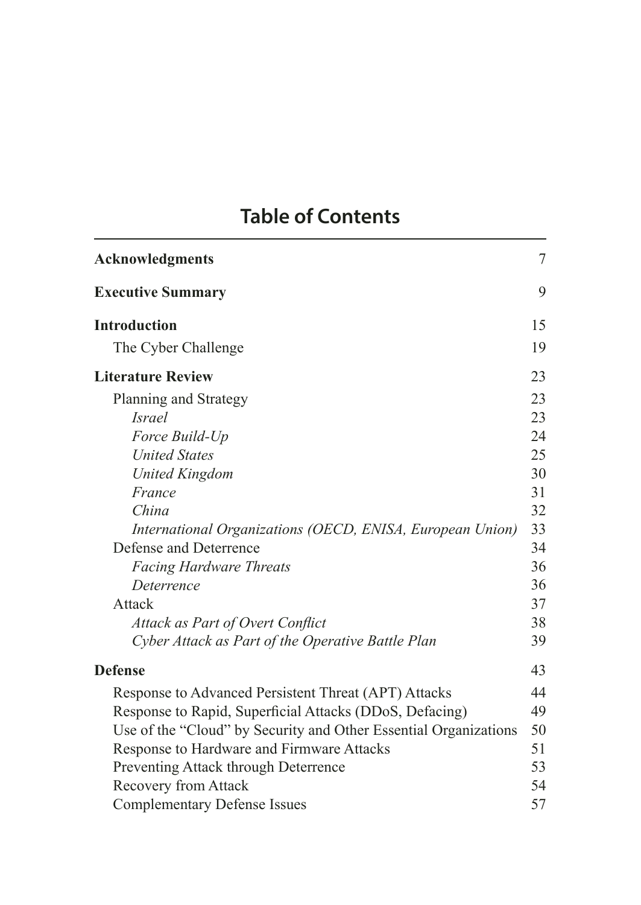# Table of Contents

| | |
|---|---|
| **Acknowledgments** | 7 |
| **Executive Summary** | 9 |
| **Introduction** | 15 |
| The Cyber Challenge | 19 |
| **Literature Review** | 23 |
| Planning and Strategy | 23 |
| *Israel* | 23 |
| *Force Build-Up* | 24 |
| *United States* | 25 |
| *United Kingdom* | 30 |
| *France* | 31 |
| *China* | 32 |
| *International Organizations (OECD, ENISA, European Union)* | 33 |
| Defense and Deterrence | 34 |
| *Facing Hardware Threats* | 36 |
| *Deterrence* | 36 |
| Attack | 37 |
| *Attack as Part of Overt Conflict* | 38 |
| *Cyber Attack as Part of the Operative Battle Plan* | 39 |
| **Defense** | 43 |
| Response to Advanced Persistent Threat (APT) Attacks | 44 |
| Response to Rapid, Superficial Attacks (DDoS, Defacing) | 49 |
| Use of the "Cloud" by Security and Other Essential Organizations | 50 |
| Response to Hardware and Firmware Attacks | 51 |
| Preventing Attack through Deterrence | 53 |
| Recovery from Attack | 54 |
| Complementary Defense Issues | 57 |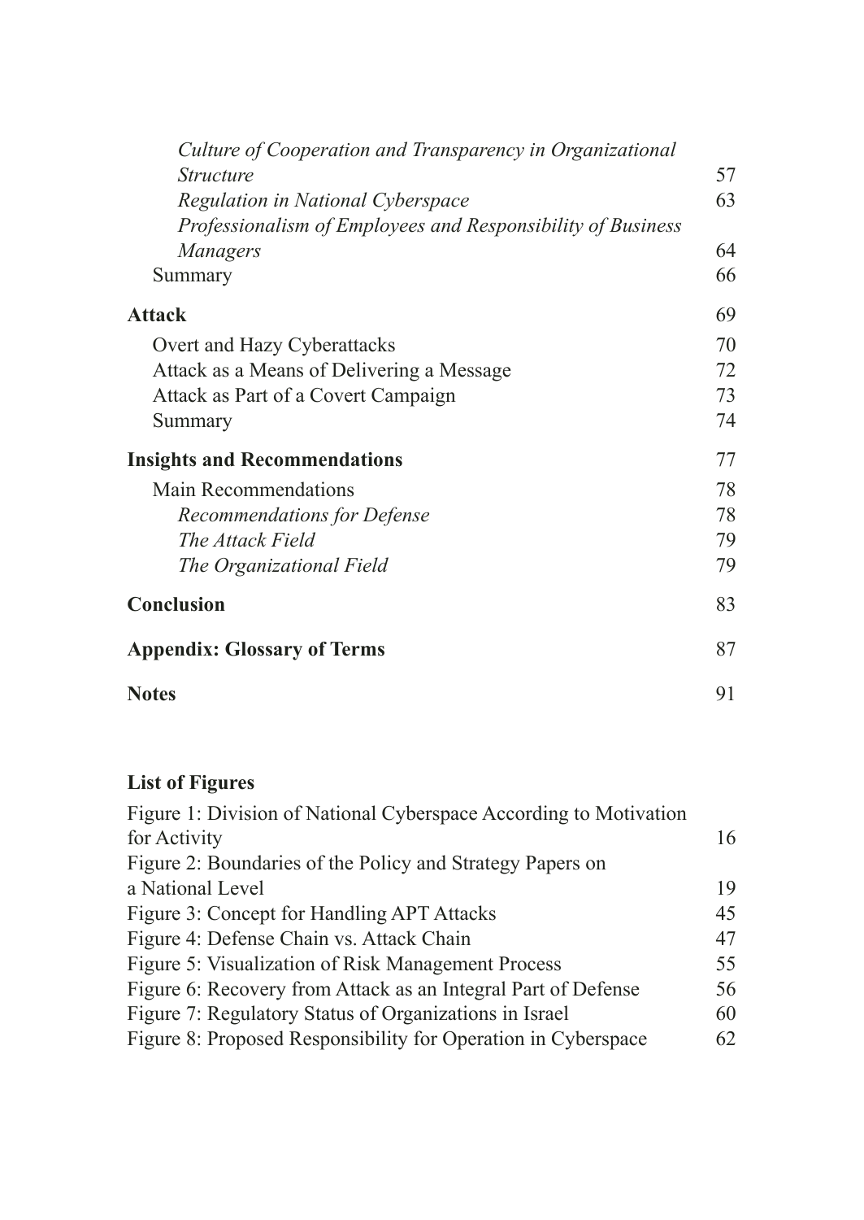*Culture of Cooperation and Transparency in Organizational Structure* 57
*Regulation in National Cyberspace* 63
*Professionalism of Employees and Responsibility of Business Managers* 64
Summary 66

**Attack** 69

Overt and Hazy Cyberattacks 70
Attack as a Means of Delivering a Message 72
Attack as Part of a Covert Campaign 73
Summary 74

**Insights and Recommendations** 77

Main Recommendations 78
*Recommendations for Defense* 78
*The Attack Field* 79
*The Organizational Field* 79

**Conclusion** 83

**Appendix: Glossary of Terms** 87

**Notes** 91

**List of Figures**

Figure 1: Division of National Cyberspace According to Motivation for Activity 16
Figure 2: Boundaries of the Policy and Strategy Papers on a National Level 19
Figure 3: Concept for Handling APT Attacks 45
Figure 4: Defense Chain vs. Attack Chain 47
Figure 5: Visualization of Risk Management Process 55
Figure 6: Recovery from Attack as an Integral Part of Defense 56
Figure 7: Regulatory Status of Organizations in Israel 60
Figure 8: Proposed Responsibility for Operation in Cyberspace 62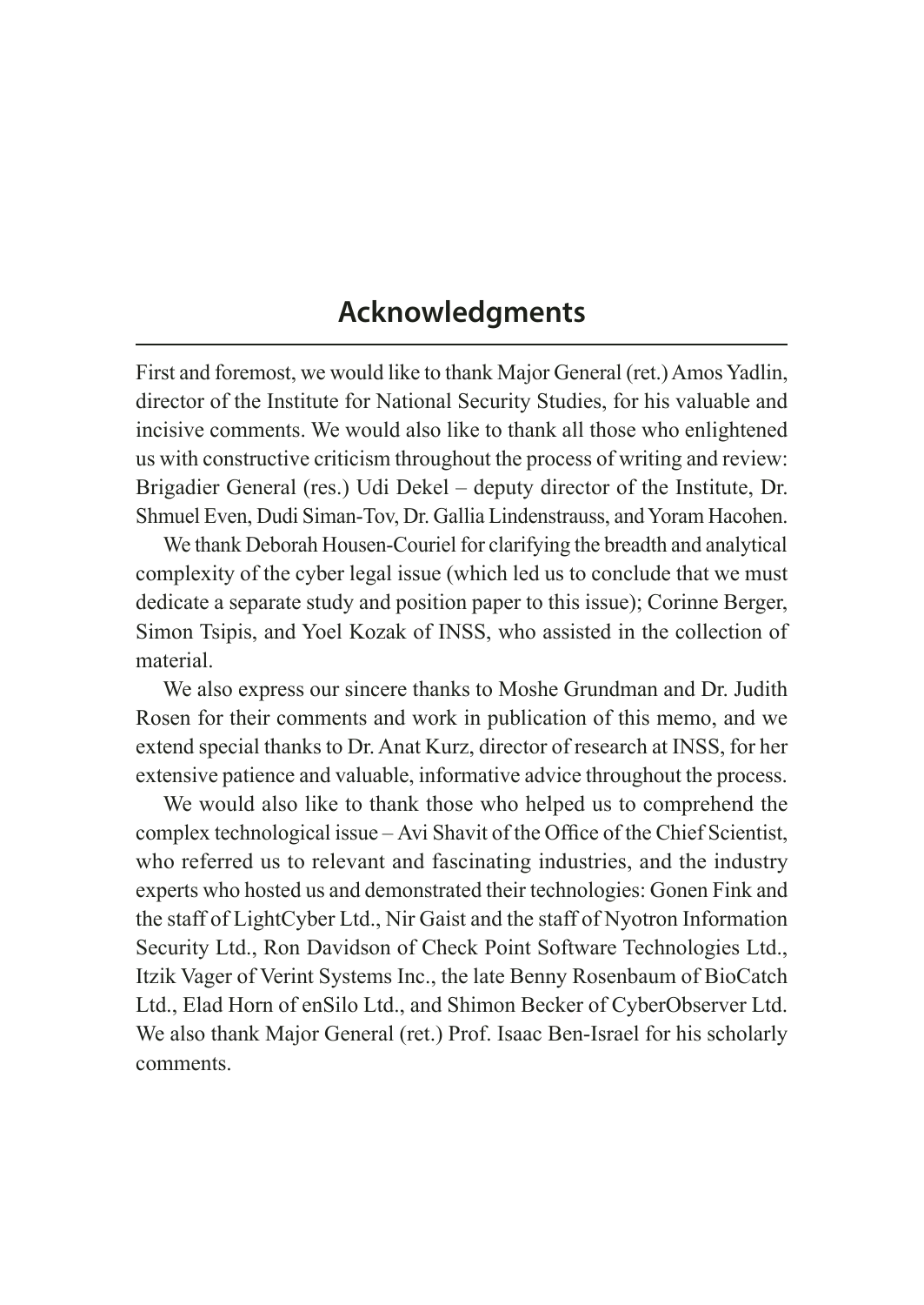# Acknowledgments

First and foremost, we would like to thank Major General (ret.) Amos Yadlin, director of the Institute for National Security Studies, for his valuable and incisive comments. We would also like to thank all those who enlightened us with constructive criticism throughout the process of writing and review: Brigadier General (res.) Udi Dekel – deputy director of the Institute, Dr. Shmuel Even, Dudi Siman-Tov, Dr. Gallia Lindenstrauss, and Yoram Hacohen.

We thank Deborah Housen-Couriel for clarifying the breadth and analytical complexity of the cyber legal issue (which led us to conclude that we must dedicate a separate study and position paper to this issue); Corinne Berger, Simon Tsipis, and Yoel Kozak of INSS, who assisted in the collection of material.

We also express our sincere thanks to Moshe Grundman and Dr. Judith Rosen for their comments and work in publication of this memo, and we extend special thanks to Dr. Anat Kurz, director of research at INSS, for her extensive patience and valuable, informative advice throughout the process.

We would also like to thank those who helped us to comprehend the complex technological issue – Avi Shavit of the Office of the Chief Scientist, who referred us to relevant and fascinating industries, and the industry experts who hosted us and demonstrated their technologies: Gonen Fink and the staff of LightCyber Ltd., Nir Gaist and the staff of Nyotron Information Security Ltd., Ron Davidson of Check Point Software Technologies Ltd., Itzik Vager of Verint Systems Inc., the late Benny Rosenbaum of BioCatch Ltd., Elad Horn of enSilo Ltd., and Shimon Becker of CyberObserver Ltd. We also thank Major General (ret.) Prof. Isaac Ben-Israel for his scholarly comments.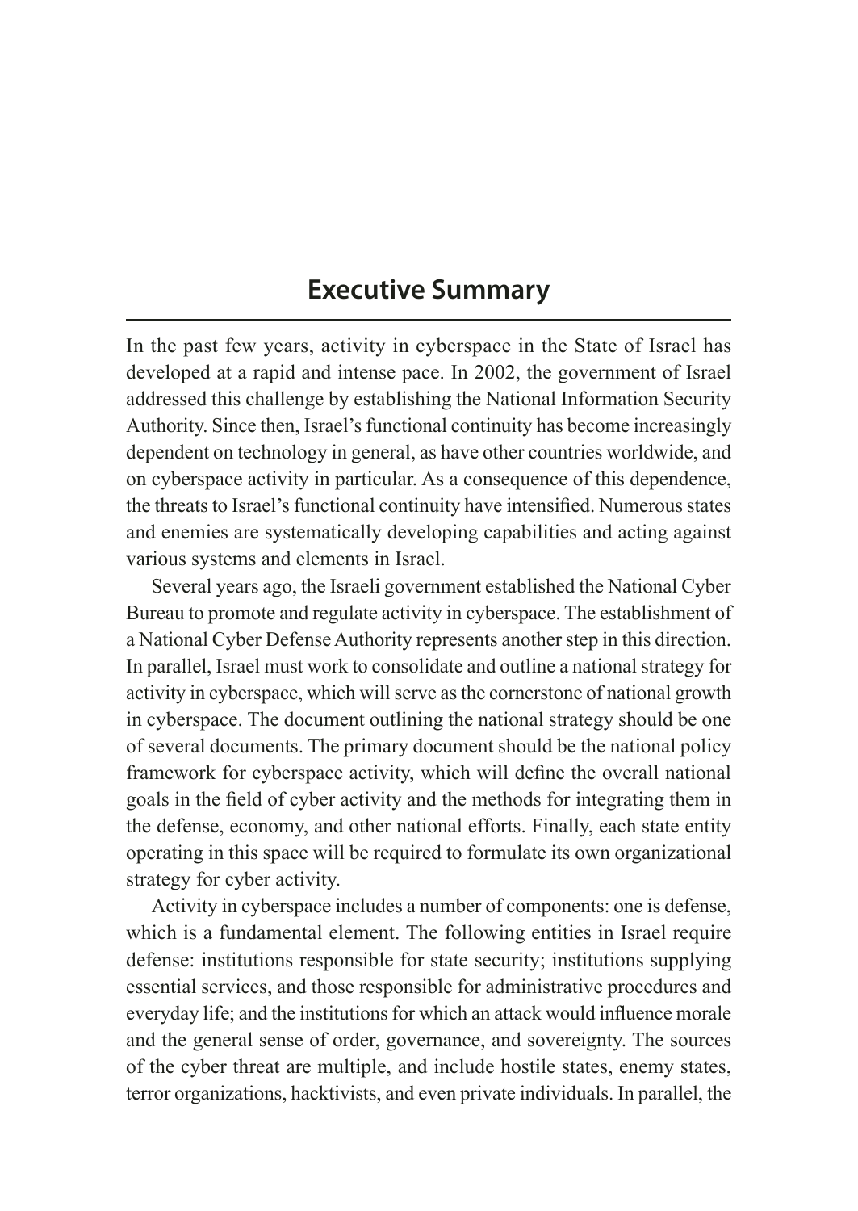## Executive Summary

In the past few years, activity in cyberspace in the State of Israel has developed at a rapid and intense pace. In 2002, the government of Israel addressed this challenge by establishing the National Information Security Authority. Since then, Israel's functional continuity has become increasingly dependent on technology in general, as have other countries worldwide, and on cyberspace activity in particular. As a consequence of this dependence, the threats to Israel's functional continuity have intensified. Numerous states and enemies are systematically developing capabilities and acting against various systems and elements in Israel.

Several years ago, the Israeli government established the National Cyber Bureau to promote and regulate activity in cyberspace. The establishment of a National Cyber Defense Authority represents another step in this direction. In parallel, Israel must work to consolidate and outline a national strategy for activity in cyberspace, which will serve as the cornerstone of national growth in cyberspace. The document outlining the national strategy should be one of several documents. The primary document should be the national policy framework for cyberspace activity, which will define the overall national goals in the field of cyber activity and the methods for integrating them in the defense, economy, and other national efforts. Finally, each state entity operating in this space will be required to formulate its own organizational strategy for cyber activity.

Activity in cyberspace includes a number of components: one is defense, which is a fundamental element. The following entities in Israel require defense: institutions responsible for state security; institutions supplying essential services, and those responsible for administrative procedures and everyday life; and the institutions for which an attack would influence morale and the general sense of order, governance, and sovereignty. The sources of the cyber threat are multiple, and include hostile states, enemy states, terror organizations, hacktivists, and even private individuals. In parallel, the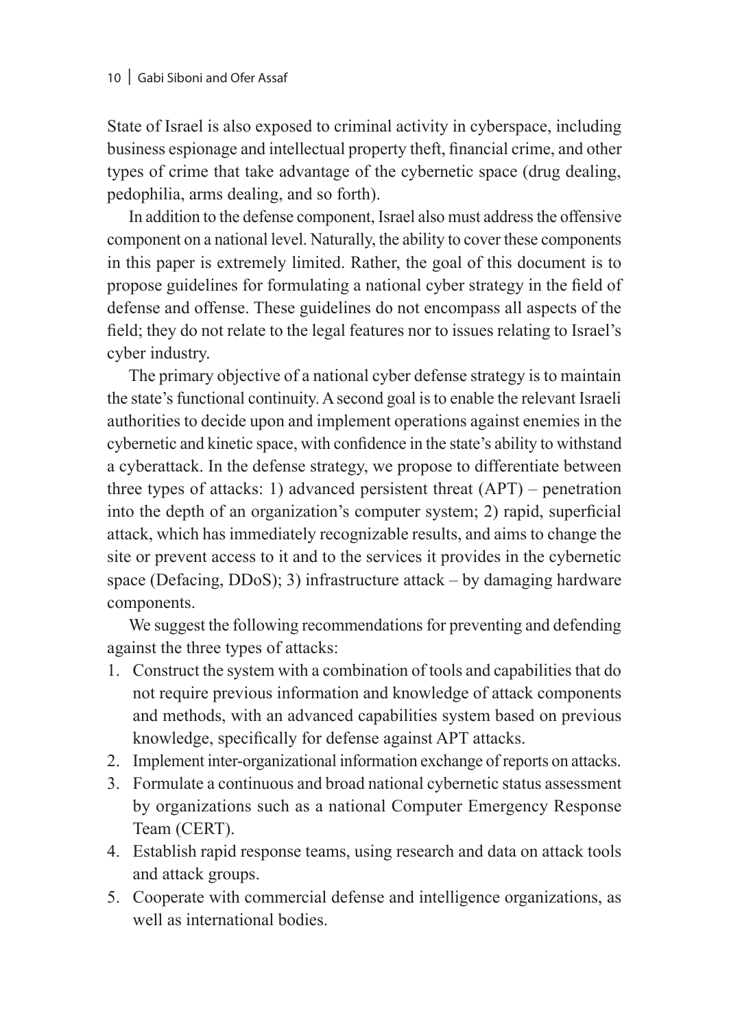State of Israel is also exposed to criminal activity in cyberspace, including business espionage and intellectual property theft, financial crime, and other types of crime that take advantage of the cybernetic space (drug dealing, pedophilia, arms dealing, and so forth).

In addition to the defense component, Israel also must address the offensive component on a national level. Naturally, the ability to cover these components in this paper is extremely limited. Rather, the goal of this document is to propose guidelines for formulating a national cyber strategy in the field of defense and offense. These guidelines do not encompass all aspects of the field; they do not relate to the legal features nor to issues relating to Israel's cyber industry.

The primary objective of a national cyber defense strategy is to maintain the state's functional continuity. A second goal is to enable the relevant Israeli authorities to decide upon and implement operations against enemies in the cybernetic and kinetic space, with confidence in the state's ability to withstand a cyberattack. In the defense strategy, we propose to differentiate between three types of attacks: 1) advanced persistent threat (APT) – penetration into the depth of an organization's computer system; 2) rapid, superficial attack, which has immediately recognizable results, and aims to change the site or prevent access to it and to the services it provides in the cybernetic space (Defacing, DDoS); 3) infrastructure attack – by damaging hardware components.

We suggest the following recommendations for preventing and defending against the three types of attacks:

1. Construct the system with a combination of tools and capabilities that do not require previous information and knowledge of attack components and methods, with an advanced capabilities system based on previous knowledge, specifically for defense against APT attacks.
2. Implement inter-organizational information exchange of reports on attacks.
3. Formulate a continuous and broad national cybernetic status assessment by organizations such as a national Computer Emergency Response Team (CERT).
4. Establish rapid response teams, using research and data on attack tools and attack groups.
5. Cooperate with commercial defense and intelligence organizations, as well as international bodies.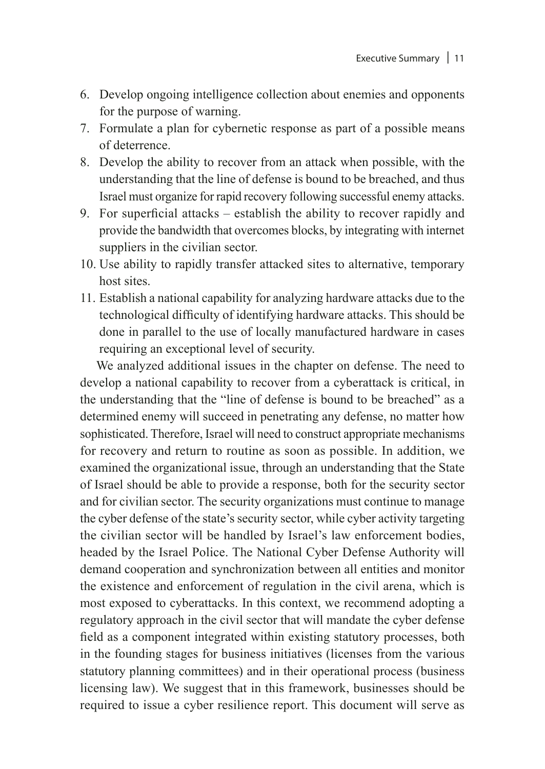6. Develop ongoing intelligence collection about enemies and opponents for the purpose of warning.
7. Formulate a plan for cybernetic response as part of a possible means of deterrence.
8. Develop the ability to recover from an attack when possible, with the understanding that the line of defense is bound to be breached, and thus Israel must organize for rapid recovery following successful enemy attacks.
9. For superficial attacks – establish the ability to recover rapidly and provide the bandwidth that overcomes blocks, by integrating with internet suppliers in the civilian sector.
10. Use ability to rapidly transfer attacked sites to alternative, temporary host sites.
11. Establish a national capability for analyzing hardware attacks due to the technological difficulty of identifying hardware attacks. This should be done in parallel to the use of locally manufactured hardware in cases requiring an exceptional level of security.

We analyzed additional issues in the chapter on defense. The need to develop a national capability to recover from a cyberattack is critical, in the understanding that the "line of defense is bound to be breached" as a determined enemy will succeed in penetrating any defense, no matter how sophisticated. Therefore, Israel will need to construct appropriate mechanisms for recovery and return to routine as soon as possible. In addition, we examined the organizational issue, through an understanding that the State of Israel should be able to provide a response, both for the security sector and for civilian sector. The security organizations must continue to manage the cyber defense of the state's security sector, while cyber activity targeting the civilian sector will be handled by Israel's law enforcement bodies, headed by the Israel Police. The National Cyber Defense Authority will demand cooperation and synchronization between all entities and monitor the existence and enforcement of regulation in the civil arena, which is most exposed to cyberattacks. In this context, we recommend adopting a regulatory approach in the civil sector that will mandate the cyber defense field as a component integrated within existing statutory processes, both in the founding stages for business initiatives (licenses from the various statutory planning committees) and in their operational process (business licensing law). We suggest that in this framework, businesses should be required to issue a cyber resilience report. This document will serve as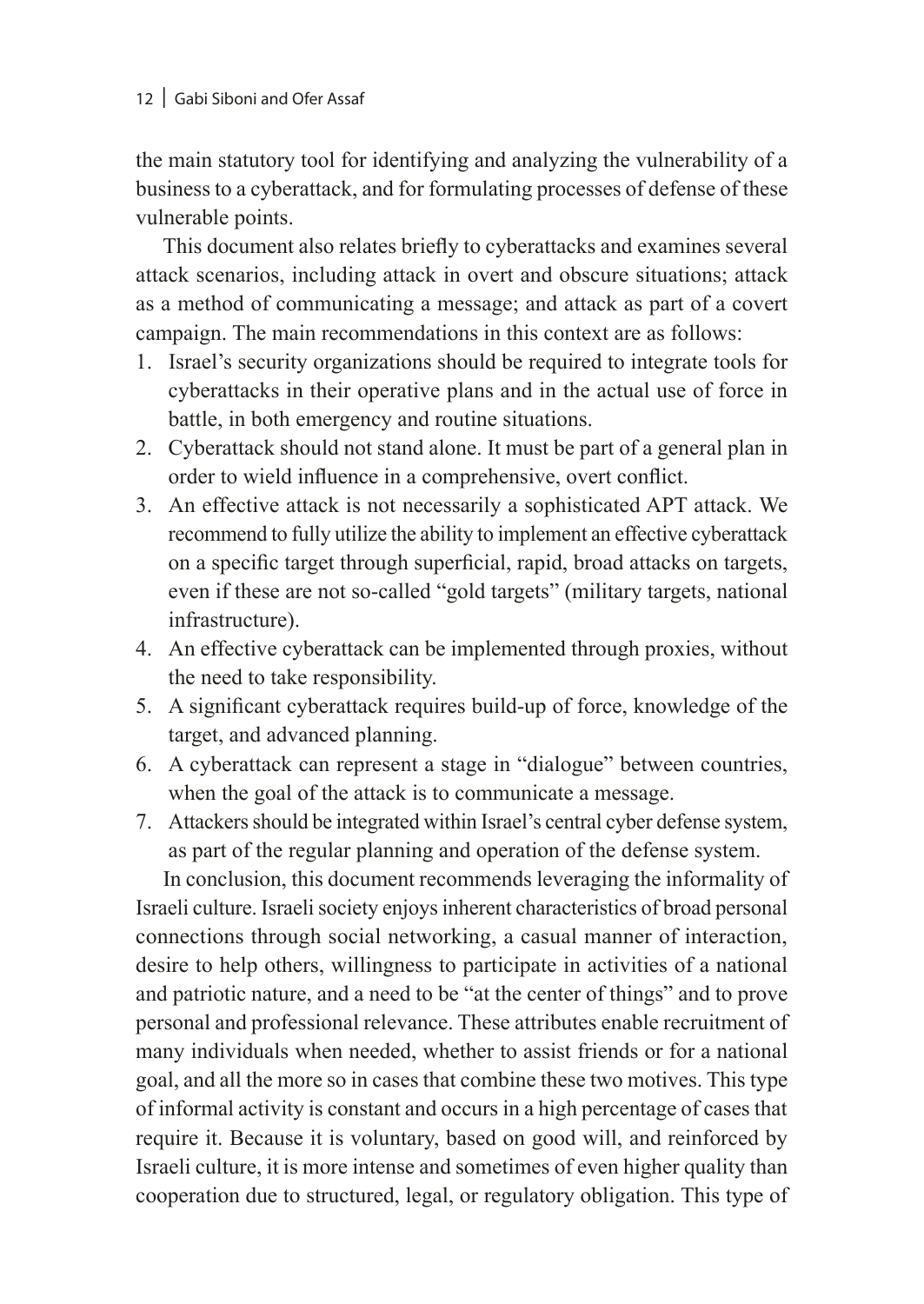the main statutory tool for identifying and analyzing the vulnerability of a business to a cyberattack, and for formulating processes of defense of these vulnerable points.

This document also relates briefly to cyberattacks and examines several attack scenarios, including attack in overt and obscure situations; attack as a method of communicating a message; and attack as part of a covert campaign. The main recommendations in this context are as follows:

1. Israel's security organizations should be required to integrate tools for cyberattacks in their operative plans and in the actual use of force in battle, in both emergency and routine situations.
2. Cyberattack should not stand alone. It must be part of a general plan in order to wield influence in a comprehensive, overt conflict.
3. An effective attack is not necessarily a sophisticated APT attack. We recommend to fully utilize the ability to implement an effective cyberattack on a specific target through superficial, rapid, broad attacks on targets, even if these are not so-called "gold targets" (military targets, national infrastructure).
4. An effective cyberattack can be implemented through proxies, without the need to take responsibility.
5. A significant cyberattack requires build-up of force, knowledge of the target, and advanced planning.
6. A cyberattack can represent a stage in "dialogue" between countries, when the goal of the attack is to communicate a message.
7. Attackers should be integrated within Israel's central cyber defense system, as part of the regular planning and operation of the defense system.

In conclusion, this document recommends leveraging the informality of Israeli culture. Israeli society enjoys inherent characteristics of broad personal connections through social networking, a casual manner of interaction, desire to help others, willingness to participate in activities of a national and patriotic nature, and a need to be "at the center of things" and to prove personal and professional relevance. These attributes enable recruitment of many individuals when needed, whether to assist friends or for a national goal, and all the more so in cases that combine these two motives. This type of informal activity is constant and occurs in a high percentage of cases that require it. Because it is voluntary, based on good will, and reinforced by Israeli culture, it is more intense and sometimes of even higher quality than cooperation due to structured, legal, or regulatory obligation. This type of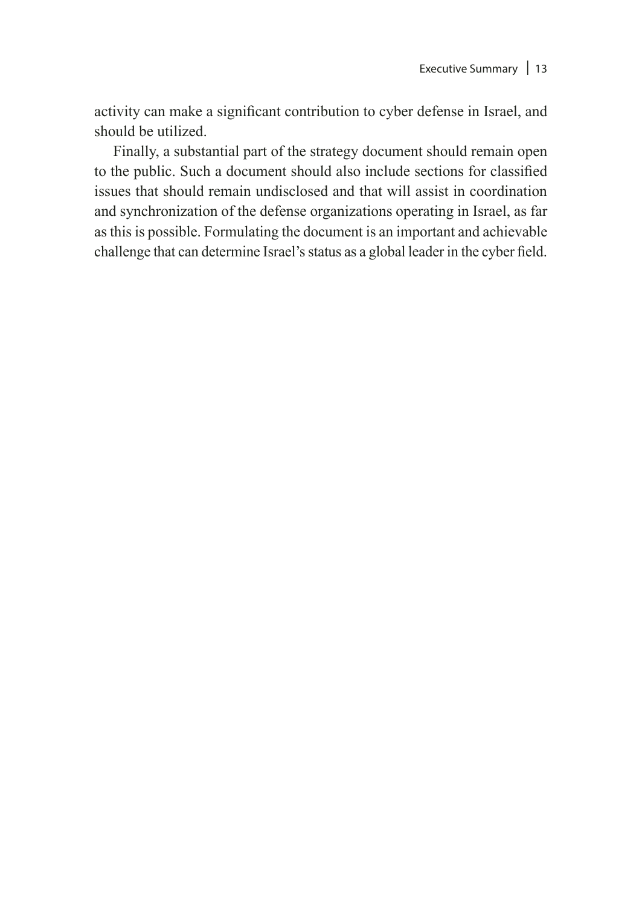activity can make a significant contribution to cyber defense in Israel, and should be utilized.

Finally, a substantial part of the strategy document should remain open to the public. Such a document should also include sections for classified issues that should remain undisclosed and that will assist in coordination and synchronization of the defense organizations operating in Israel, as far as this is possible. Formulating the document is an important and achievable challenge that can determine Israel's status as a global leader in the cyber field.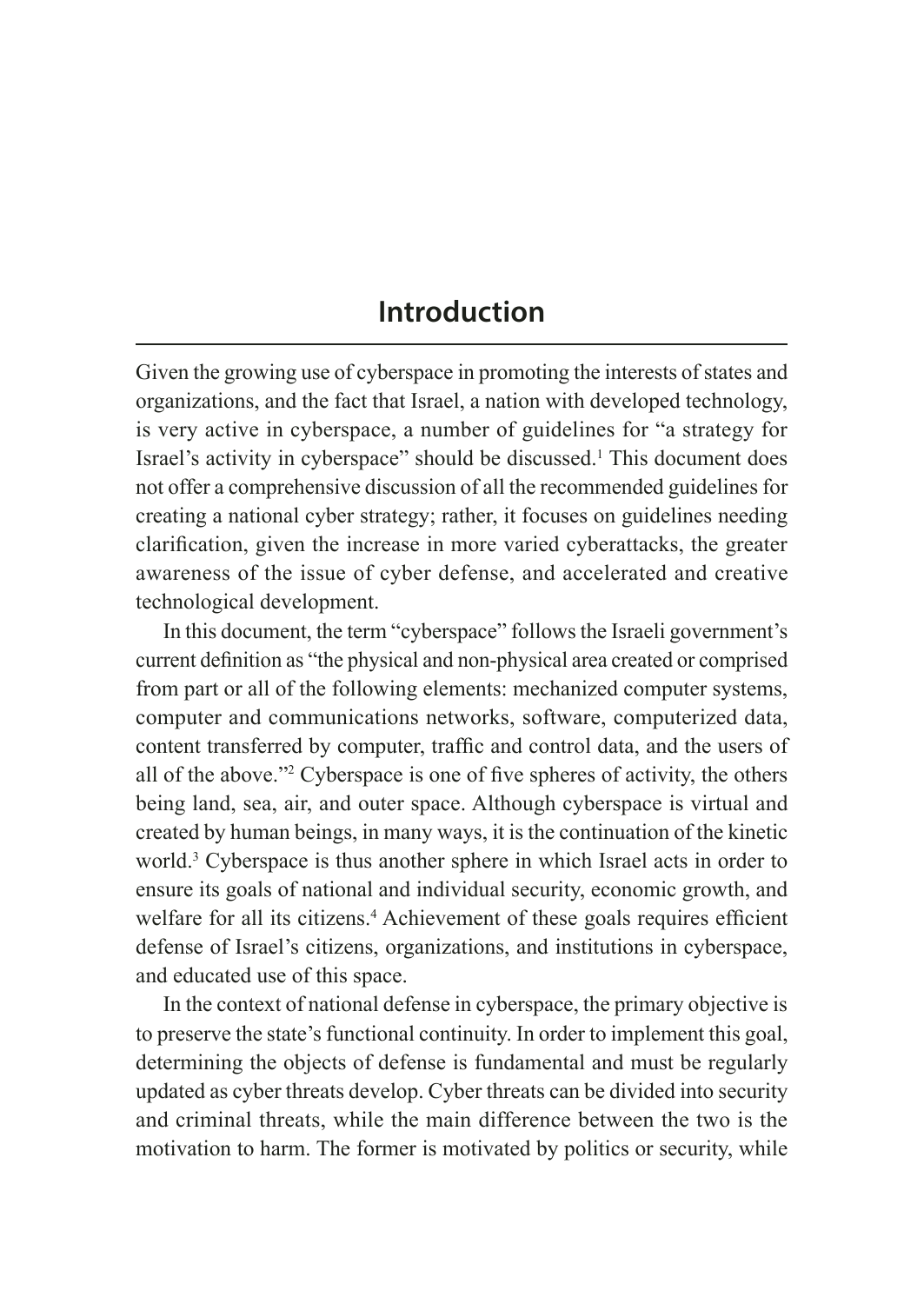# Introduction

Given the growing use of cyberspace in promoting the interests of states and organizations, and the fact that Israel, a nation with developed technology, is very active in cyberspace, a number of guidelines for "a strategy for Israel's activity in cyberspace" should be discussed.[1] This document does not offer a comprehensive discussion of all the recommended guidelines for creating a national cyber strategy; rather, it focuses on guidelines needing clarification, given the increase in more varied cyberattacks, the greater awareness of the issue of cyber defense, and accelerated and creative technological development.

In this document, the term "cyberspace" follows the Israeli government's current definition as "the physical and non-physical area created or comprised from part or all of the following elements: mechanized computer systems, computer and communications networks, software, computerized data, content transferred by computer, traffic and control data, and the users of all of the above."[2] Cyberspace is one of five spheres of activity, the others being land, sea, air, and outer space. Although cyberspace is virtual and created by human beings, in many ways, it is the continuation of the kinetic world.[3] Cyberspace is thus another sphere in which Israel acts in order to ensure its goals of national and individual security, economic growth, and welfare for all its citizens.[4] Achievement of these goals requires efficient defense of Israel's citizens, organizations, and institutions in cyberspace, and educated use of this space.

In the context of national defense in cyberspace, the primary objective is to preserve the state's functional continuity. In order to implement this goal, determining the objects of defense is fundamental and must be regularly updated as cyber threats develop. Cyber threats can be divided into security and criminal threats, while the main difference between the two is the motivation to harm. The former is motivated by politics or security, while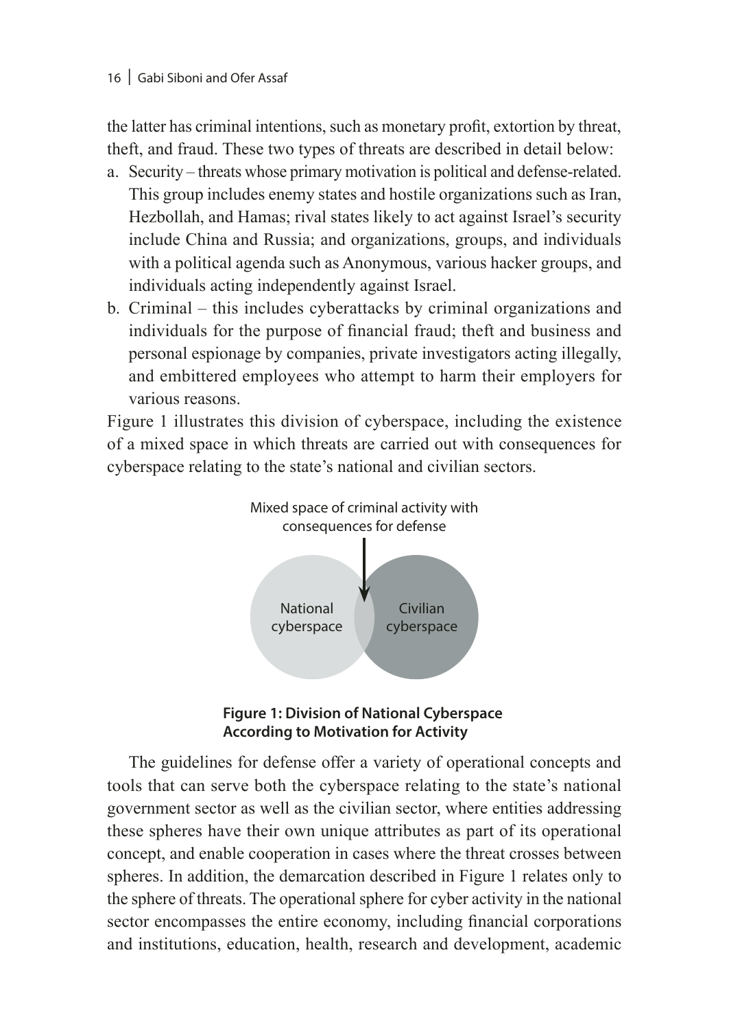the latter has criminal intentions, such as monetary profit, extortion by threat, theft, and fraud. These two types of threats are described in detail below:

a. Security – threats whose primary motivation is political and defense-related. This group includes enemy states and hostile organizations such as Iran, Hezbollah, and Hamas; rival states likely to act against Israel's security include China and Russia; and organizations, groups, and individuals with a political agenda such as Anonymous, various hacker groups, and individuals acting independently against Israel.
b. Criminal – this includes cyberattacks by criminal organizations and individuals for the purpose of financial fraud; theft and business and personal espionage by companies, private investigators acting illegally, and embittered employees who attempt to harm their employers for various reasons.

Figure 1 illustrates this division of cyberspace, including the existence of a mixed space in which threats are carried out with consequences for cyberspace relating to the state's national and civilian sectors.

Mixed space of criminal activity with consequences for defense

National cyberspace

Civilian cyberspace

**Figure 1: Division of National Cyberspace According to Motivation for Activity**

The guidelines for defense offer a variety of operational concepts and tools that can serve both the cyberspace relating to the state's national government sector as well as the civilian sector, where entities addressing these spheres have their own unique attributes as part of its operational concept, and enable cooperation in cases where the threat crosses between spheres. In addition, the demarcation described in Figure 1 relates only to the sphere of threats. The operational sphere for cyber activity in the national sector encompasses the entire economy, including financial corporations and institutions, education, health, research and development, academic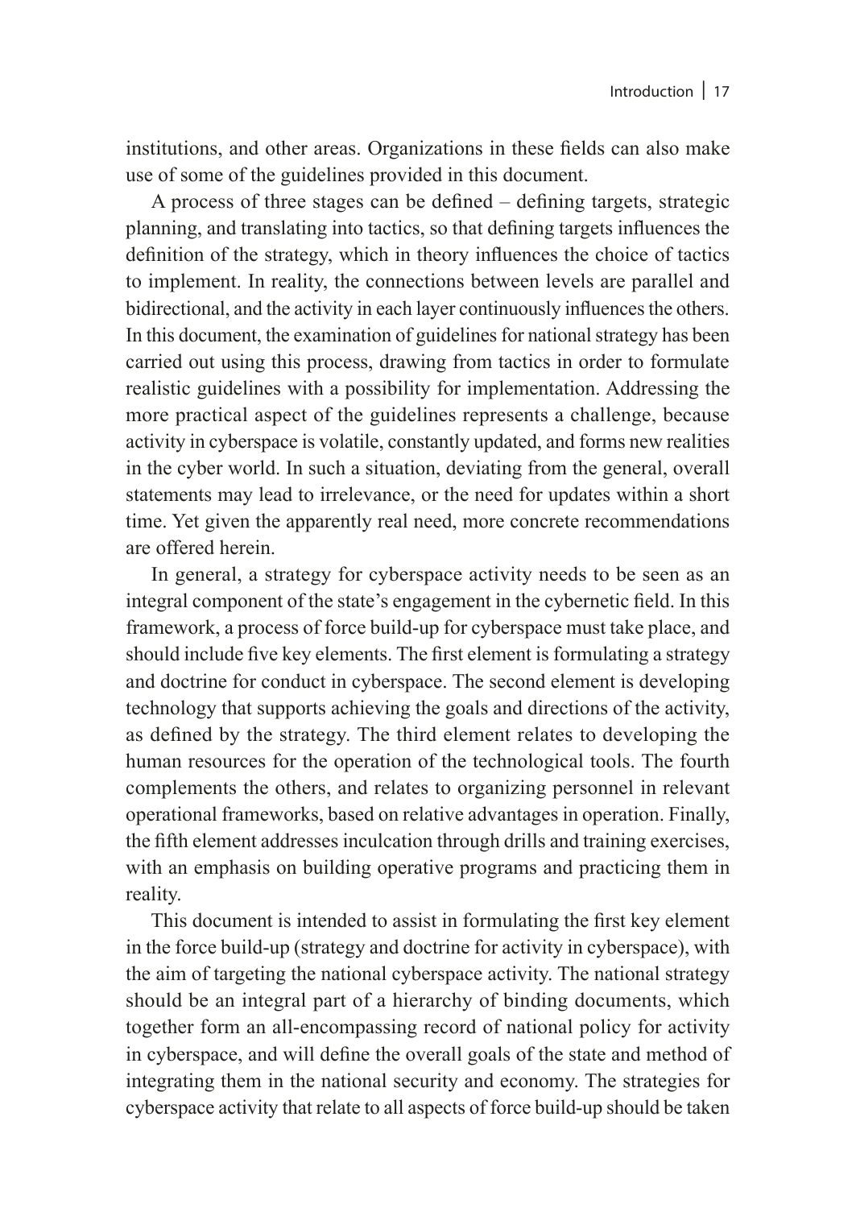institutions, and other areas. Organizations in these fields can also make use of some of the guidelines provided in this document.

A process of three stages can be defined – defining targets, strategic planning, and translating into tactics, so that defining targets influences the definition of the strategy, which in theory influences the choice of tactics to implement. In reality, the connections between levels are parallel and bidirectional, and the activity in each layer continuously influences the others. In this document, the examination of guidelines for national strategy has been carried out using this process, drawing from tactics in order to formulate realistic guidelines with a possibility for implementation. Addressing the more practical aspect of the guidelines represents a challenge, because activity in cyberspace is volatile, constantly updated, and forms new realities in the cyber world. In such a situation, deviating from the general, overall statements may lead to irrelevance, or the need for updates within a short time. Yet given the apparently real need, more concrete recommendations are offered herein.

In general, a strategy for cyberspace activity needs to be seen as an integral component of the state's engagement in the cybernetic field. In this framework, a process of force build-up for cyberspace must take place, and should include five key elements. The first element is formulating a strategy and doctrine for conduct in cyberspace. The second element is developing technology that supports achieving the goals and directions of the activity, as defined by the strategy. The third element relates to developing the human resources for the operation of the technological tools. The fourth complements the others, and relates to organizing personnel in relevant operational frameworks, based on relative advantages in operation. Finally, the fifth element addresses inculcation through drills and training exercises, with an emphasis on building operative programs and practicing them in reality.

This document is intended to assist in formulating the first key element in the force build-up (strategy and doctrine for activity in cyberspace), with the aim of targeting the national cyberspace activity. The national strategy should be an integral part of a hierarchy of binding documents, which together form an all-encompassing record of national policy for activity in cyberspace, and will define the overall goals of the state and method of integrating them in the national security and economy. The strategies for cyberspace activity that relate to all aspects of force build-up should be taken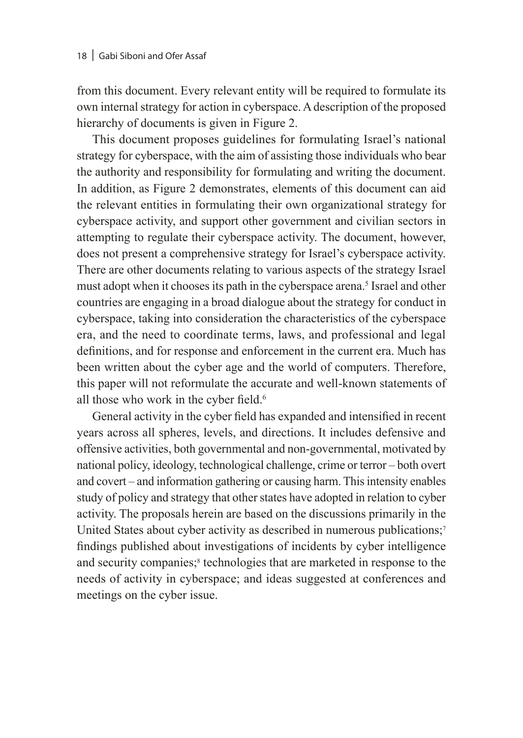from this document. Every relevant entity will be required to formulate its own internal strategy for action in cyberspace. A description of the proposed hierarchy of documents is given in Figure 2.

This document proposes guidelines for formulating Israel's national strategy for cyberspace, with the aim of assisting those individuals who bear the authority and responsibility for formulating and writing the document. In addition, as Figure 2 demonstrates, elements of this document can aid the relevant entities in formulating their own organizational strategy for cyberspace activity, and support other government and civilian sectors in attempting to regulate their cyberspace activity. The document, however, does not present a comprehensive strategy for Israel's cyberspace activity. There are other documents relating to various aspects of the strategy Israel must adopt when it chooses its path in the cyberspace arena.[5] Israel and other countries are engaging in a broad dialogue about the strategy for conduct in cyberspace, taking into consideration the characteristics of the cyberspace era, and the need to coordinate terms, laws, and professional and legal definitions, and for response and enforcement in the current era. Much has been written about the cyber age and the world of computers. Therefore, this paper will not reformulate the accurate and well-known statements of all those who work in the cyber field.[6]

General activity in the cyber field has expanded and intensified in recent years across all spheres, levels, and directions. It includes defensive and offensive activities, both governmental and non-governmental, motivated by national policy, ideology, technological challenge, crime or terror – both overt and covert – and information gathering or causing harm. This intensity enables study of policy and strategy that other states have adopted in relation to cyber activity. The proposals herein are based on the discussions primarily in the United States about cyber activity as described in numerous publications;[7] findings published about investigations of incidents by cyber intelligence and security companies;[8] technologies that are marketed in response to the needs of activity in cyberspace; and ideas suggested at conferences and meetings on the cyber issue.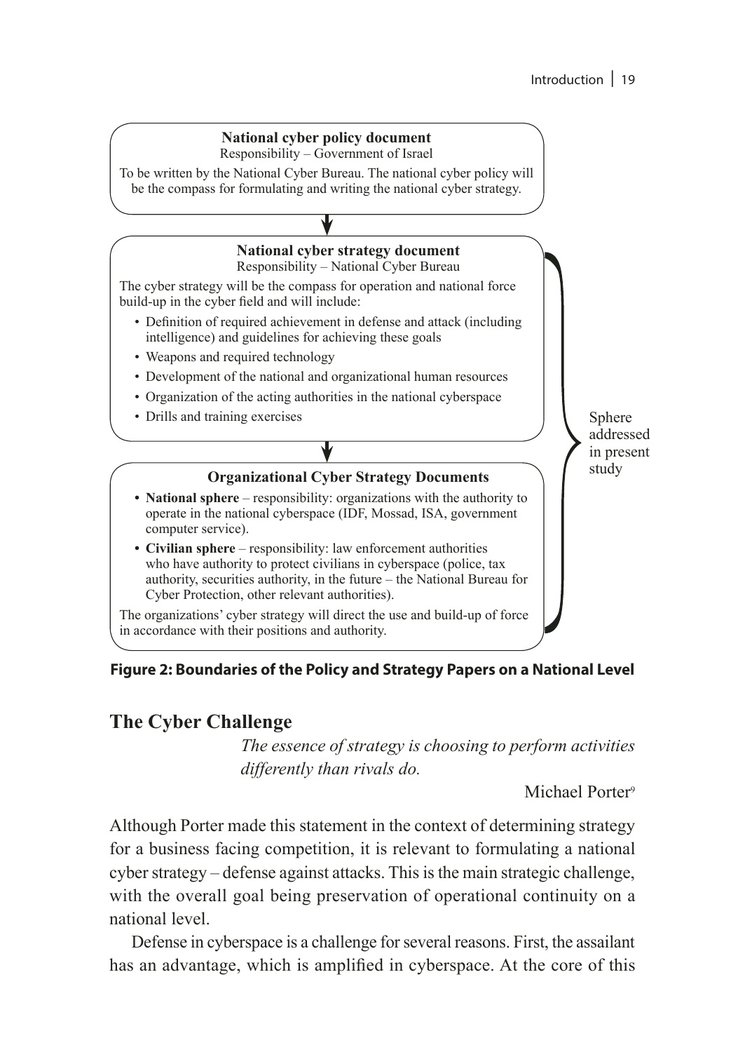**National cyber policy document**
Responsibility – Government of Israel

To be written by the National Cyber Bureau. The national cyber policy will be the compass for formulating and writing the national cyber strategy.

↓

**National cyber strategy document**
Responsibility – National Cyber Bureau

The cyber strategy will be the compass for operation and national force build-up in the cyber field and will include:

- Definition of required achievement in defense and attack (including intelligence) and guidelines for achieving these goals
- Weapons and required technology
- Development of the national and organizational human resources
- Organization of the acting authorities in the national cyberspace
- Drills and training exercises

↓

**Organizational Cyber Strategy Documents**

- **National sphere** – responsibility: organizations with the authority to operate in the national cyberspace (IDF, Mossad, ISA, government computer service).
- **Civilian sphere** – responsibility: law enforcement authorities who have authority to protect civilians in cyberspace (police, tax authority, securities authority, in the future – the National Bureau for Cyber Protection, other relevant authorities).

The organizations' cyber strategy will direct the use and build-up of force in accordance with their positions and authority.

Sphere addressed in present study

**Figure 2: Boundaries of the Policy and Strategy Papers on a National Level**

## The Cyber Challenge

> *The essence of strategy is choosing to perform activities differently than rivals do.*
>
> Michael Porter[9]

Although Porter made this statement in the context of determining strategy for a business facing competition, it is relevant to formulating a national cyber strategy – defense against attacks. This is the main strategic challenge, with the overall goal being preservation of operational continuity on a national level.

Defense in cyberspace is a challenge for several reasons. First, the assailant has an advantage, which is amplified in cyberspace. At the core of this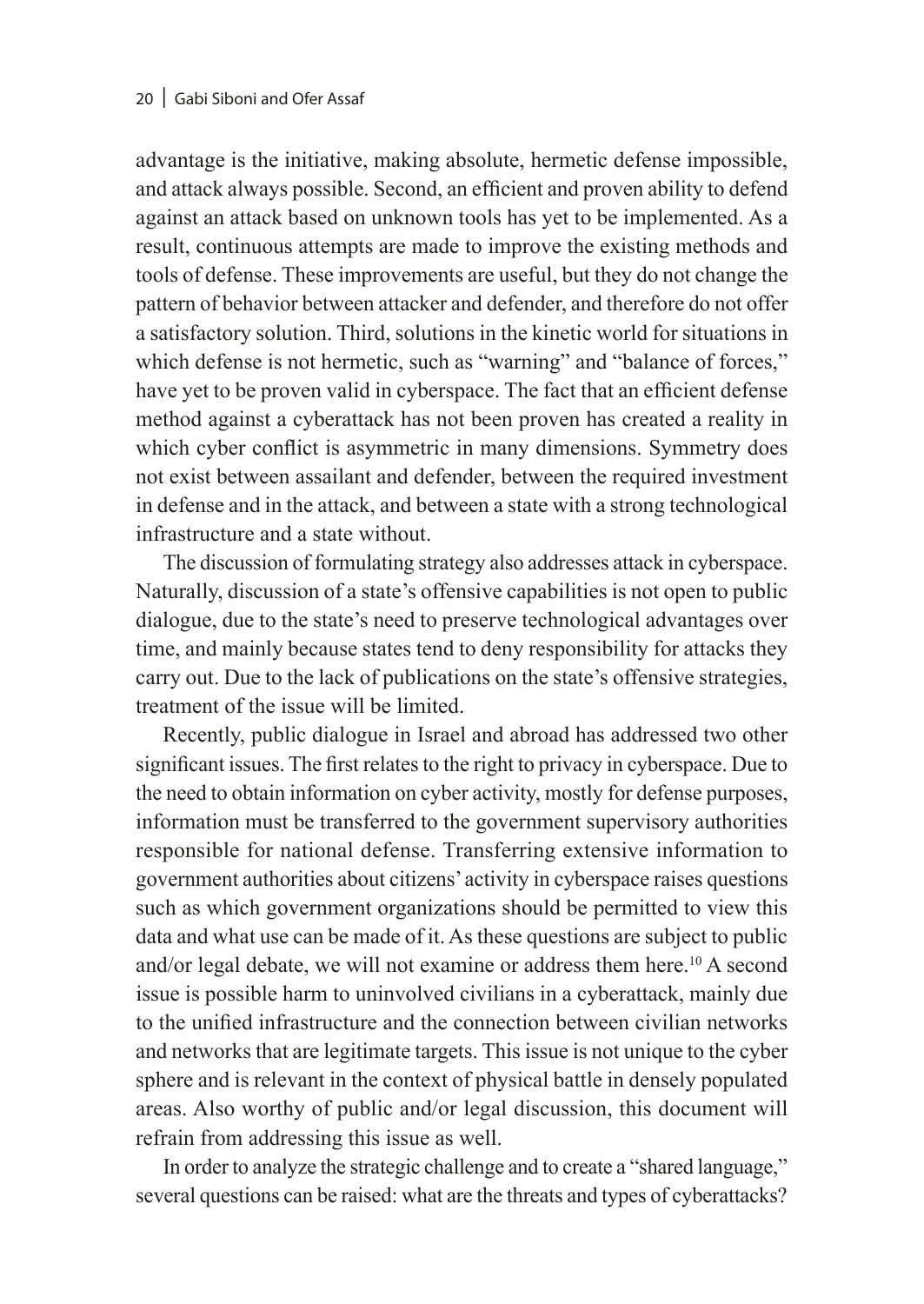advantage is the initiative, making absolute, hermetic defense impossible, and attack always possible. Second, an efficient and proven ability to defend against an attack based on unknown tools has yet to be implemented. As a result, continuous attempts are made to improve the existing methods and tools of defense. These improvements are useful, but they do not change the pattern of behavior between attacker and defender, and therefore do not offer a satisfactory solution. Third, solutions in the kinetic world for situations in which defense is not hermetic, such as "warning" and "balance of forces," have yet to be proven valid in cyberspace. The fact that an efficient defense method against a cyberattack has not been proven has created a reality in which cyber conflict is asymmetric in many dimensions. Symmetry does not exist between assailant and defender, between the required investment in defense and in the attack, and between a state with a strong technological infrastructure and a state without.

The discussion of formulating strategy also addresses attack in cyberspace. Naturally, discussion of a state's offensive capabilities is not open to public dialogue, due to the state's need to preserve technological advantages over time, and mainly because states tend to deny responsibility for attacks they carry out. Due to the lack of publications on the state's offensive strategies, treatment of the issue will be limited.

Recently, public dialogue in Israel and abroad has addressed two other significant issues. The first relates to the right to privacy in cyberspace. Due to the need to obtain information on cyber activity, mostly for defense purposes, information must be transferred to the government supervisory authorities responsible for national defense. Transferring extensive information to government authorities about citizens' activity in cyberspace raises questions such as which government organizations should be permitted to view this data and what use can be made of it. As these questions are subject to public and/or legal debate, we will not examine or address them here.[10] A second issue is possible harm to uninvolved civilians in a cyberattack, mainly due to the unified infrastructure and the connection between civilian networks and networks that are legitimate targets. This issue is not unique to the cyber sphere and is relevant in the context of physical battle in densely populated areas. Also worthy of public and/or legal discussion, this document will refrain from addressing this issue as well.

In order to analyze the strategic challenge and to create a "shared language," several questions can be raised: what are the threats and types of cyberattacks?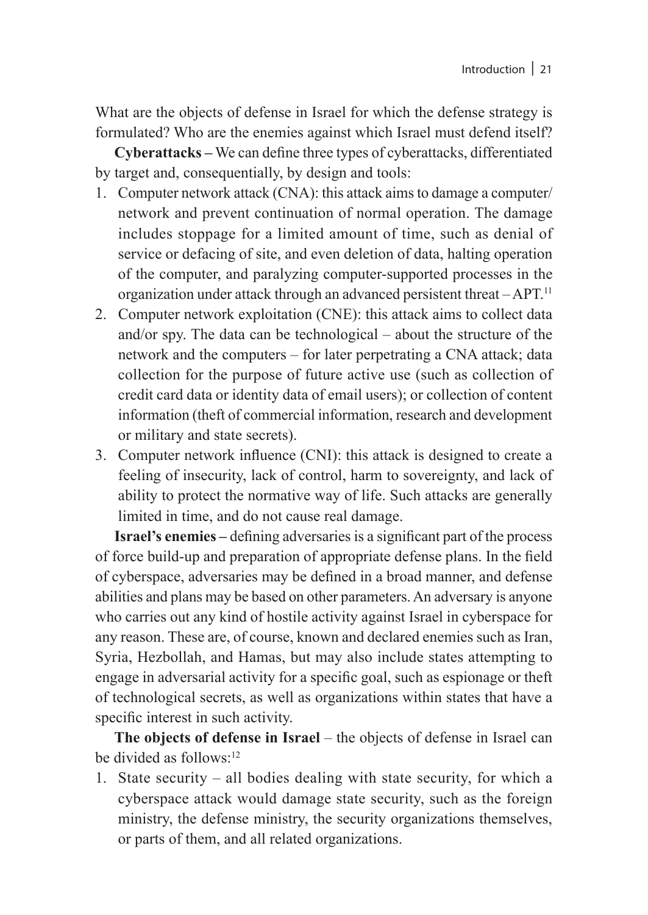What are the objects of defense in Israel for which the defense strategy is formulated? Who are the enemies against which Israel must defend itself?

**Cyberattacks –** We can define three types of cyberattacks, differentiated by target and, consequentially, by design and tools:

1. Computer network attack (CNA): this attack aims to damage a computer/network and prevent continuation of normal operation. The damage includes stoppage for a limited amount of time, such as denial of service or defacing of site, and even deletion of data, halting operation of the computer, and paralyzing computer-supported processes in the organization under attack through an advanced persistent threat – APT.[11]
2. Computer network exploitation (CNE): this attack aims to collect data and/or spy. The data can be technological – about the structure of the network and the computers – for later perpetrating a CNA attack; data collection for the purpose of future active use (such as collection of credit card data or identity data of email users); or collection of content information (theft of commercial information, research and development or military and state secrets).
3. Computer network influence (CNI): this attack is designed to create a feeling of insecurity, lack of control, harm to sovereignty, and lack of ability to protect the normative way of life. Such attacks are generally limited in time, and do not cause real damage.

**Israel's enemies –** defining adversaries is a significant part of the process of force build-up and preparation of appropriate defense plans. In the field of cyberspace, adversaries may be defined in a broad manner, and defense abilities and plans may be based on other parameters. An adversary is anyone who carries out any kind of hostile activity against Israel in cyberspace for any reason. These are, of course, known and declared enemies such as Iran, Syria, Hezbollah, and Hamas, but may also include states attempting to engage in adversarial activity for a specific goal, such as espionage or theft of technological secrets, as well as organizations within states that have a specific interest in such activity.

**The objects of defense in Israel** – the objects of defense in Israel can be divided as follows:[12]

1. State security – all bodies dealing with state security, for which a cyberspace attack would damage state security, such as the foreign ministry, the defense ministry, the security organizations themselves, or parts of them, and all related organizations.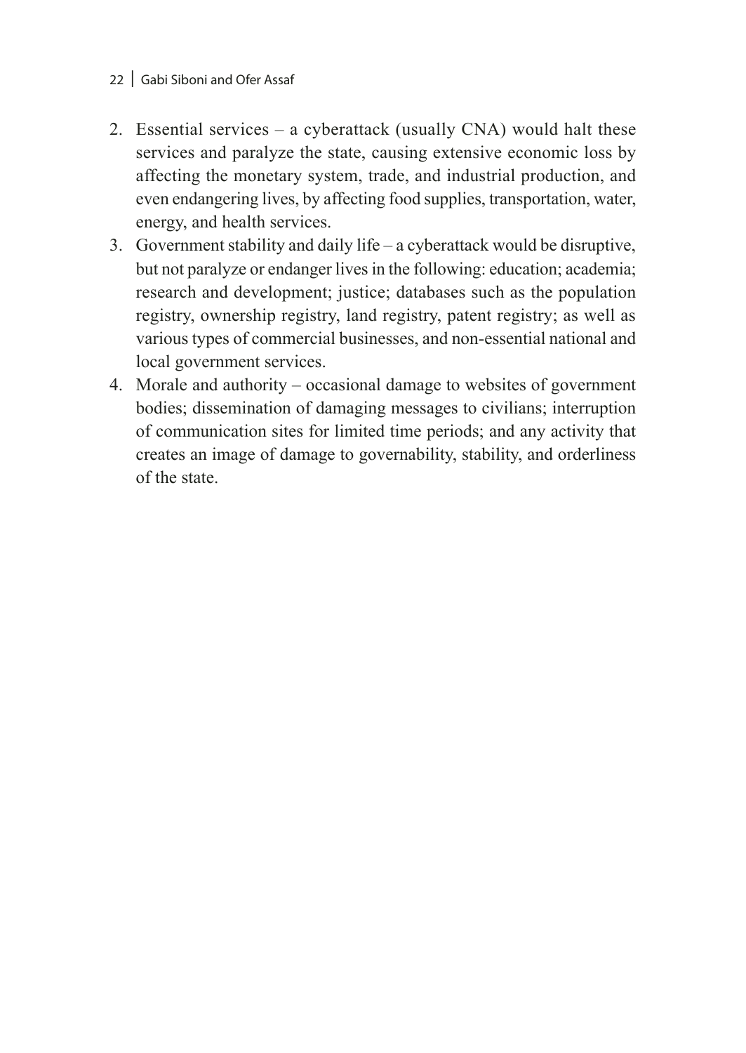2. Essential services – a cyberattack (usually CNA) would halt these services and paralyze the state, causing extensive economic loss by affecting the monetary system, trade, and industrial production, and even endangering lives, by affecting food supplies, transportation, water, energy, and health services.
3. Government stability and daily life – a cyberattack would be disruptive, but not paralyze or endanger lives in the following: education; academia; research and development; justice; databases such as the population registry, ownership registry, land registry, patent registry; as well as various types of commercial businesses, and non-essential national and local government services.
4. Morale and authority – occasional damage to websites of government bodies; dissemination of damaging messages to civilians; interruption of communication sites for limited time periods; and any activity that creates an image of damage to governability, stability, and orderliness of the state.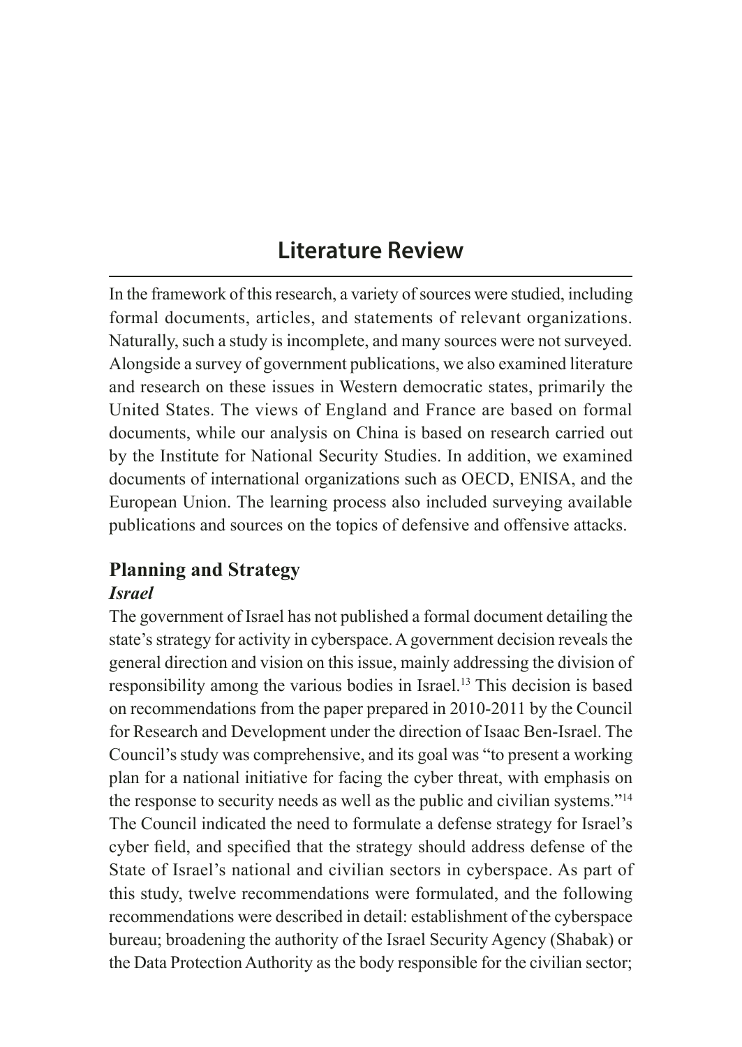# Literature Review

In the framework of this research, a variety of sources were studied, including formal documents, articles, and statements of relevant organizations. Naturally, such a study is incomplete, and many sources were not surveyed. Alongside a survey of government publications, we also examined literature and research on these issues in Western democratic states, primarily the United States. The views of England and France are based on formal documents, while our analysis on China is based on research carried out by the Institute for National Security Studies. In addition, we examined documents of international organizations such as OECD, ENISA, and the European Union. The learning process also included surveying available publications and sources on the topics of defensive and offensive attacks.

## Planning and Strategy

### *Israel*

The government of Israel has not published a formal document detailing the state's strategy for activity in cyberspace. A government decision reveals the general direction and vision on this issue, mainly addressing the division of responsibility among the various bodies in Israel.[13] This decision is based on recommendations from the paper prepared in 2010-2011 by the Council for Research and Development under the direction of Isaac Ben-Israel. The Council's study was comprehensive, and its goal was "to present a working plan for a national initiative for facing the cyber threat, with emphasis on the response to security needs as well as the public and civilian systems."[14] The Council indicated the need to formulate a defense strategy for Israel's cyber field, and specified that the strategy should address defense of the State of Israel's national and civilian sectors in cyberspace. As part of this study, twelve recommendations were formulated, and the following recommendations were described in detail: establishment of the cyberspace bureau; broadening the authority of the Israel Security Agency (Shabak) or the Data Protection Authority as the body responsible for the civilian sector;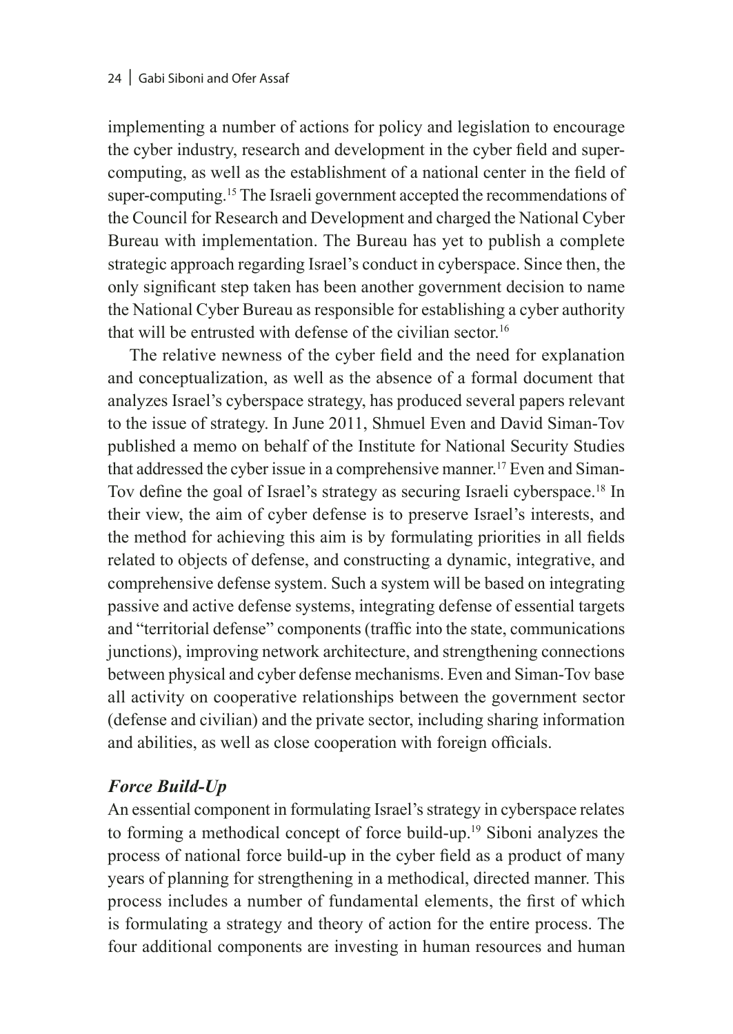implementing a number of actions for policy and legislation to encourage the cyber industry, research and development in the cyber field and super-computing, as well as the establishment of a national center in the field of super-computing.[15] The Israeli government accepted the recommendations of the Council for Research and Development and charged the National Cyber Bureau with implementation. The Bureau has yet to publish a complete strategic approach regarding Israel's conduct in cyberspace. Since then, the only significant step taken has been another government decision to name the National Cyber Bureau as responsible for establishing a cyber authority that will be entrusted with defense of the civilian sector.[16]

The relative newness of the cyber field and the need for explanation and conceptualization, as well as the absence of a formal document that analyzes Israel's cyberspace strategy, has produced several papers relevant to the issue of strategy. In June 2011, Shmuel Even and David Siman-Tov published a memo on behalf of the Institute for National Security Studies that addressed the cyber issue in a comprehensive manner.[17] Even and Siman-Tov define the goal of Israel's strategy as securing Israeli cyberspace.[18] In their view, the aim of cyber defense is to preserve Israel's interests, and the method for achieving this aim is by formulating priorities in all fields related to objects of defense, and constructing a dynamic, integrative, and comprehensive defense system. Such a system will be based on integrating passive and active defense systems, integrating defense of essential targets and "territorial defense" components (traffic into the state, communications junctions), improving network architecture, and strengthening connections between physical and cyber defense mechanisms. Even and Siman-Tov base all activity on cooperative relationships between the government sector (defense and civilian) and the private sector, including sharing information and abilities, as well as close cooperation with foreign officials.

### *Force Build-Up*

An essential component in formulating Israel's strategy in cyberspace relates to forming a methodical concept of force build-up.[19] Siboni analyzes the process of national force build-up in the cyber field as a product of many years of planning for strengthening in a methodical, directed manner. This process includes a number of fundamental elements, the first of which is formulating a strategy and theory of action for the entire process. The four additional components are investing in human resources and human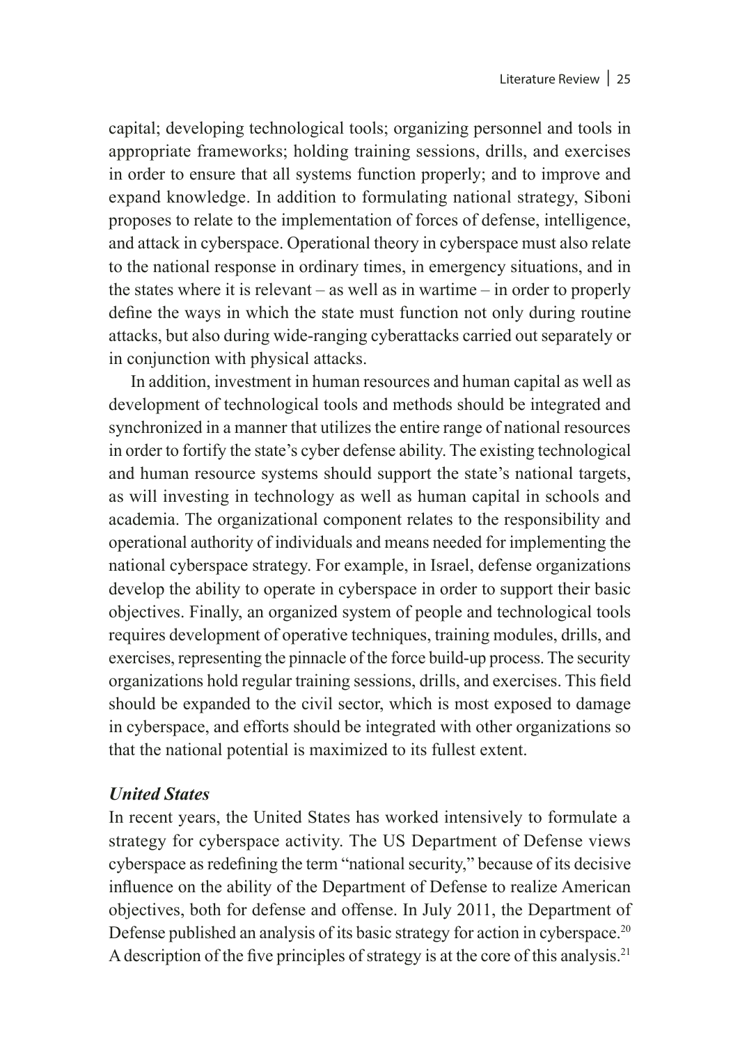capital; developing technological tools; organizing personnel and tools in appropriate frameworks; holding training sessions, drills, and exercises in order to ensure that all systems function properly; and to improve and expand knowledge. In addition to formulating national strategy, Siboni proposes to relate to the implementation of forces of defense, intelligence, and attack in cyberspace. Operational theory in cyberspace must also relate to the national response in ordinary times, in emergency situations, and in the states where it is relevant – as well as in wartime – in order to properly define the ways in which the state must function not only during routine attacks, but also during wide-ranging cyberattacks carried out separately or in conjunction with physical attacks.

In addition, investment in human resources and human capital as well as development of technological tools and methods should be integrated and synchronized in a manner that utilizes the entire range of national resources in order to fortify the state's cyber defense ability. The existing technological and human resource systems should support the state's national targets, as will investing in technology as well as human capital in schools and academia. The organizational component relates to the responsibility and operational authority of individuals and means needed for implementing the national cyberspace strategy. For example, in Israel, defense organizations develop the ability to operate in cyberspace in order to support their basic objectives. Finally, an organized system of people and technological tools requires development of operative techniques, training modules, drills, and exercises, representing the pinnacle of the force build-up process. The security organizations hold regular training sessions, drills, and exercises. This field should be expanded to the civil sector, which is most exposed to damage in cyberspace, and efforts should be integrated with other organizations so that the national potential is maximized to its fullest extent.

### *United States*

In recent years, the United States has worked intensively to formulate a strategy for cyberspace activity. The US Department of Defense views cyberspace as redefining the term "national security," because of its decisive influence on the ability of the Department of Defense to realize American objectives, both for defense and offense. In July 2011, the Department of Defense published an analysis of its basic strategy for action in cyberspace.[20] A description of the five principles of strategy is at the core of this analysis.[21]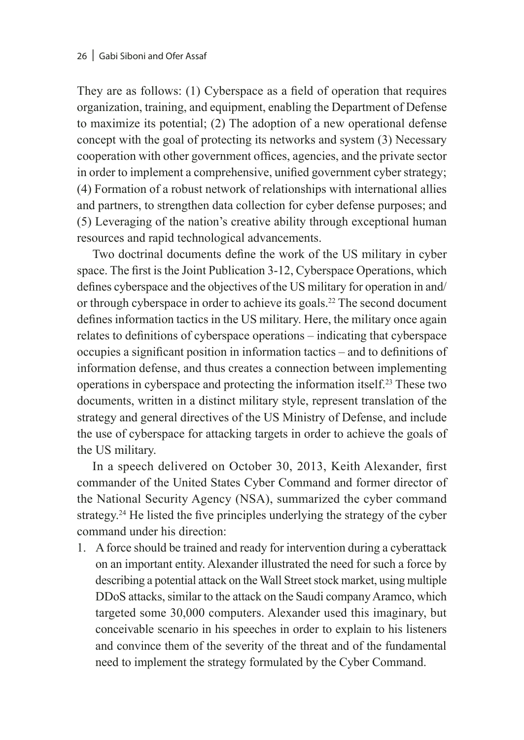They are as follows: (1) Cyberspace as a field of operation that requires organization, training, and equipment, enabling the Department of Defense to maximize its potential; (2) The adoption of a new operational defense concept with the goal of protecting its networks and system (3) Necessary cooperation with other government offices, agencies, and the private sector in order to implement a comprehensive, unified government cyber strategy; (4) Formation of a robust network of relationships with international allies and partners, to strengthen data collection for cyber defense purposes; and (5) Leveraging of the nation's creative ability through exceptional human resources and rapid technological advancements.

Two doctrinal documents define the work of the US military in cyber space. The first is the Joint Publication 3-12, Cyberspace Operations, which defines cyberspace and the objectives of the US military for operation in and/or through cyberspace in order to achieve its goals.[22] The second document defines information tactics in the US military. Here, the military once again relates to definitions of cyberspace operations – indicating that cyberspace occupies a significant position in information tactics – and to definitions of information defense, and thus creates a connection between implementing operations in cyberspace and protecting the information itself.[23] These two documents, written in a distinct military style, represent translation of the strategy and general directives of the US Ministry of Defense, and include the use of cyberspace for attacking targets in order to achieve the goals of the US military.

In a speech delivered on October 30, 2013, Keith Alexander, first commander of the United States Cyber Command and former director of the National Security Agency (NSA), summarized the cyber command strategy.[24] He listed the five principles underlying the strategy of the cyber command under his direction:

1. A force should be trained and ready for intervention during a cyberattack on an important entity. Alexander illustrated the need for such a force by describing a potential attack on the Wall Street stock market, using multiple DDoS attacks, similar to the attack on the Saudi company Aramco, which targeted some 30,000 computers. Alexander used this imaginary, but conceivable scenario in his speeches in order to explain to his listeners and convince them of the severity of the threat and of the fundamental need to implement the strategy formulated by the Cyber Command.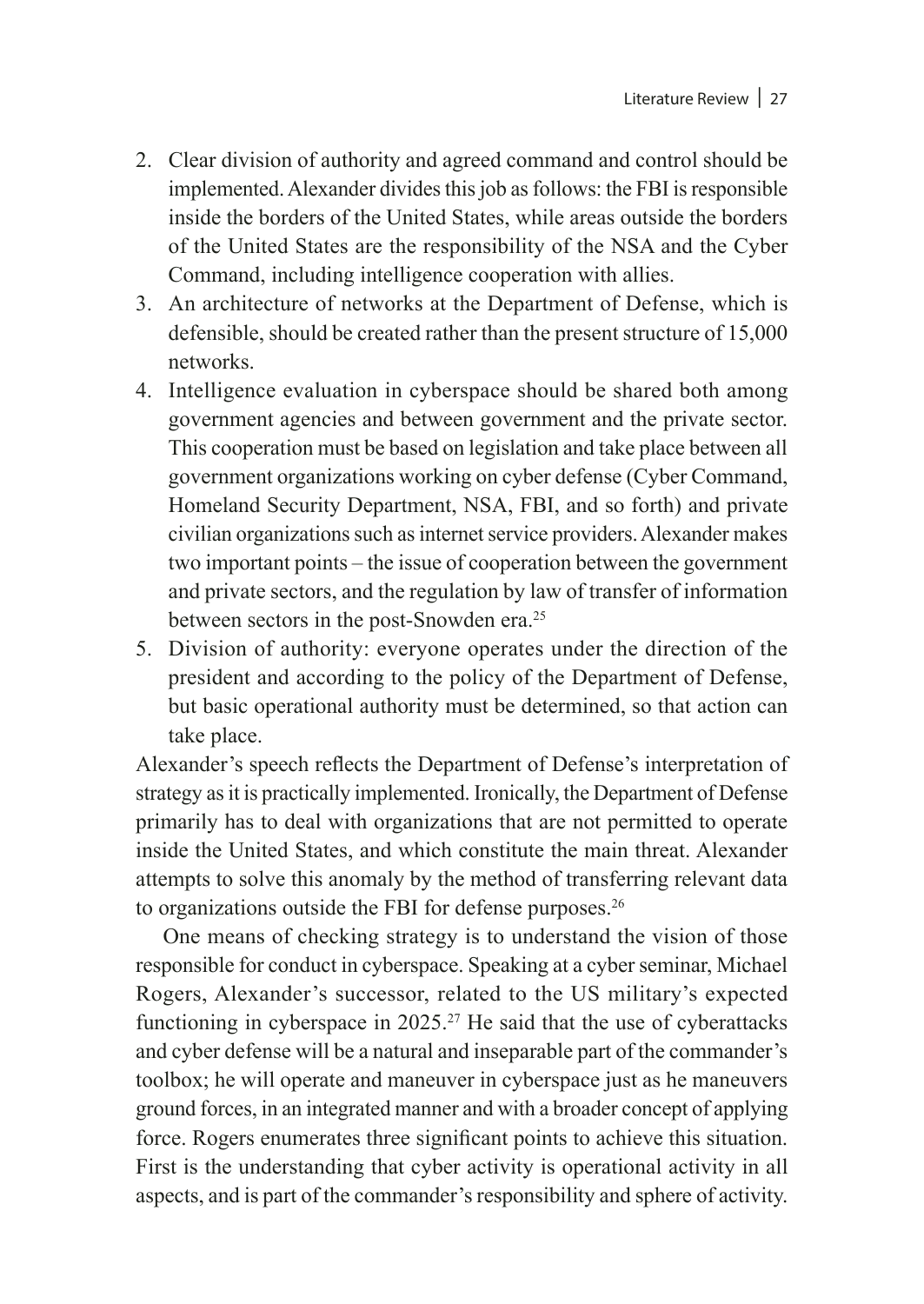2. Clear division of authority and agreed command and control should be implemented. Alexander divides this job as follows: the FBI is responsible inside the borders of the United States, while areas outside the borders of the United States are the responsibility of the NSA and the Cyber Command, including intelligence cooperation with allies.
3. An architecture of networks at the Department of Defense, which is defensible, should be created rather than the present structure of 15,000 networks.
4. Intelligence evaluation in cyberspace should be shared both among government agencies and between government and the private sector. This cooperation must be based on legislation and take place between all government organizations working on cyber defense (Cyber Command, Homeland Security Department, NSA, FBI, and so forth) and private civilian organizations such as internet service providers. Alexander makes two important points – the issue of cooperation between the government and private sectors, and the regulation by law of transfer of information between sectors in the post-Snowden era.[25]
5. Division of authority: everyone operates under the direction of the president and according to the policy of the Department of Defense, but basic operational authority must be determined, so that action can take place.

Alexander's speech reflects the Department of Defense's interpretation of strategy as it is practically implemented. Ironically, the Department of Defense primarily has to deal with organizations that are not permitted to operate inside the United States, and which constitute the main threat. Alexander attempts to solve this anomaly by the method of transferring relevant data to organizations outside the FBI for defense purposes.[26]

One means of checking strategy is to understand the vision of those responsible for conduct in cyberspace. Speaking at a cyber seminar, Michael Rogers, Alexander's successor, related to the US military's expected functioning in cyberspace in 2025.[27] He said that the use of cyberattacks and cyber defense will be a natural and inseparable part of the commander's toolbox; he will operate and maneuver in cyberspace just as he maneuvers ground forces, in an integrated manner and with a broader concept of applying force. Rogers enumerates three significant points to achieve this situation. First is the understanding that cyber activity is operational activity in all aspects, and is part of the commander's responsibility and sphere of activity.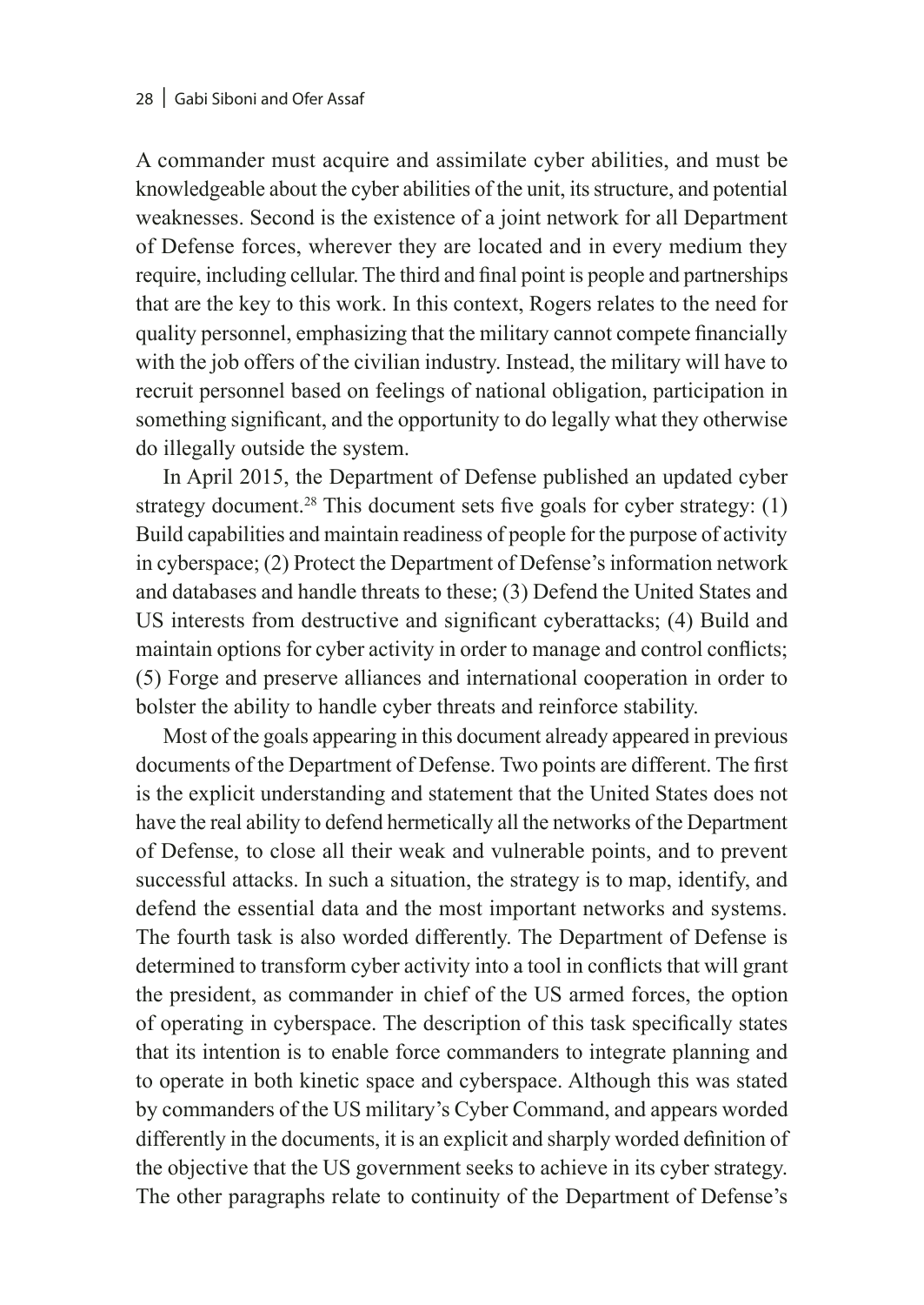A commander must acquire and assimilate cyber abilities, and must be knowledgeable about the cyber abilities of the unit, its structure, and potential weaknesses. Second is the existence of a joint network for all Department of Defense forces, wherever they are located and in every medium they require, including cellular. The third and final point is people and partnerships that are the key to this work. In this context, Rogers relates to the need for quality personnel, emphasizing that the military cannot compete financially with the job offers of the civilian industry. Instead, the military will have to recruit personnel based on feelings of national obligation, participation in something significant, and the opportunity to do legally what they otherwise do illegally outside the system.

In April 2015, the Department of Defense published an updated cyber strategy document.[28] This document sets five goals for cyber strategy: (1) Build capabilities and maintain readiness of people for the purpose of activity in cyberspace; (2) Protect the Department of Defense's information network and databases and handle threats to these; (3) Defend the United States and US interests from destructive and significant cyberattacks; (4) Build and maintain options for cyber activity in order to manage and control conflicts; (5) Forge and preserve alliances and international cooperation in order to bolster the ability to handle cyber threats and reinforce stability.

Most of the goals appearing in this document already appeared in previous documents of the Department of Defense. Two points are different. The first is the explicit understanding and statement that the United States does not have the real ability to defend hermetically all the networks of the Department of Defense, to close all their weak and vulnerable points, and to prevent successful attacks. In such a situation, the strategy is to map, identify, and defend the essential data and the most important networks and systems. The fourth task is also worded differently. The Department of Defense is determined to transform cyber activity into a tool in conflicts that will grant the president, as commander in chief of the US armed forces, the option of operating in cyberspace. The description of this task specifically states that its intention is to enable force commanders to integrate planning and to operate in both kinetic space and cyberspace. Although this was stated by commanders of the US military's Cyber Command, and appears worded differently in the documents, it is an explicit and sharply worded definition of the objective that the US government seeks to achieve in its cyber strategy. The other paragraphs relate to continuity of the Department of Defense's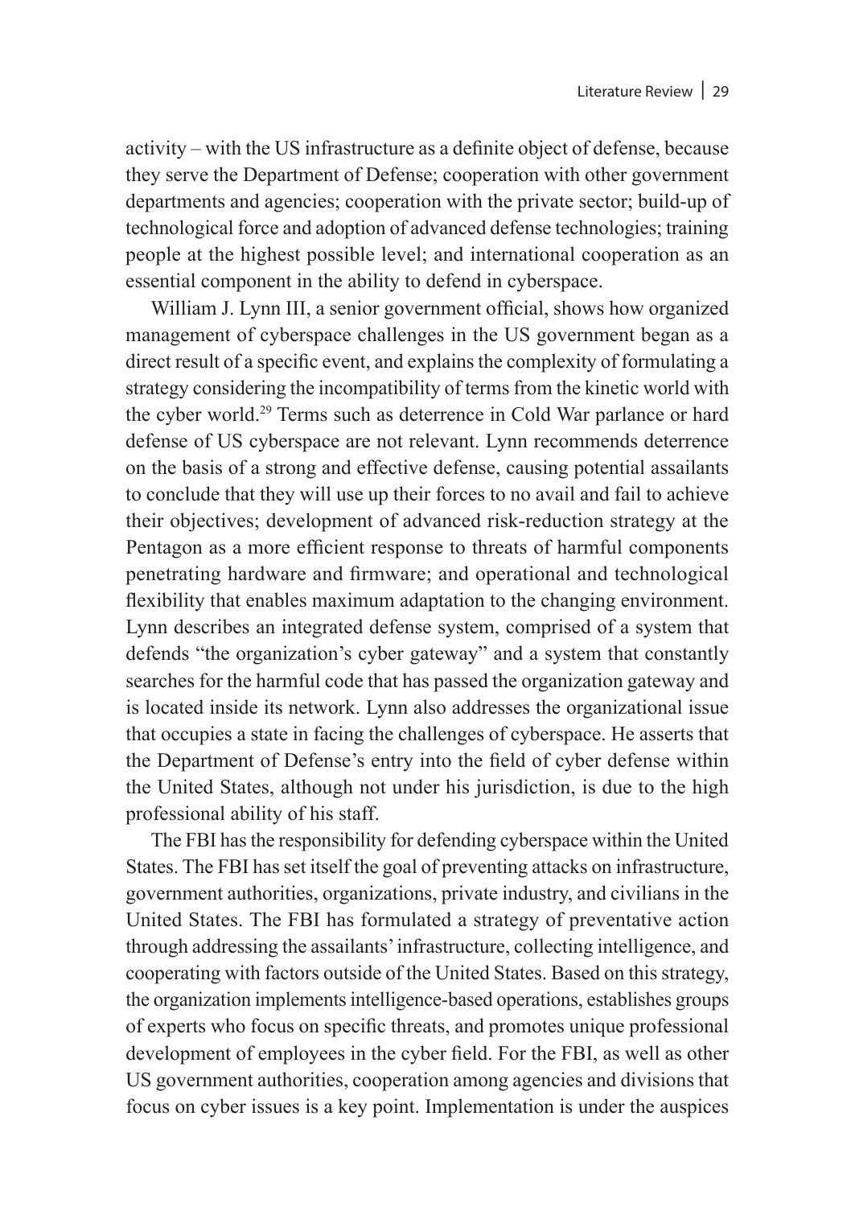activity – with the US infrastructure as a definite object of defense, because they serve the Department of Defense; cooperation with other government departments and agencies; cooperation with the private sector; build-up of technological force and adoption of advanced defense technologies; training people at the highest possible level; and international cooperation as an essential component in the ability to defend in cyberspace.

William J. Lynn III, a senior government official, shows how organized management of cyberspace challenges in the US government began as a direct result of a specific event, and explains the complexity of formulating a strategy considering the incompatibility of terms from the kinetic world with the cyber world.[29] Terms such as deterrence in Cold War parlance or hard defense of US cyberspace are not relevant. Lynn recommends deterrence on the basis of a strong and effective defense, causing potential assailants to conclude that they will use up their forces to no avail and fail to achieve their objectives; development of advanced risk-reduction strategy at the Pentagon as a more efficient response to threats of harmful components penetrating hardware and firmware; and operational and technological flexibility that enables maximum adaptation to the changing environment. Lynn describes an integrated defense system, comprised of a system that defends "the organization's cyber gateway" and a system that constantly searches for the harmful code that has passed the organization gateway and is located inside its network. Lynn also addresses the organizational issue that occupies a state in facing the challenges of cyberspace. He asserts that the Department of Defense's entry into the field of cyber defense within the United States, although not under his jurisdiction, is due to the high professional ability of his staff.

The FBI has the responsibility for defending cyberspace within the United States. The FBI has set itself the goal of preventing attacks on infrastructure, government authorities, organizations, private industry, and civilians in the United States. The FBI has formulated a strategy of preventative action through addressing the assailants' infrastructure, collecting intelligence, and cooperating with factors outside of the United States. Based on this strategy, the organization implements intelligence-based operations, establishes groups of experts who focus on specific threats, and promotes unique professional development of employees in the cyber field. For the FBI, as well as other US government authorities, cooperation among agencies and divisions that focus on cyber issues is a key point. Implementation is under the auspices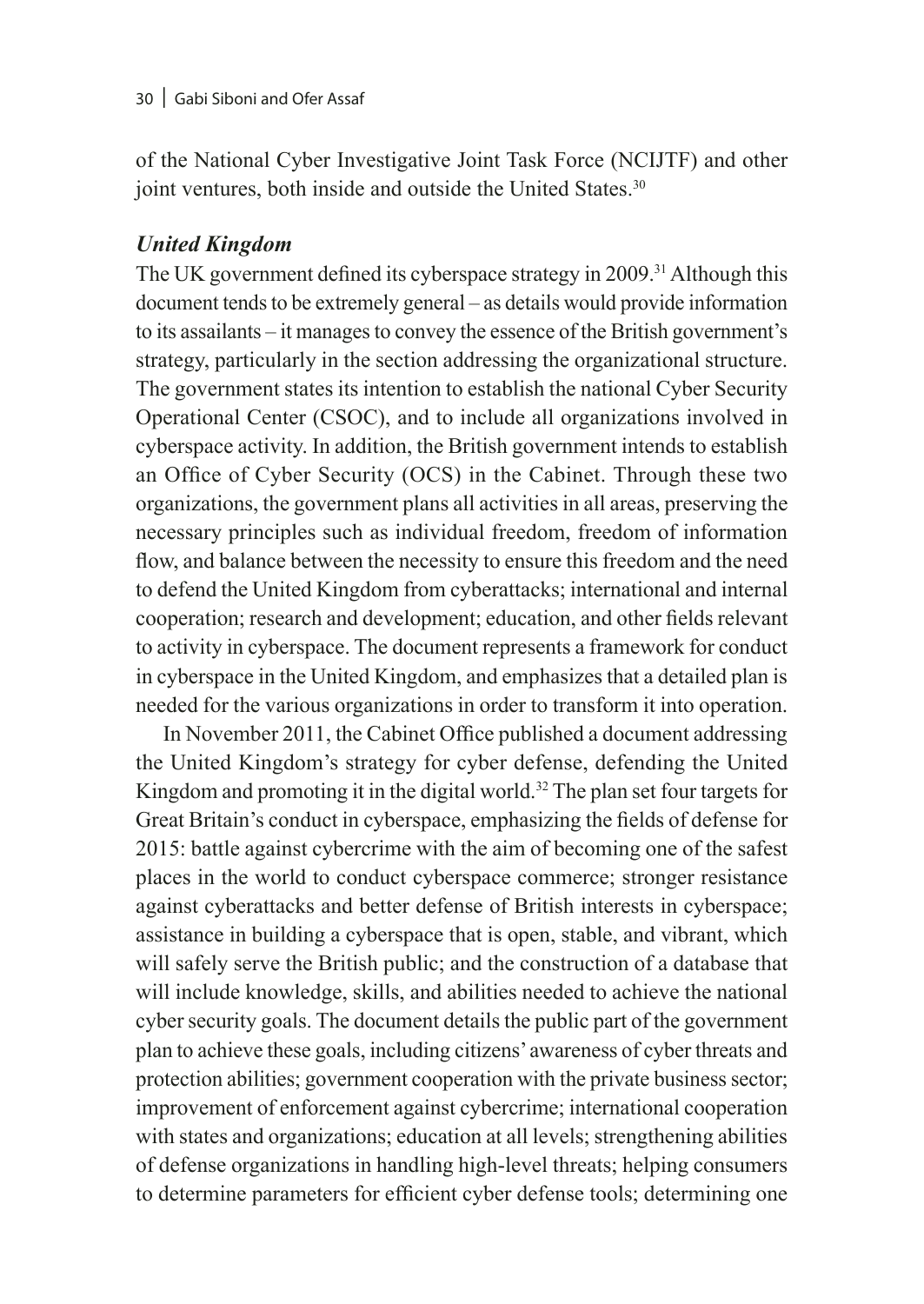of the National Cyber Investigative Joint Task Force (NCIJTF) and other joint ventures, both inside and outside the United States.[30]

### *United Kingdom*

The UK government defined its cyberspace strategy in 2009.[31] Although this document tends to be extremely general – as details would provide information to its assailants – it manages to convey the essence of the British government's strategy, particularly in the section addressing the organizational structure. The government states its intention to establish the national Cyber Security Operational Center (CSOC), and to include all organizations involved in cyberspace activity. In addition, the British government intends to establish an Office of Cyber Security (OCS) in the Cabinet. Through these two organizations, the government plans all activities in all areas, preserving the necessary principles such as individual freedom, freedom of information flow, and balance between the necessity to ensure this freedom and the need to defend the United Kingdom from cyberattacks; international and internal cooperation; research and development; education, and other fields relevant to activity in cyberspace. The document represents a framework for conduct in cyberspace in the United Kingdom, and emphasizes that a detailed plan is needed for the various organizations in order to transform it into operation.

In November 2011, the Cabinet Office published a document addressing the United Kingdom's strategy for cyber defense, defending the United Kingdom and promoting it in the digital world.[32] The plan set four targets for Great Britain's conduct in cyberspace, emphasizing the fields of defense for 2015: battle against cybercrime with the aim of becoming one of the safest places in the world to conduct cyberspace commerce; stronger resistance against cyberattacks and better defense of British interests in cyberspace; assistance in building a cyberspace that is open, stable, and vibrant, which will safely serve the British public; and the construction of a database that will include knowledge, skills, and abilities needed to achieve the national cyber security goals. The document details the public part of the government plan to achieve these goals, including citizens' awareness of cyber threats and protection abilities; government cooperation with the private business sector; improvement of enforcement against cybercrime; international cooperation with states and organizations; education at all levels; strengthening abilities of defense organizations in handling high-level threats; helping consumers to determine parameters for efficient cyber defense tools; determining one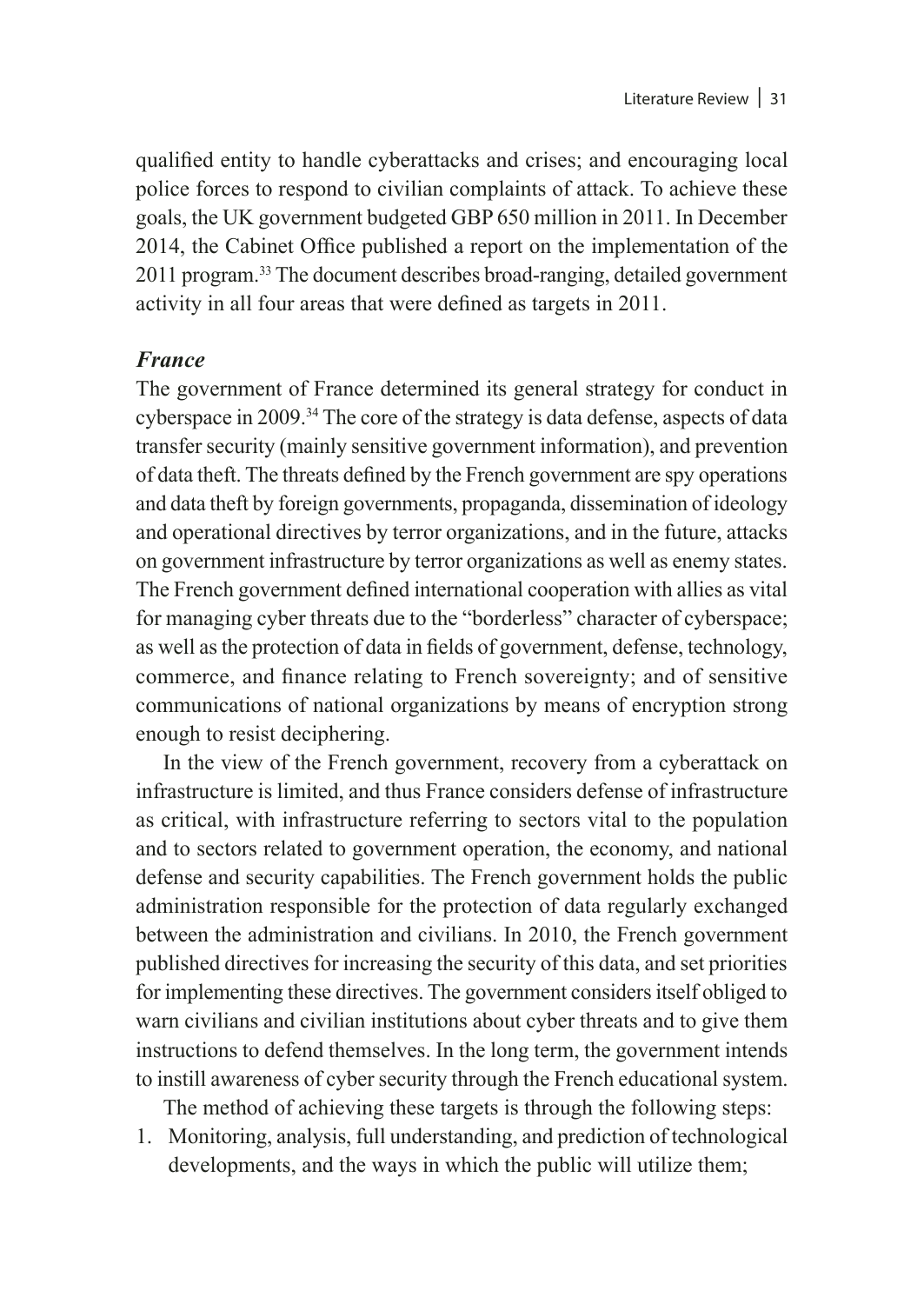qualified entity to handle cyberattacks and crises; and encouraging local police forces to respond to civilian complaints of attack. To achieve these goals, the UK government budgeted GBP 650 million in 2011. In December 2014, the Cabinet Office published a report on the implementation of the 2011 program.[33] The document describes broad-ranging, detailed government activity in all four areas that were defined as targets in 2011.

### *France*

The government of France determined its general strategy for conduct in cyberspace in 2009.[34] The core of the strategy is data defense, aspects of data transfer security (mainly sensitive government information), and prevention of data theft. The threats defined by the French government are spy operations and data theft by foreign governments, propaganda, dissemination of ideology and operational directives by terror organizations, and in the future, attacks on government infrastructure by terror organizations as well as enemy states. The French government defined international cooperation with allies as vital for managing cyber threats due to the "borderless" character of cyberspace; as well as the protection of data in fields of government, defense, technology, commerce, and finance relating to French sovereignty; and of sensitive communications of national organizations by means of encryption strong enough to resist deciphering.

In the view of the French government, recovery from a cyberattack on infrastructure is limited, and thus France considers defense of infrastructure as critical, with infrastructure referring to sectors vital to the population and to sectors related to government operation, the economy, and national defense and security capabilities. The French government holds the public administration responsible for the protection of data regularly exchanged between the administration and civilians. In 2010, the French government published directives for increasing the security of this data, and set priorities for implementing these directives. The government considers itself obliged to warn civilians and civilian institutions about cyber threats and to give them instructions to defend themselves. In the long term, the government intends to instill awareness of cyber security through the French educational system.

The method of achieving these targets is through the following steps:

1. Monitoring, analysis, full understanding, and prediction of technological developments, and the ways in which the public will utilize them;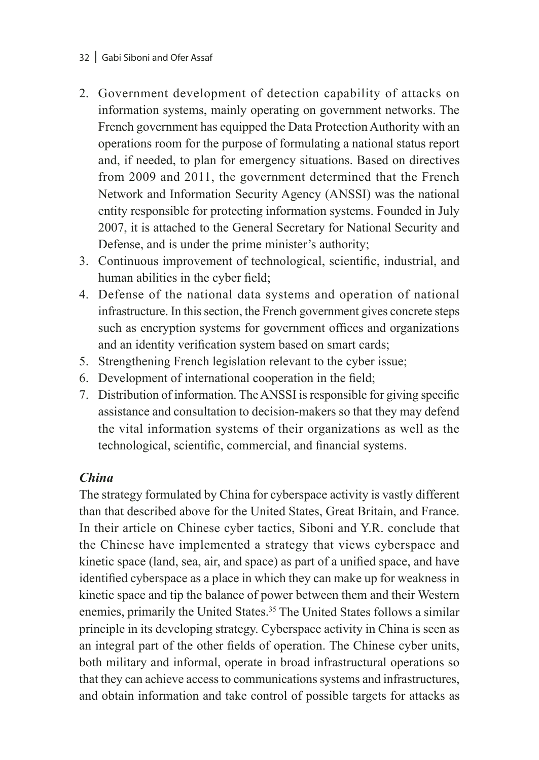2. Government development of detection capability of attacks on information systems, mainly operating on government networks. The French government has equipped the Data Protection Authority with an operations room for the purpose of formulating a national status report and, if needed, to plan for emergency situations. Based on directives from 2009 and 2011, the government determined that the French Network and Information Security Agency (ANSSI) was the national entity responsible for protecting information systems. Founded in July 2007, it is attached to the General Secretary for National Security and Defense, and is under the prime minister's authority;
3. Continuous improvement of technological, scientific, industrial, and human abilities in the cyber field;
4. Defense of the national data systems and operation of national infrastructure. In this section, the French government gives concrete steps such as encryption systems for government offices and organizations and an identity verification system based on smart cards;
5. Strengthening French legislation relevant to the cyber issue;
6. Development of international cooperation in the field;
7. Distribution of information. The ANSSI is responsible for giving specific assistance and consultation to decision-makers so that they may defend the vital information systems of their organizations as well as the technological, scientific, commercial, and financial systems.

### *China*

The strategy formulated by China for cyberspace activity is vastly different than that described above for the United States, Great Britain, and France. In their article on Chinese cyber tactics, Siboni and Y.R. conclude that the Chinese have implemented a strategy that views cyberspace and kinetic space (land, sea, air, and space) as part of a unified space, and have identified cyberspace as a place in which they can make up for weakness in kinetic space and tip the balance of power between them and their Western enemies, primarily the United States.[35] The United States follows a similar principle in its developing strategy. Cyberspace activity in China is seen as an integral part of the other fields of operation. The Chinese cyber units, both military and informal, operate in broad infrastructural operations so that they can achieve access to communications systems and infrastructures, and obtain information and take control of possible targets for attacks as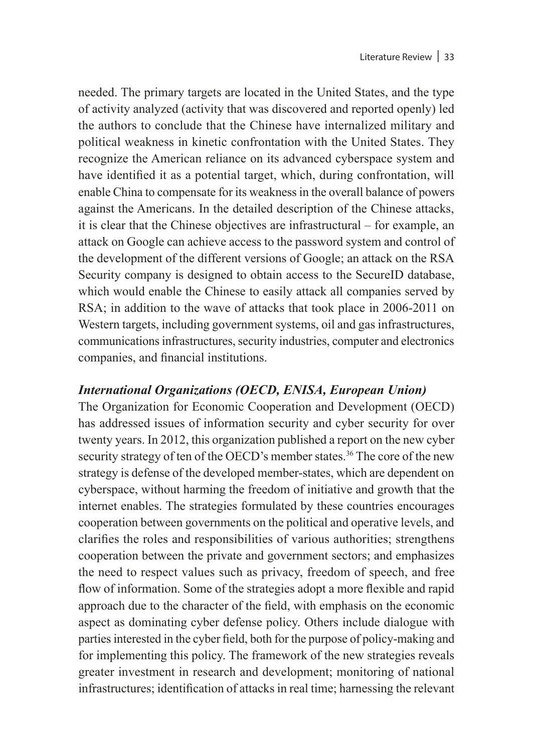needed. The primary targets are located in the United States, and the type of activity analyzed (activity that was discovered and reported openly) led the authors to conclude that the Chinese have internalized military and political weakness in kinetic confrontation with the United States. They recognize the American reliance on its advanced cyberspace system and have identified it as a potential target, which, during confrontation, will enable China to compensate for its weakness in the overall balance of powers against the Americans. In the detailed description of the Chinese attacks, it is clear that the Chinese objectives are infrastructural – for example, an attack on Google can achieve access to the password system and control of the development of the different versions of Google; an attack on the RSA Security company is designed to obtain access to the SecureID database, which would enable the Chinese to easily attack all companies served by RSA; in addition to the wave of attacks that took place in 2006-2011 on Western targets, including government systems, oil and gas infrastructures, communications infrastructures, security industries, computer and electronics companies, and financial institutions.

### *International Organizations (OECD, ENISA, European Union)*

The Organization for Economic Cooperation and Development (OECD) has addressed issues of information security and cyber security for over twenty years. In 2012, this organization published a report on the new cyber security strategy of ten of the OECD's member states.[36] The core of the new strategy is defense of the developed member-states, which are dependent on cyberspace, without harming the freedom of initiative and growth that the internet enables. The strategies formulated by these countries encourages cooperation between governments on the political and operative levels, and clarifies the roles and responsibilities of various authorities; strengthens cooperation between the private and government sectors; and emphasizes the need to respect values such as privacy, freedom of speech, and free flow of information. Some of the strategies adopt a more flexible and rapid approach due to the character of the field, with emphasis on the economic aspect as dominating cyber defense policy. Others include dialogue with parties interested in the cyber field, both for the purpose of policy-making and for implementing this policy. The framework of the new strategies reveals greater investment in research and development; monitoring of national infrastructures; identification of attacks in real time; harnessing the relevant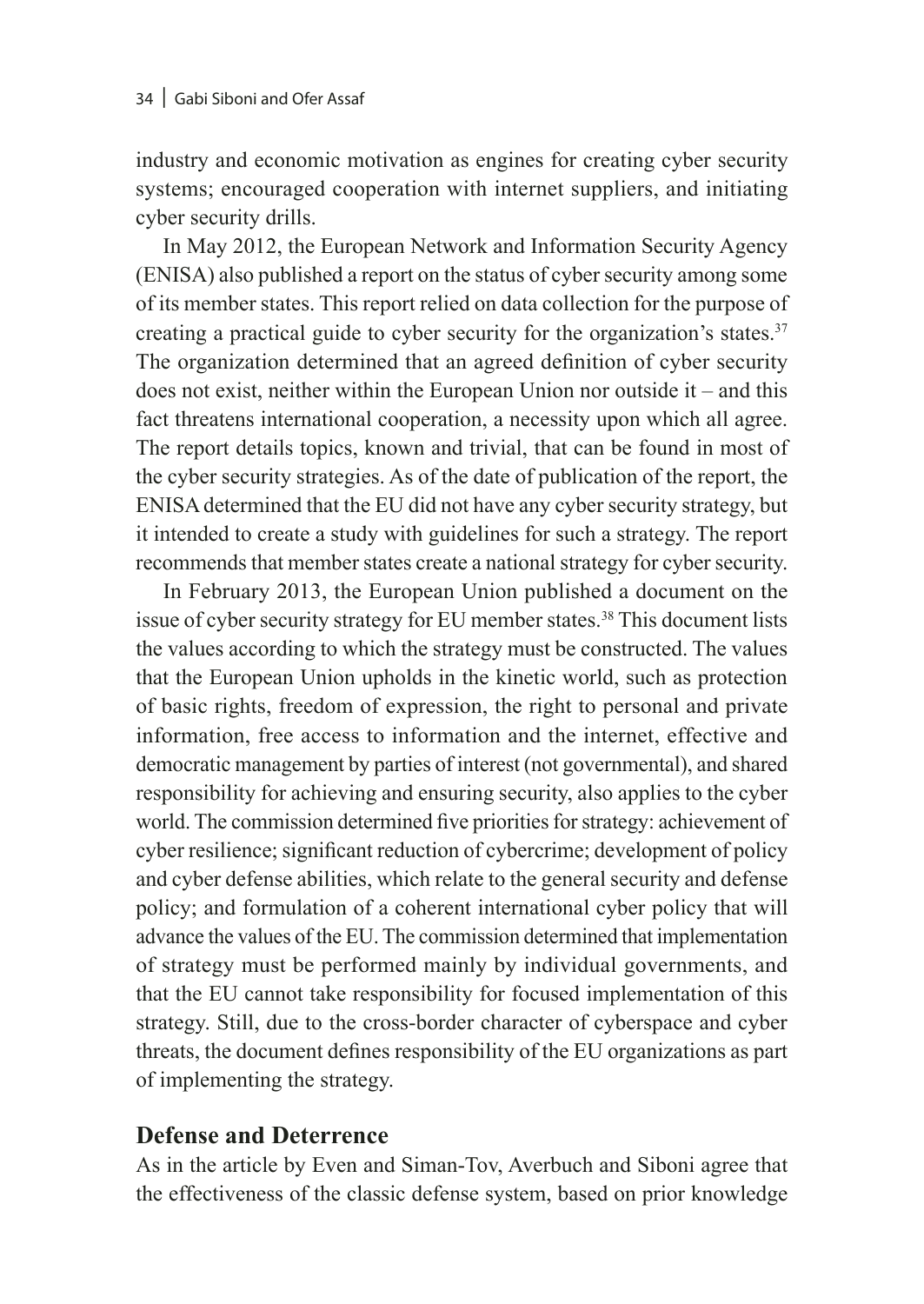industry and economic motivation as engines for creating cyber security systems; encouraged cooperation with internet suppliers, and initiating cyber security drills.

In May 2012, the European Network and Information Security Agency (ENISA) also published a report on the status of cyber security among some of its member states. This report relied on data collection for the purpose of creating a practical guide to cyber security for the organization's states.[37] The organization determined that an agreed definition of cyber security does not exist, neither within the European Union nor outside it – and this fact threatens international cooperation, a necessity upon which all agree. The report details topics, known and trivial, that can be found in most of the cyber security strategies. As of the date of publication of the report, the ENISA determined that the EU did not have any cyber security strategy, but it intended to create a study with guidelines for such a strategy. The report recommends that member states create a national strategy for cyber security.

In February 2013, the European Union published a document on the issue of cyber security strategy for EU member states.[38] This document lists the values according to which the strategy must be constructed. The values that the European Union upholds in the kinetic world, such as protection of basic rights, freedom of expression, the right to personal and private information, free access to information and the internet, effective and democratic management by parties of interest (not governmental), and shared responsibility for achieving and ensuring security, also applies to the cyber world. The commission determined five priorities for strategy: achievement of cyber resilience; significant reduction of cybercrime; development of policy and cyber defense abilities, which relate to the general security and defense policy; and formulation of a coherent international cyber policy that will advance the values of the EU. The commission determined that implementation of strategy must be performed mainly by individual governments, and that the EU cannot take responsibility for focused implementation of this strategy. Still, due to the cross-border character of cyberspace and cyber threats, the document defines responsibility of the EU organizations as part of implementing the strategy.

## Defense and Deterrence

As in the article by Even and Siman-Tov, Averbuch and Siboni agree that the effectiveness of the classic defense system, based on prior knowledge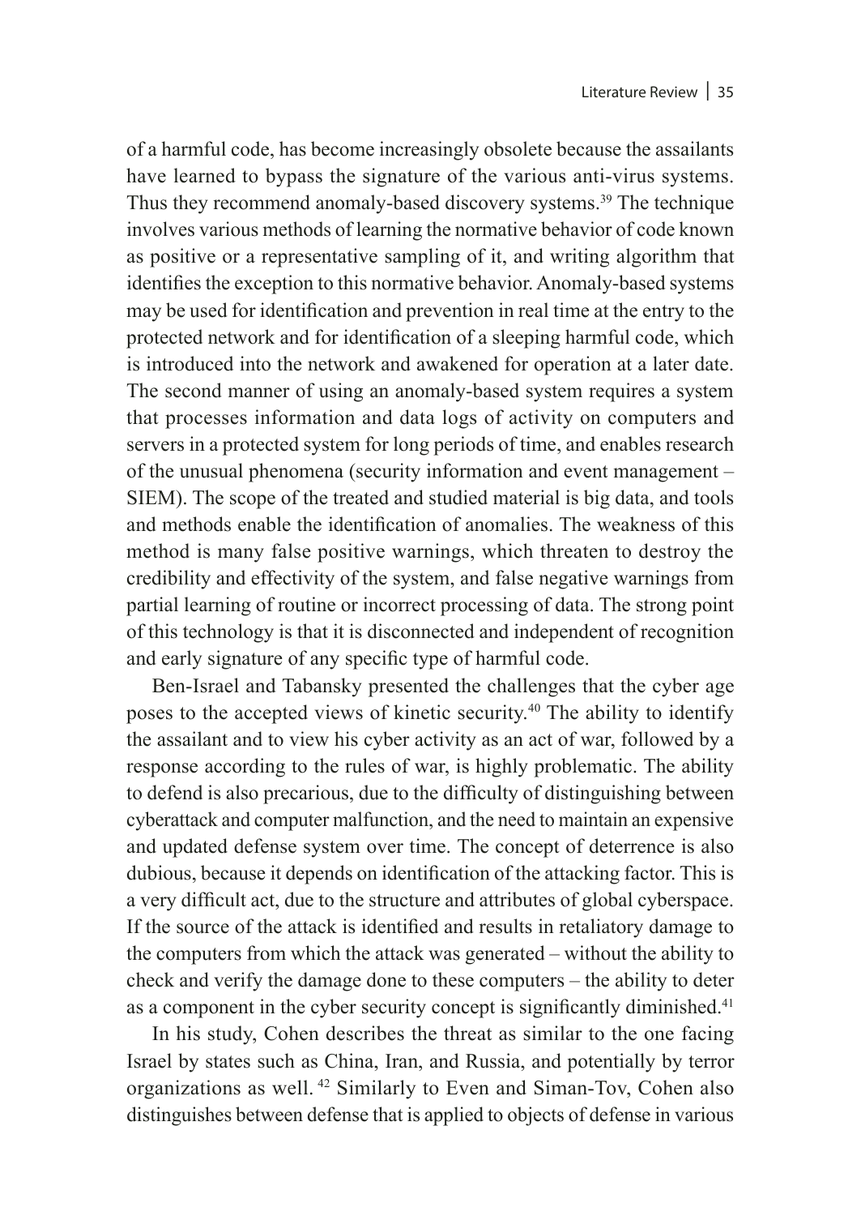of a harmful code, has become increasingly obsolete because the assailants have learned to bypass the signature of the various anti-virus systems. Thus they recommend anomaly-based discovery systems.[39] The technique involves various methods of learning the normative behavior of code known as positive or a representative sampling of it, and writing algorithm that identifies the exception to this normative behavior. Anomaly-based systems may be used for identification and prevention in real time at the entry to the protected network and for identification of a sleeping harmful code, which is introduced into the network and awakened for operation at a later date. The second manner of using an anomaly-based system requires a system that processes information and data logs of activity on computers and servers in a protected system for long periods of time, and enables research of the unusual phenomena (security information and event management – SIEM). The scope of the treated and studied material is big data, and tools and methods enable the identification of anomalies. The weakness of this method is many false positive warnings, which threaten to destroy the credibility and effectivity of the system, and false negative warnings from partial learning of routine or incorrect processing of data. The strong point of this technology is that it is disconnected and independent of recognition and early signature of any specific type of harmful code.

Ben-Israel and Tabansky presented the challenges that the cyber age poses to the accepted views of kinetic security.[40] The ability to identify the assailant and to view his cyber activity as an act of war, followed by a response according to the rules of war, is highly problematic. The ability to defend is also precarious, due to the difficulty of distinguishing between cyberattack and computer malfunction, and the need to maintain an expensive and updated defense system over time. The concept of deterrence is also dubious, because it depends on identification of the attacking factor. This is a very difficult act, due to the structure and attributes of global cyberspace. If the source of the attack is identified and results in retaliatory damage to the computers from which the attack was generated – without the ability to check and verify the damage done to these computers – the ability to deter as a component in the cyber security concept is significantly diminished.[41]

In his study, Cohen describes the threat as similar to the one facing Israel by states such as China, Iran, and Russia, and potentially by terror organizations as well. [42] Similarly to Even and Siman-Tov, Cohen also distinguishes between defense that is applied to objects of defense in various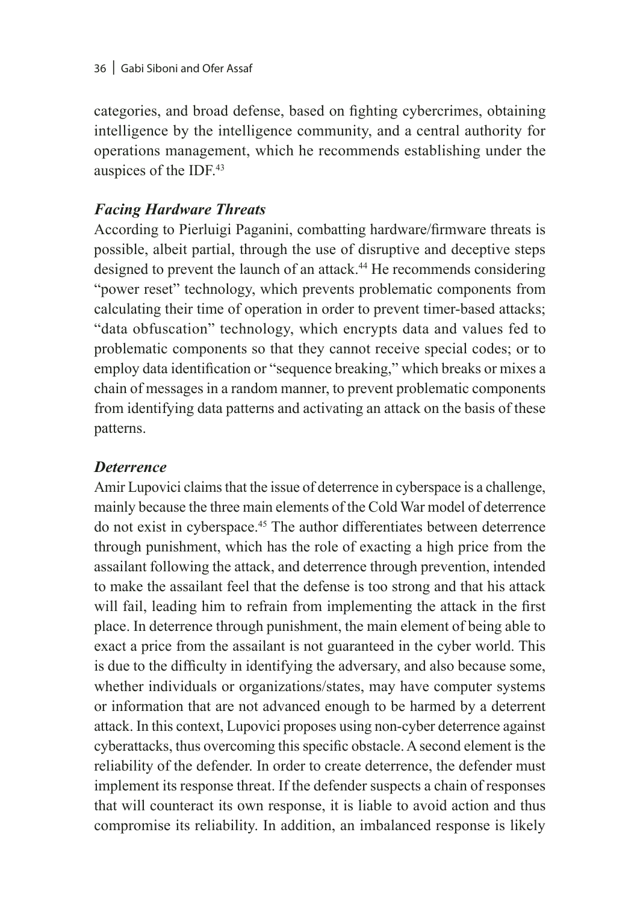categories, and broad defense, based on fighting cybercrimes, obtaining intelligence by the intelligence community, and a central authority for operations management, which he recommends establishing under the auspices of the IDF.[43]

### *Facing Hardware Threats*

According to Pierluigi Paganini, combatting hardware/firmware threats is possible, albeit partial, through the use of disruptive and deceptive steps designed to prevent the launch of an attack.[44] He recommends considering "power reset" technology, which prevents problematic components from calculating their time of operation in order to prevent timer-based attacks; "data obfuscation" technology, which encrypts data and values fed to problematic components so that they cannot receive special codes; or to employ data identification or "sequence breaking," which breaks or mixes a chain of messages in a random manner, to prevent problematic components from identifying data patterns and activating an attack on the basis of these patterns.

### *Deterrence*

Amir Lupovici claims that the issue of deterrence in cyberspace is a challenge, mainly because the three main elements of the Cold War model of deterrence do not exist in cyberspace.[45] The author differentiates between deterrence through punishment, which has the role of exacting a high price from the assailant following the attack, and deterrence through prevention, intended to make the assailant feel that the defense is too strong and that his attack will fail, leading him to refrain from implementing the attack in the first place. In deterrence through punishment, the main element of being able to exact a price from the assailant is not guaranteed in the cyber world. This is due to the difficulty in identifying the adversary, and also because some, whether individuals or organizations/states, may have computer systems or information that are not advanced enough to be harmed by a deterrent attack. In this context, Lupovici proposes using non-cyber deterrence against cyberattacks, thus overcoming this specific obstacle. A second element is the reliability of the defender. In order to create deterrence, the defender must implement its response threat. If the defender suspects a chain of responses that will counteract its own response, it is liable to avoid action and thus compromise its reliability. In addition, an imbalanced response is likely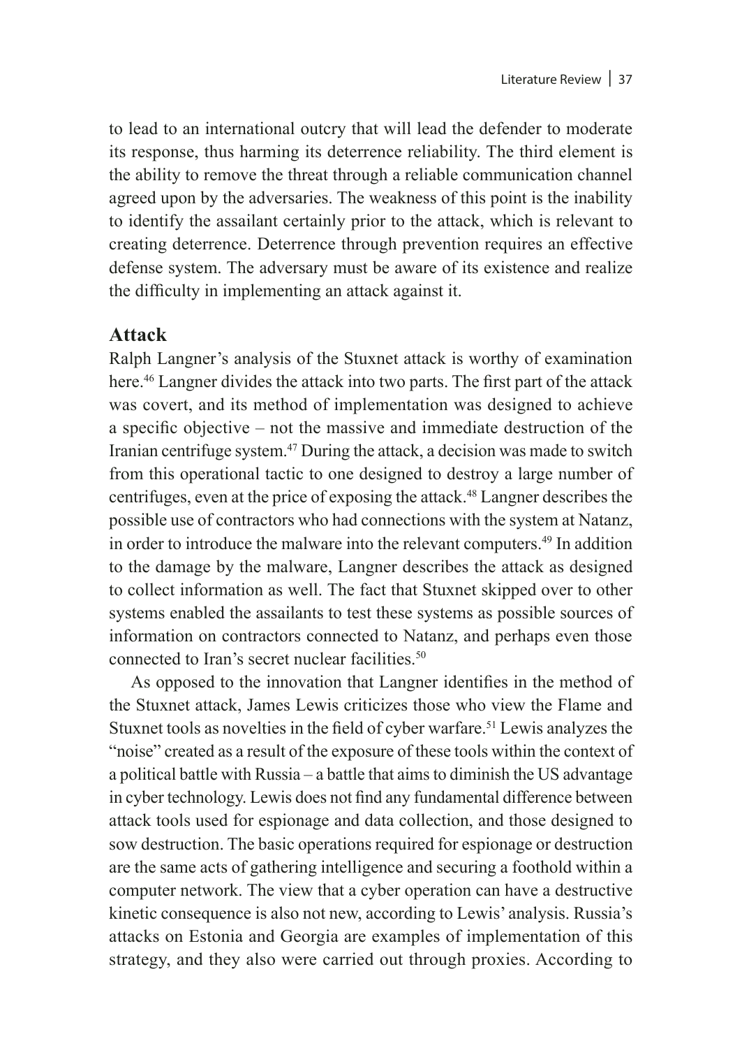to lead to an international outcry that will lead the defender to moderate its response, thus harming its deterrence reliability. The third element is the ability to remove the threat through a reliable communication channel agreed upon by the adversaries. The weakness of this point is the inability to identify the assailant certainly prior to the attack, which is relevant to creating deterrence. Deterrence through prevention requires an effective defense system. The adversary must be aware of its existence and realize the difficulty in implementing an attack against it.

## Attack

Ralph Langner's analysis of the Stuxnet attack is worthy of examination here.[46] Langner divides the attack into two parts. The first part of the attack was covert, and its method of implementation was designed to achieve a specific objective – not the massive and immediate destruction of the Iranian centrifuge system.[47] During the attack, a decision was made to switch from this operational tactic to one designed to destroy a large number of centrifuges, even at the price of exposing the attack.[48] Langner describes the possible use of contractors who had connections with the system at Natanz, in order to introduce the malware into the relevant computers.[49] In addition to the damage by the malware, Langner describes the attack as designed to collect information as well. The fact that Stuxnet skipped over to other systems enabled the assailants to test these systems as possible sources of information on contractors connected to Natanz, and perhaps even those connected to Iran's secret nuclear facilities.[50]

As opposed to the innovation that Langner identifies in the method of the Stuxnet attack, James Lewis criticizes those who view the Flame and Stuxnet tools as novelties in the field of cyber warfare.[51] Lewis analyzes the "noise" created as a result of the exposure of these tools within the context of a political battle with Russia – a battle that aims to diminish the US advantage in cyber technology. Lewis does not find any fundamental difference between attack tools used for espionage and data collection, and those designed to sow destruction. The basic operations required for espionage or destruction are the same acts of gathering intelligence and securing a foothold within a computer network. The view that a cyber operation can have a destructive kinetic consequence is also not new, according to Lewis' analysis. Russia's attacks on Estonia and Georgia are examples of implementation of this strategy, and they also were carried out through proxies. According to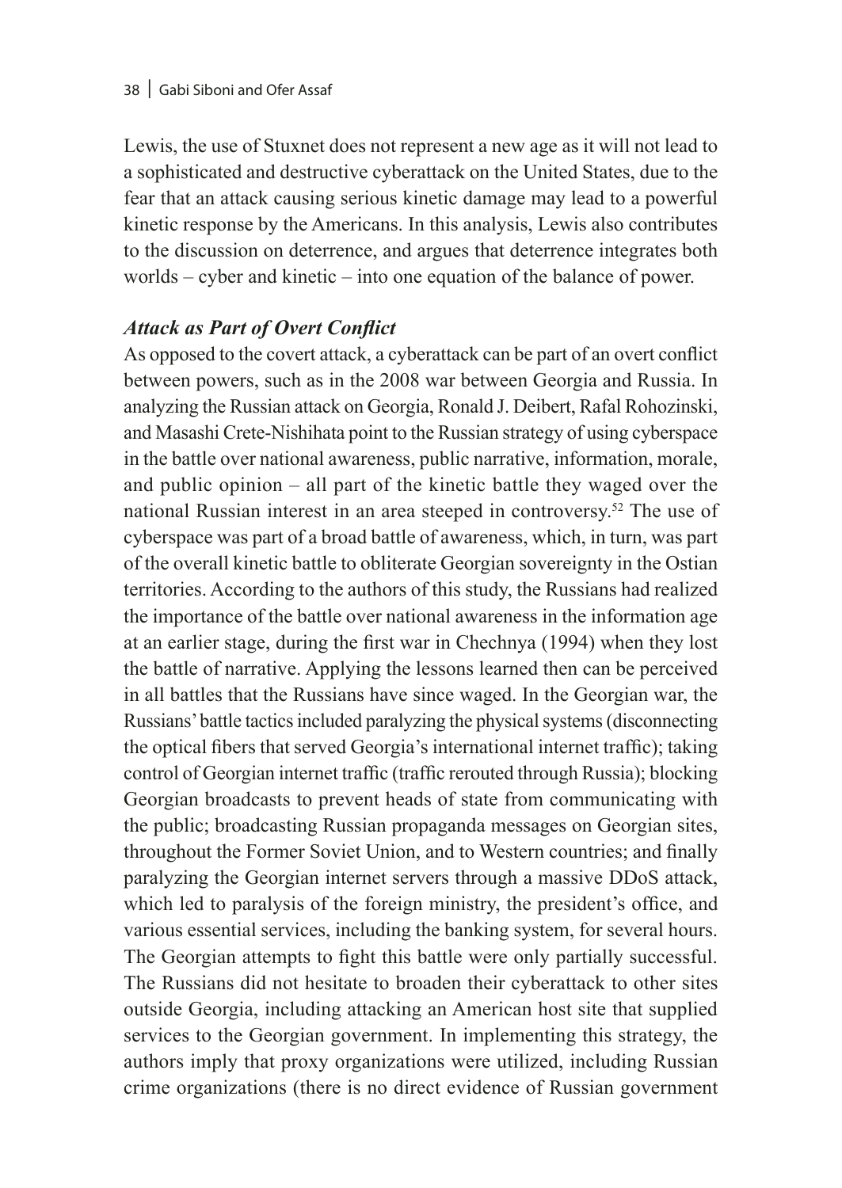Lewis, the use of Stuxnet does not represent a new age as it will not lead to a sophisticated and destructive cyberattack on the United States, due to the fear that an attack causing serious kinetic damage may lead to a powerful kinetic response by the Americans. In this analysis, Lewis also contributes to the discussion on deterrence, and argues that deterrence integrates both worlds – cyber and kinetic – into one equation of the balance of power.

### *Attack as Part of Overt Conflict*

As opposed to the covert attack, a cyberattack can be part of an overt conflict between powers, such as in the 2008 war between Georgia and Russia. In analyzing the Russian attack on Georgia, Ronald J. Deibert, Rafal Rohozinski, and Masashi Crete-Nishihata point to the Russian strategy of using cyberspace in the battle over national awareness, public narrative, information, morale, and public opinion – all part of the kinetic battle they waged over the national Russian interest in an area steeped in controversy.[52] The use of cyberspace was part of a broad battle of awareness, which, in turn, was part of the overall kinetic battle to obliterate Georgian sovereignty in the Ostian territories. According to the authors of this study, the Russians had realized the importance of the battle over national awareness in the information age at an earlier stage, during the first war in Chechnya (1994) when they lost the battle of narrative. Applying the lessons learned then can be perceived in all battles that the Russians have since waged. In the Georgian war, the Russians' battle tactics included paralyzing the physical systems (disconnecting the optical fibers that served Georgia's international internet traffic); taking control of Georgian internet traffic (traffic rerouted through Russia); blocking Georgian broadcasts to prevent heads of state from communicating with the public; broadcasting Russian propaganda messages on Georgian sites, throughout the Former Soviet Union, and to Western countries; and finally paralyzing the Georgian internet servers through a massive DDoS attack, which led to paralysis of the foreign ministry, the president's office, and various essential services, including the banking system, for several hours. The Georgian attempts to fight this battle were only partially successful. The Russians did not hesitate to broaden their cyberattack to other sites outside Georgia, including attacking an American host site that supplied services to the Georgian government. In implementing this strategy, the authors imply that proxy organizations were utilized, including Russian crime organizations (there is no direct evidence of Russian government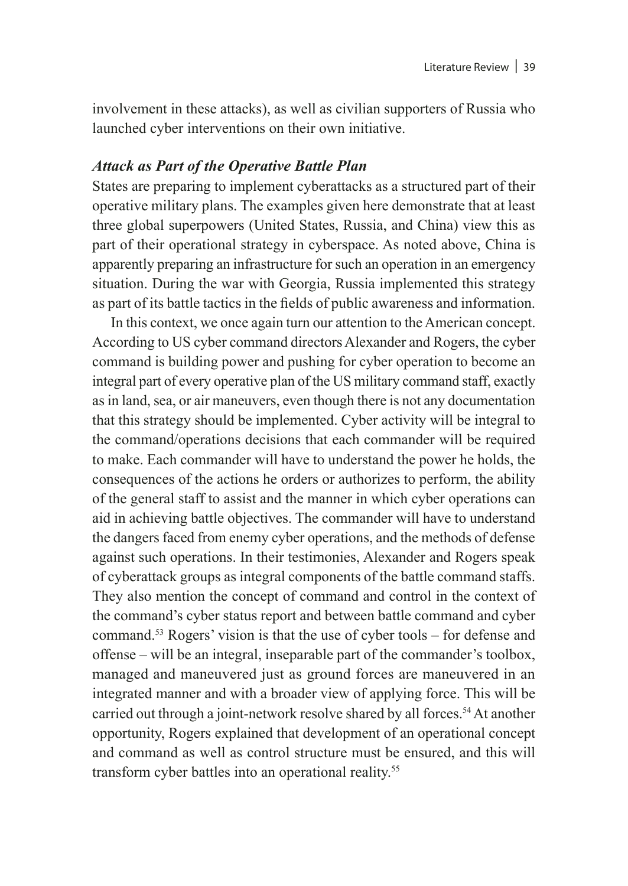involvement in these attacks), as well as civilian supporters of Russia who launched cyber interventions on their own initiative.

### *Attack as Part of the Operative Battle Plan*

States are preparing to implement cyberattacks as a structured part of their operative military plans. The examples given here demonstrate that at least three global superpowers (United States, Russia, and China) view this as part of their operational strategy in cyberspace. As noted above, China is apparently preparing an infrastructure for such an operation in an emergency situation. During the war with Georgia, Russia implemented this strategy as part of its battle tactics in the fields of public awareness and information.

In this context, we once again turn our attention to the American concept. According to US cyber command directors Alexander and Rogers, the cyber command is building power and pushing for cyber operation to become an integral part of every operative plan of the US military command staff, exactly as in land, sea, or air maneuvers, even though there is not any documentation that this strategy should be implemented. Cyber activity will be integral to the command/operations decisions that each commander will be required to make. Each commander will have to understand the power he holds, the consequences of the actions he orders or authorizes to perform, the ability of the general staff to assist and the manner in which cyber operations can aid in achieving battle objectives. The commander will have to understand the dangers faced from enemy cyber operations, and the methods of defense against such operations. In their testimonies, Alexander and Rogers speak of cyberattack groups as integral components of the battle command staffs. They also mention the concept of command and control in the context of the command's cyber status report and between battle command and cyber command.[53] Rogers' vision is that the use of cyber tools – for defense and offense – will be an integral, inseparable part of the commander's toolbox, managed and maneuvered just as ground forces are maneuvered in an integrated manner and with a broader view of applying force. This will be carried out through a joint-network resolve shared by all forces.[54] At another opportunity, Rogers explained that development of an operational concept and command as well as control structure must be ensured, and this will transform cyber battles into an operational reality.[55]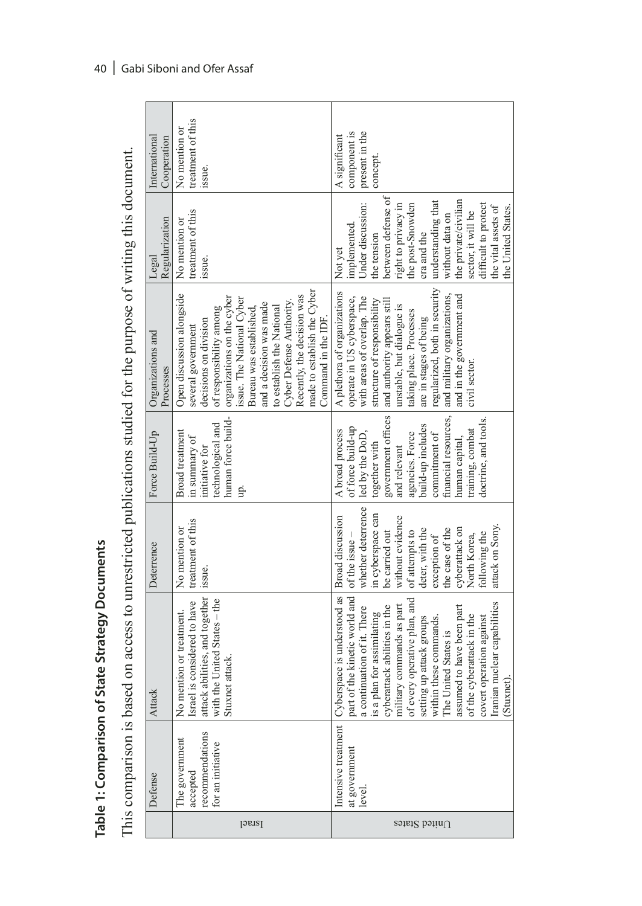**Table 1: Comparison of State Strategy Documents**

This comparison is based on access to unrestricted publications studied for the purpose of writing this document.

| | Defense | Attack | Deterrence | Force Build-Up | Organizations and Processes | Legal Regularization | International Cooperation |
|---|---|---|---|---|---|---|---|
| Israel | The government accepted recommendations for an initiative | No mention or treatment. Israel is considered to have attack abilities, and together with the United States – the Stuxnet attack. | No mention or treatment of this issue. | Broad treatment in summary of initiative for technological and human force build-up. | Open discussion alongside several government decisions on division of responsibility among organizations on the cyber issue. The National Cyber Bureau was established, and a decision was made to establish the National Cyber Defense Authority. Recently, the decision was made to establish the Cyber Command in the IDF. | No mention or treatment of this issue. | No mention or treatment of this issue. |
| United States | Intensive treatment at government level. | Cyberspace is understood as part of the kinetic world and a continuation of it. There is a plan for assimilating cyberattack abilities in the military commands as part of every operative plan, and setting up attack groups within these commands. The United States is assumed to have been part of the cyberattack in the covert operation against Iranian nuclear capabilities (Stuxnet). | Broad discussion of the issue – whether deterrence in cyberspace can be carried out without evidence of attempts to deter, with the exception of the case of the cyberattack on North Korea, following the attack on Sony. | A broad process of force build-up led by the DoD, together with government offices and relevant agencies. Force build-up includes commitment of financial resources, human capital, training, combat doctrine, and tools. | A plethora of organizations operate in US cyberspace, with areas of overlap. The structure of responsibility and authority appears still unstable, but dialogue is taking place. Processes are in stages of being regularized, both in security and military organizations, and in the government and civil sector. | Not yet implemented. Under discussion: the tension between defense of right to privacy in the post-Snowden era and the understanding that without data on the private/civilian sector, it will be difficult to protect the vital assets of the United States. | A significant component is present in the concept. |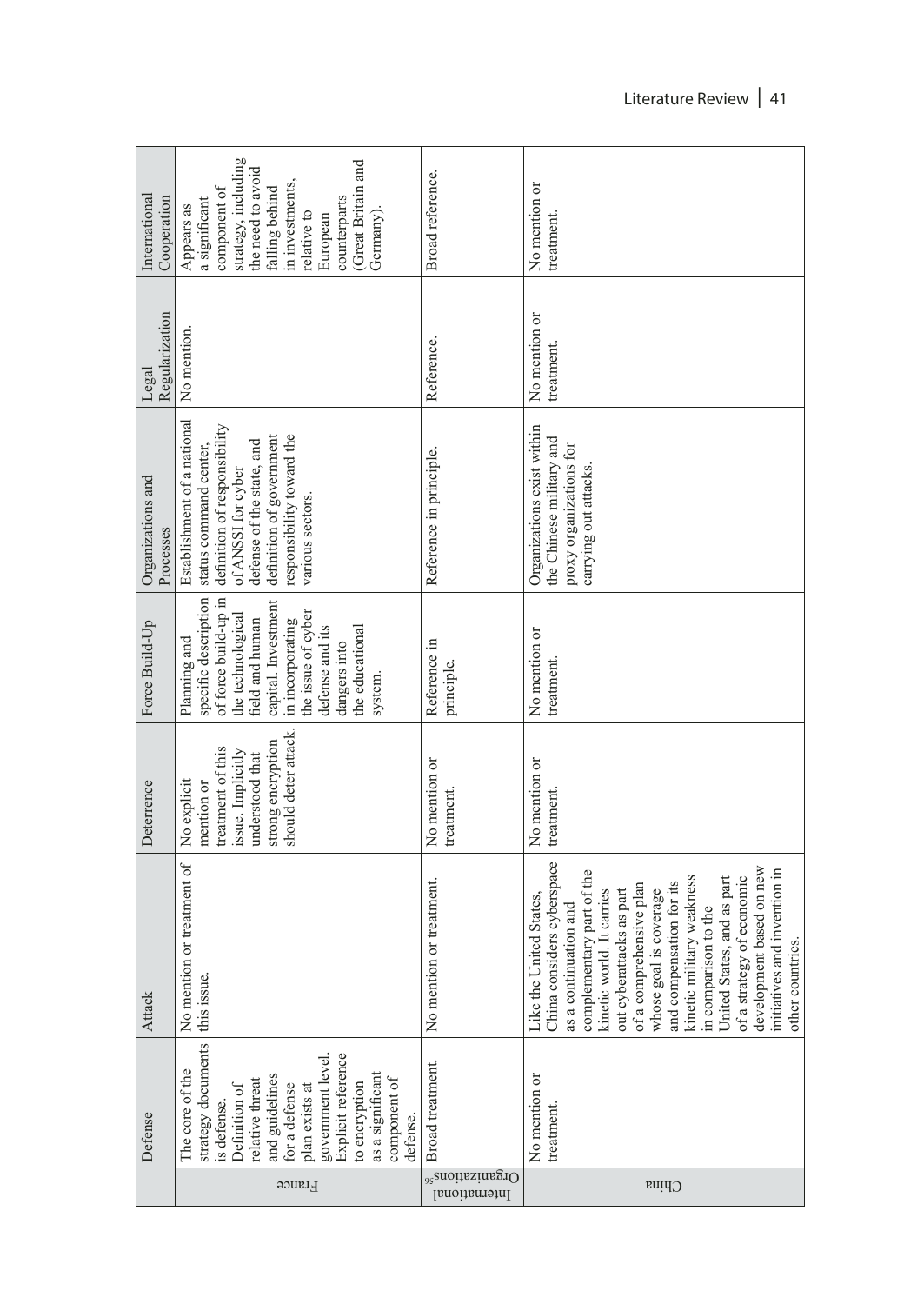|  | Defense | Attack | Deterrence | Force Build-Up | Organizations and Processes | Legal Regularization | International Cooperation |
|---|---|---|---|---|---|---|---|
| France | The core of the strategy documents is defense. Definition of relative threat and guidelines for a defense plan exists at government level. Explicit reference to encryption as a significant component of defense. | No mention or treatment of this issue. | No explicit mention or treatment of this issue. Implicitly understood that strong encryption should deter attack. | Planning and specific description of force build-up in the technological field and human capital. Investment in incorporating the issue of cyber defense and its dangers into the educational system. | Establishment of a national status command center, definition of responsibility of ANSSI for cyber defense of the state, and definition of government responsibility toward the various sectors. | No mention. | Appears as a significant component of strategy, including the need to avoid falling behind in investments, relative to European counterparts (Great Britain and Germany). |
| International Organizations[56] | Broad treatment. | No mention or treatment. | No mention or treatment. | Reference in principle. | Reference in principle. | Reference. | Broad reference. |
| China | No mention or treatment. | Like the United States, China considers cyberspace as a continuation and complementary part of the kinetic world. It carries out cyberattacks as part of a comprehensive plan whose goal is coverage and compensation for its kinetic military weakness in comparison to the United States, and as part of a strategy of economic development based on new initiatives and invention in other countries. | No mention or treatment. | No mention or treatment. | Organizations exist within the Chinese military and proxy organizations for carrying out attacks. | No mention or treatment. | No mention or treatment. |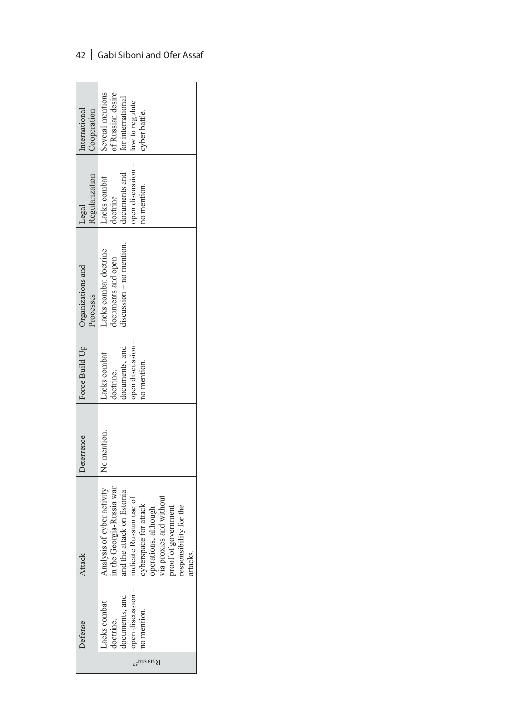| | Defense | Attack | Deterrence | Force Build-Up | Organizations and Processes | Legal Regularization | International Cooperation |
|---|---|---|---|---|---|---|---|
| Russia[57] | Lacks combat doctrine, documents, and open discussion – no mention. | Analysis of cyber activity in the Georgia-Russia war and the attack on Estonia indicate Russian use of cyberspace for attack operations, although via proxies and without proof of government responsibility for the attacks. | No mention. | Lacks combat doctrine, documents, and open discussion – no mention. | Lacks combat doctrine documents and open discussion – no mention. | Lacks combat doctrine documents and open discussion – no mention. | Several mentions of Russian desire for international law to regulate cyber battle. |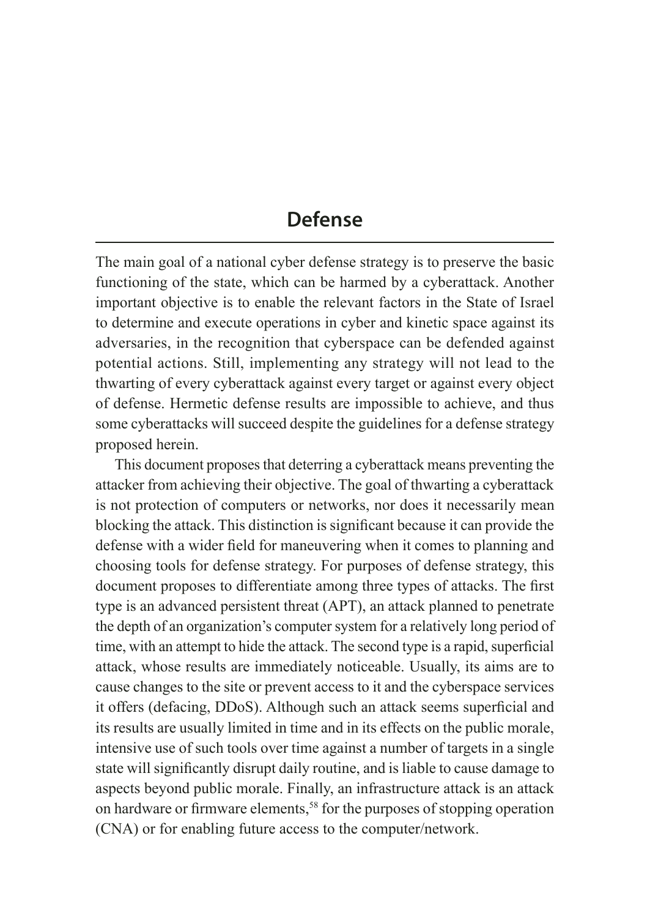# Defense

The main goal of a national cyber defense strategy is to preserve the basic functioning of the state, which can be harmed by a cyberattack. Another important objective is to enable the relevant factors in the State of Israel to determine and execute operations in cyber and kinetic space against its adversaries, in the recognition that cyberspace can be defended against potential actions. Still, implementing any strategy will not lead to the thwarting of every cyberattack against every target or against every object of defense. Hermetic defense results are impossible to achieve, and thus some cyberattacks will succeed despite the guidelines for a defense strategy proposed herein.

This document proposes that deterring a cyberattack means preventing the attacker from achieving their objective. The goal of thwarting a cyberattack is not protection of computers or networks, nor does it necessarily mean blocking the attack. This distinction is significant because it can provide the defense with a wider field for maneuvering when it comes to planning and choosing tools for defense strategy. For purposes of defense strategy, this document proposes to differentiate among three types of attacks. The first type is an advanced persistent threat (APT), an attack planned to penetrate the depth of an organization's computer system for a relatively long period of time, with an attempt to hide the attack. The second type is a rapid, superficial attack, whose results are immediately noticeable. Usually, its aims are to cause changes to the site or prevent access to it and the cyberspace services it offers (defacing, DDoS). Although such an attack seems superficial and its results are usually limited in time and in its effects on the public morale, intensive use of such tools over time against a number of targets in a single state will significantly disrupt daily routine, and is liable to cause damage to aspects beyond public morale. Finally, an infrastructure attack is an attack on hardware or firmware elements,[58] for the purposes of stopping operation (CNA) or for enabling future access to the computer/network.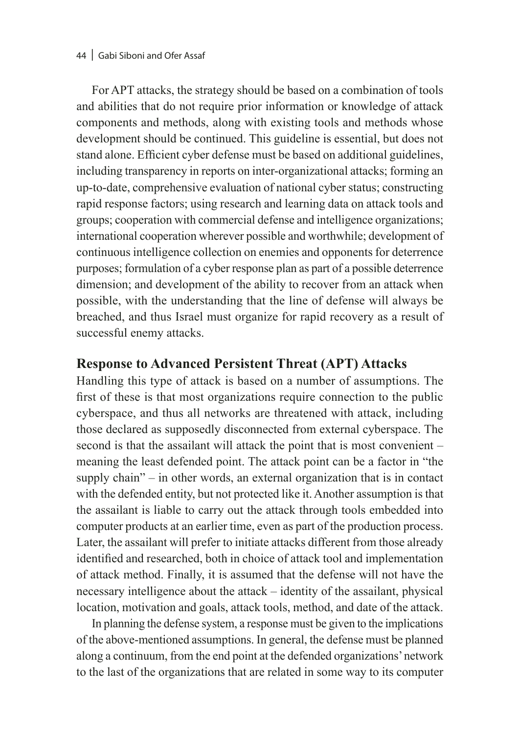For APT attacks, the strategy should be based on a combination of tools and abilities that do not require prior information or knowledge of attack components and methods, along with existing tools and methods whose development should be continued. This guideline is essential, but does not stand alone. Efficient cyber defense must be based on additional guidelines, including transparency in reports on inter-organizational attacks; forming an up-to-date, comprehensive evaluation of national cyber status; constructing rapid response factors; using research and learning data on attack tools and groups; cooperation with commercial defense and intelligence organizations; international cooperation wherever possible and worthwhile; development of continuous intelligence collection on enemies and opponents for deterrence purposes; formulation of a cyber response plan as part of a possible deterrence dimension; and development of the ability to recover from an attack when possible, with the understanding that the line of defense will always be breached, and thus Israel must organize for rapid recovery as a result of successful enemy attacks.

## Response to Advanced Persistent Threat (APT) Attacks

Handling this type of attack is based on a number of assumptions. The first of these is that most organizations require connection to the public cyberspace, and thus all networks are threatened with attack, including those declared as supposedly disconnected from external cyberspace. The second is that the assailant will attack the point that is most convenient – meaning the least defended point. The attack point can be a factor in "the supply chain" – in other words, an external organization that is in contact with the defended entity, but not protected like it. Another assumption is that the assailant is liable to carry out the attack through tools embedded into computer products at an earlier time, even as part of the production process. Later, the assailant will prefer to initiate attacks different from those already identified and researched, both in choice of attack tool and implementation of attack method. Finally, it is assumed that the defense will not have the necessary intelligence about the attack – identity of the assailant, physical location, motivation and goals, attack tools, method, and date of the attack.

In planning the defense system, a response must be given to the implications of the above-mentioned assumptions. In general, the defense must be planned along a continuum, from the end point at the defended organizations' network to the last of the organizations that are related in some way to its computer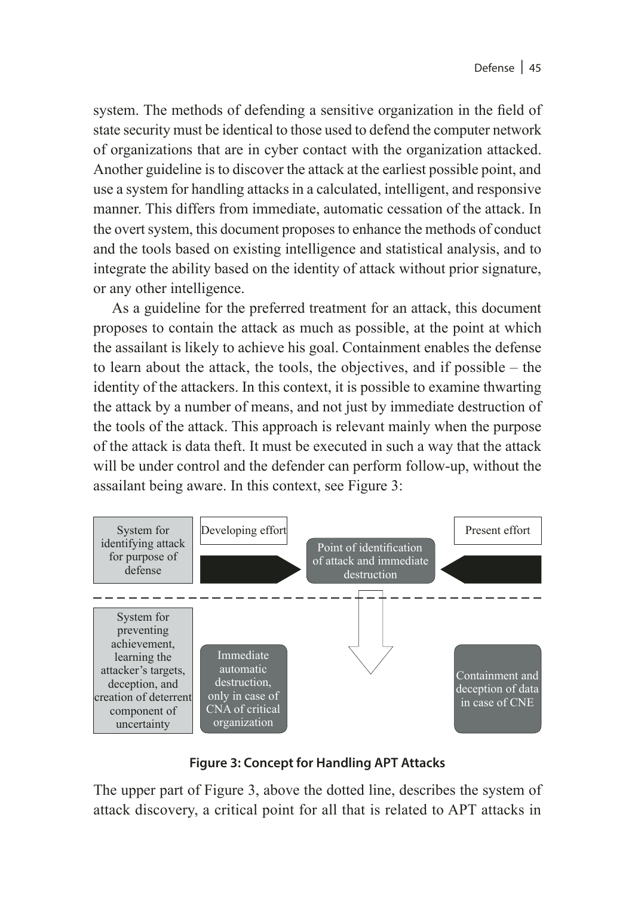system. The methods of defending a sensitive organization in the field of state security must be identical to those used to defend the computer network of organizations that are in cyber contact with the organization attacked. Another guideline is to discover the attack at the earliest possible point, and use a system for handling attacks in a calculated, intelligent, and responsive manner. This differs from immediate, automatic cessation of the attack. In the overt system, this document proposes to enhance the methods of conduct and the tools based on existing intelligence and statistical analysis, and to integrate the ability based on the identity of attack without prior signature, or any other intelligence.

As a guideline for the preferred treatment for an attack, this document proposes to contain the attack as much as possible, at the point at which the assailant is likely to achieve his goal. Containment enables the defense to learn about the attack, the tools, the objectives, and if possible – the identity of the attackers. In this context, it is possible to examine thwarting the attack by a number of means, and not just by immediate destruction of the tools of the attack. This approach is relevant mainly when the purpose of the attack is data theft. It must be executed in such a way that the attack will be under control and the defender can perform follow-up, without the assailant being aware. In this context, see Figure 3:

System for identifying attack for purpose of defense

Developing effort → Point of identification of attack and immediate destruction ← Present effort

System for preventing achievement, learning the attacker's targets, deception, and creation of deterrent component of uncertainty

Immediate automatic destruction, only in case of CNA of critical organization

Containment and deception of data in case of CNE

**Figure 3: Concept for Handling APT Attacks**

The upper part of Figure 3, above the dotted line, describes the system of attack discovery, a critical point for all that is related to APT attacks in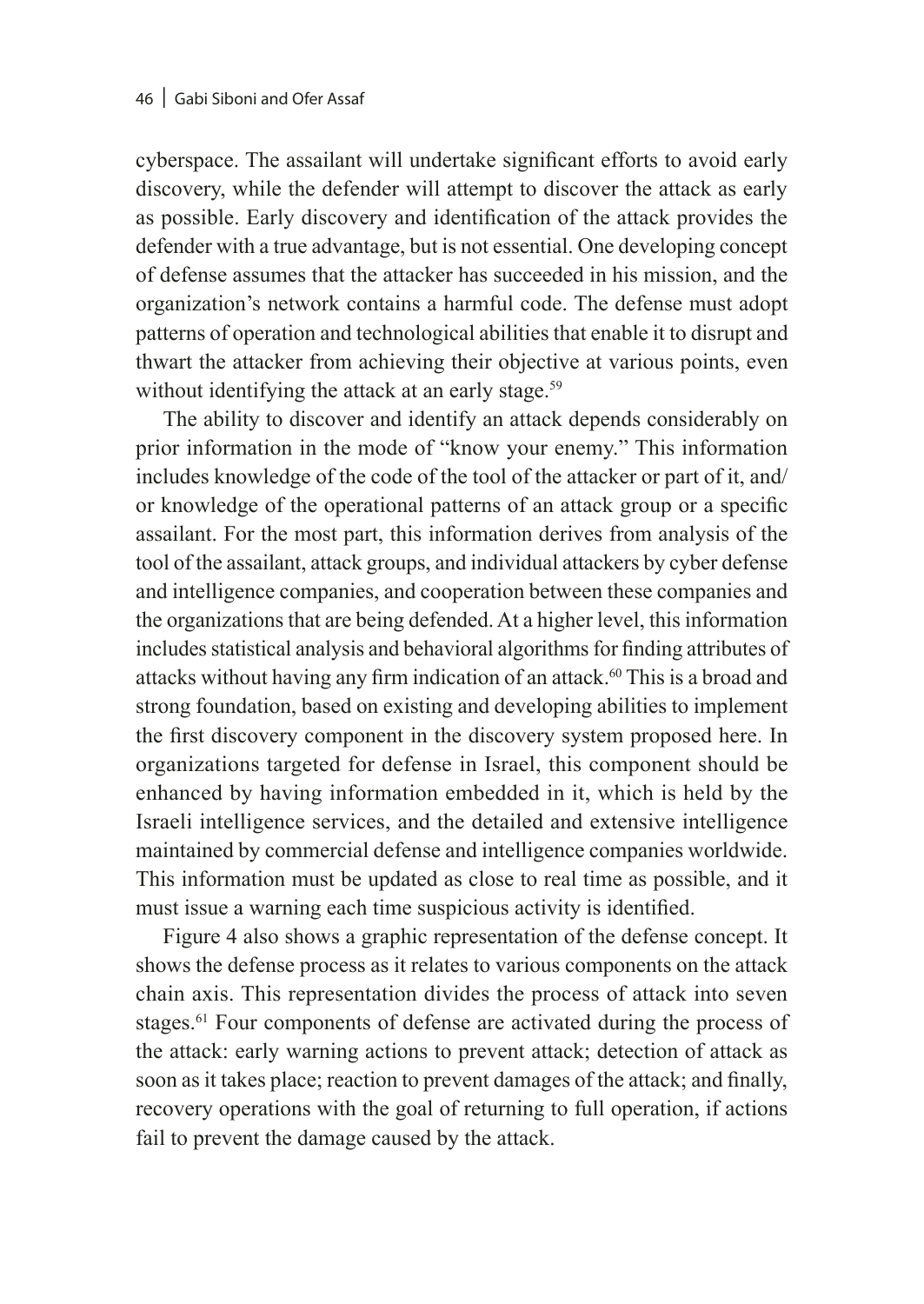cyberspace. The assailant will undertake significant efforts to avoid early discovery, while the defender will attempt to discover the attack as early as possible. Early discovery and identification of the attack provides the defender with a true advantage, but is not essential. One developing concept of defense assumes that the attacker has succeeded in his mission, and the organization's network contains a harmful code. The defense must adopt patterns of operation and technological abilities that enable it to disrupt and thwart the attacker from achieving their objective at various points, even without identifying the attack at an early stage.[59]

The ability to discover and identify an attack depends considerably on prior information in the mode of "know your enemy." This information includes knowledge of the code of the tool of the attacker or part of it, and/or knowledge of the operational patterns of an attack group or a specific assailant. For the most part, this information derives from analysis of the tool of the assailant, attack groups, and individual attackers by cyber defense and intelligence companies, and cooperation between these companies and the organizations that are being defended. At a higher level, this information includes statistical analysis and behavioral algorithms for finding attributes of attacks without having any firm indication of an attack.[60] This is a broad and strong foundation, based on existing and developing abilities to implement the first discovery component in the discovery system proposed here. In organizations targeted for defense in Israel, this component should be enhanced by having information embedded in it, which is held by the Israeli intelligence services, and the detailed and extensive intelligence maintained by commercial defense and intelligence companies worldwide. This information must be updated as close to real time as possible, and it must issue a warning each time suspicious activity is identified.

Figure 4 also shows a graphic representation of the defense concept. It shows the defense process as it relates to various components on the attack chain axis. This representation divides the process of attack into seven stages.[61] Four components of defense are activated during the process of the attack: early warning actions to prevent attack; detection of attack as soon as it takes place; reaction to prevent damages of the attack; and finally, recovery operations with the goal of returning to full operation, if actions fail to prevent the damage caused by the attack.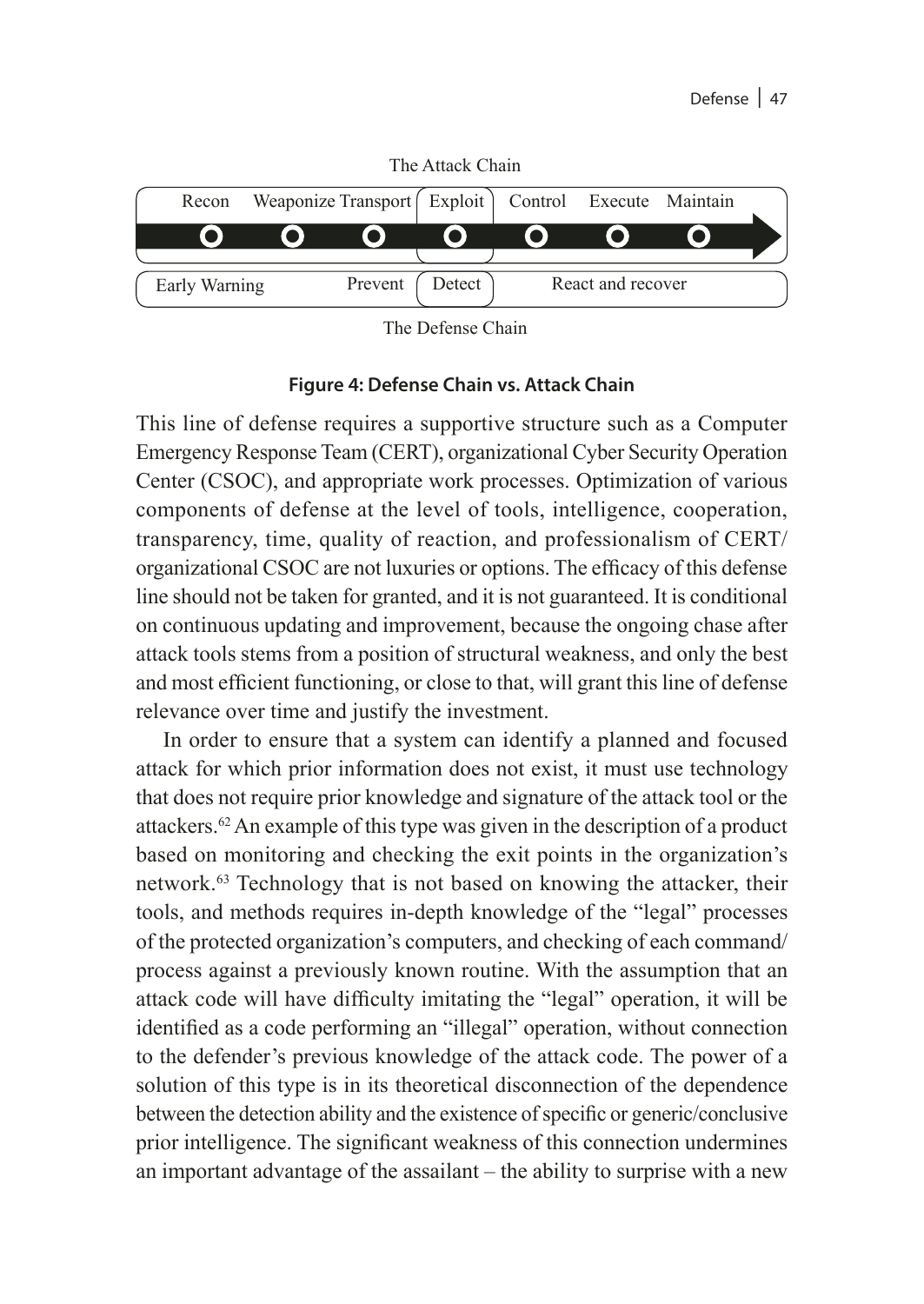The Attack Chain

| Recon | Weaponize | Transport | Exploit | Control | Execute | Maintain |
|---|---|---|---|---|---|---|
| Early Warning | | Prevent | Detect | React and recover | | |

The Defense Chain

**Figure 4: Defense Chain vs. Attack Chain**

This line of defense requires a supportive structure such as a Computer Emergency Response Team (CERT), organizational Cyber Security Operation Center (CSOC), and appropriate work processes. Optimization of various components of defense at the level of tools, intelligence, cooperation, transparency, time, quality of reaction, and professionalism of CERT/organizational CSOC are not luxuries or options. The efficacy of this defense line should not be taken for granted, and it is not guaranteed. It is conditional on continuous updating and improvement, because the ongoing chase after attack tools stems from a position of structural weakness, and only the best and most efficient functioning, or close to that, will grant this line of defense relevance over time and justify the investment.

In order to ensure that a system can identify a planned and focused attack for which prior information does not exist, it must use technology that does not require prior knowledge and signature of the attack tool or the attackers.[62] An example of this type was given in the description of a product based on monitoring and checking the exit points in the organization's network.[63] Technology that is not based on knowing the attacker, their tools, and methods requires in-depth knowledge of the "legal" processes of the protected organization's computers, and checking of each command/process against a previously known routine. With the assumption that an attack code will have difficulty imitating the "legal" operation, it will be identified as a code performing an "illegal" operation, without connection to the defender's previous knowledge of the attack code. The power of a solution of this type is in its theoretical disconnection of the dependence between the detection ability and the existence of specific or generic/conclusive prior intelligence. The significant weakness of this connection undermines an important advantage of the assailant – the ability to surprise with a new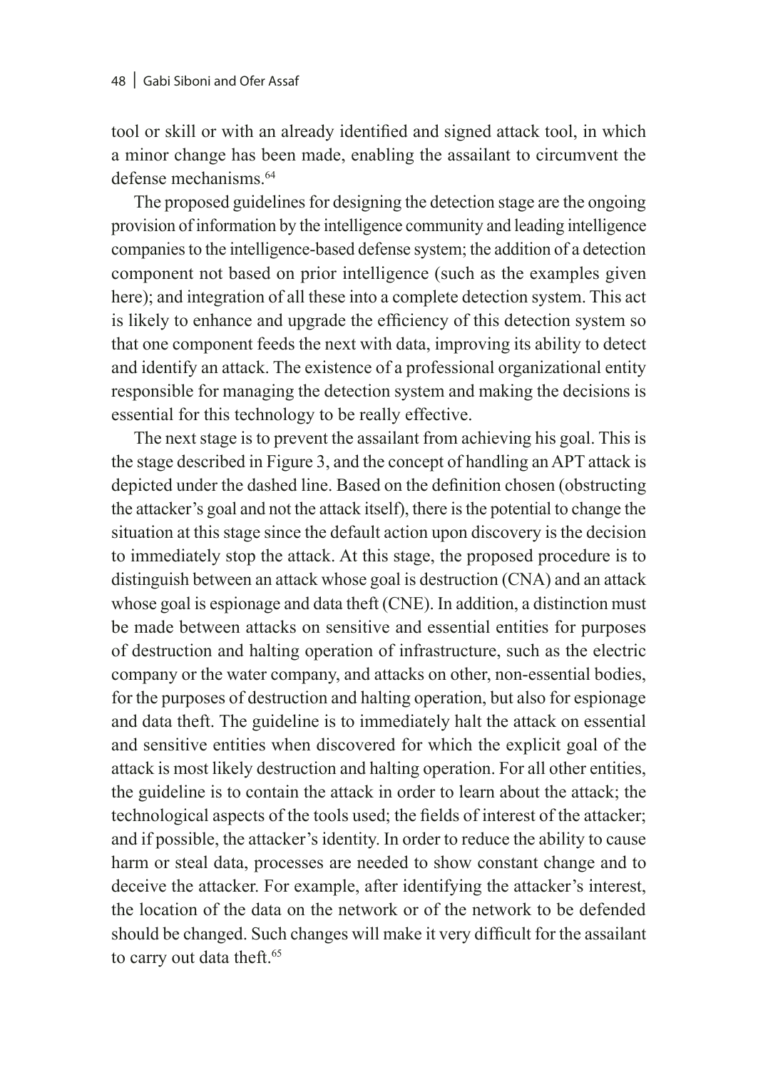tool or skill or with an already identified and signed attack tool, in which a minor change has been made, enabling the assailant to circumvent the defense mechanisms.[64]

The proposed guidelines for designing the detection stage are the ongoing provision of information by the intelligence community and leading intelligence companies to the intelligence-based defense system; the addition of a detection component not based on prior intelligence (such as the examples given here); and integration of all these into a complete detection system. This act is likely to enhance and upgrade the efficiency of this detection system so that one component feeds the next with data, improving its ability to detect and identify an attack. The existence of a professional organizational entity responsible for managing the detection system and making the decisions is essential for this technology to be really effective.

The next stage is to prevent the assailant from achieving his goal. This is the stage described in Figure 3, and the concept of handling an APT attack is depicted under the dashed line. Based on the definition chosen (obstructing the attacker's goal and not the attack itself), there is the potential to change the situation at this stage since the default action upon discovery is the decision to immediately stop the attack. At this stage, the proposed procedure is to distinguish between an attack whose goal is destruction (CNA) and an attack whose goal is espionage and data theft (CNE). In addition, a distinction must be made between attacks on sensitive and essential entities for purposes of destruction and halting operation of infrastructure, such as the electric company or the water company, and attacks on other, non-essential bodies, for the purposes of destruction and halting operation, but also for espionage and data theft. The guideline is to immediately halt the attack on essential and sensitive entities when discovered for which the explicit goal of the attack is most likely destruction and halting operation. For all other entities, the guideline is to contain the attack in order to learn about the attack; the technological aspects of the tools used; the fields of interest of the attacker; and if possible, the attacker's identity. In order to reduce the ability to cause harm or steal data, processes are needed to show constant change and to deceive the attacker. For example, after identifying the attacker's interest, the location of the data on the network or of the network to be defended should be changed. Such changes will make it very difficult for the assailant to carry out data theft.[65]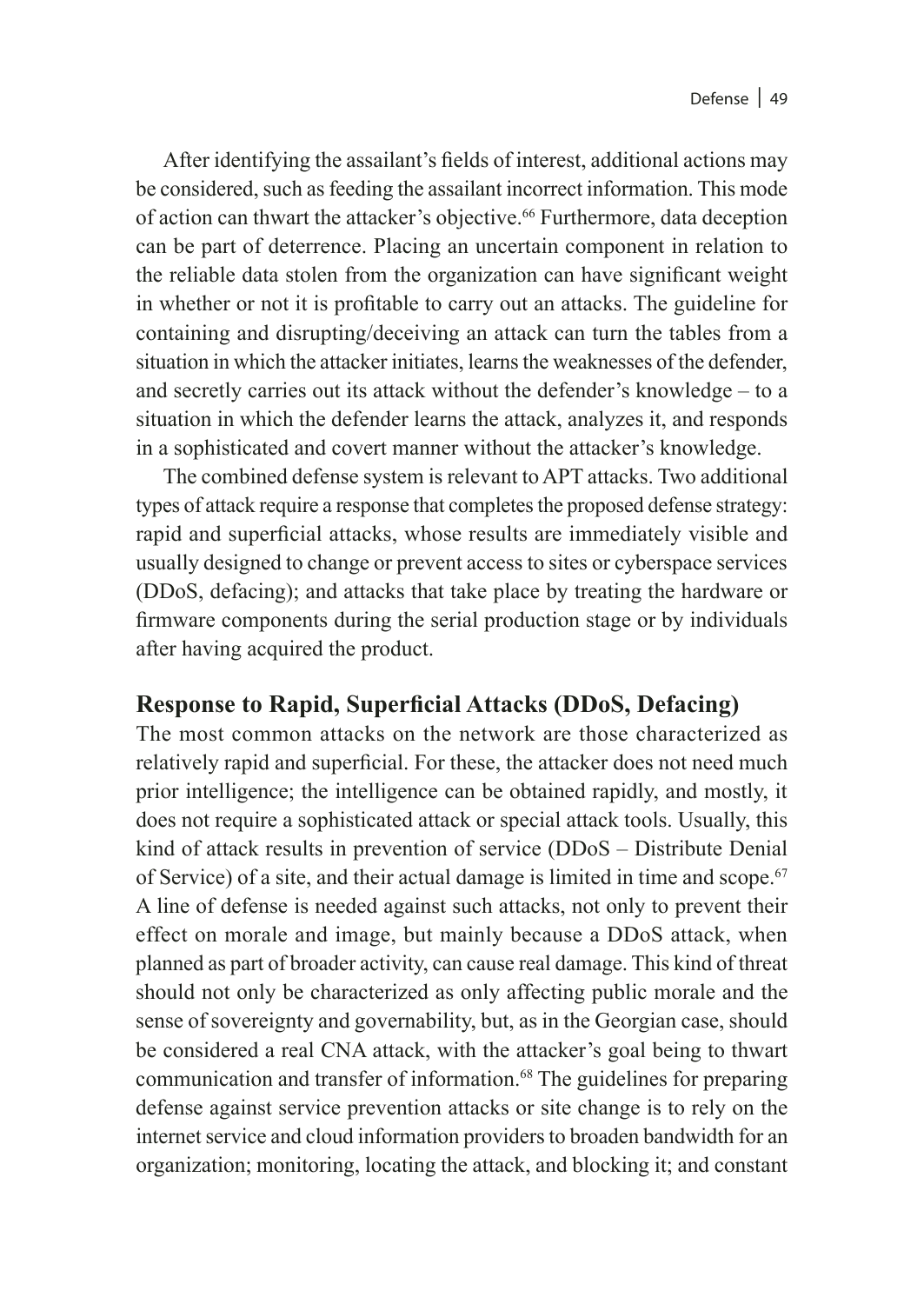After identifying the assailant's fields of interest, additional actions may be considered, such as feeding the assailant incorrect information. This mode of action can thwart the attacker's objective.[66] Furthermore, data deception can be part of deterrence. Placing an uncertain component in relation to the reliable data stolen from the organization can have significant weight in whether or not it is profitable to carry out an attacks. The guideline for containing and disrupting/deceiving an attack can turn the tables from a situation in which the attacker initiates, learns the weaknesses of the defender, and secretly carries out its attack without the defender's knowledge – to a situation in which the defender learns the attack, analyzes it, and responds in a sophisticated and covert manner without the attacker's knowledge.

The combined defense system is relevant to APT attacks. Two additional types of attack require a response that completes the proposed defense strategy: rapid and superficial attacks, whose results are immediately visible and usually designed to change or prevent access to sites or cyberspace services (DDoS, defacing); and attacks that take place by treating the hardware or firmware components during the serial production stage or by individuals after having acquired the product.

## Response to Rapid, Superficial Attacks (DDoS, Defacing)

The most common attacks on the network are those characterized as relatively rapid and superficial. For these, the attacker does not need much prior intelligence; the intelligence can be obtained rapidly, and mostly, it does not require a sophisticated attack or special attack tools. Usually, this kind of attack results in prevention of service (DDoS – Distribute Denial of Service) of a site, and their actual damage is limited in time and scope.[67] A line of defense is needed against such attacks, not only to prevent their effect on morale and image, but mainly because a DDoS attack, when planned as part of broader activity, can cause real damage. This kind of threat should not only be characterized as only affecting public morale and the sense of sovereignty and governability, but, as in the Georgian case, should be considered a real CNA attack, with the attacker's goal being to thwart communication and transfer of information.[68] The guidelines for preparing defense against service prevention attacks or site change is to rely on the internet service and cloud information providers to broaden bandwidth for an organization; monitoring, locating the attack, and blocking it; and constant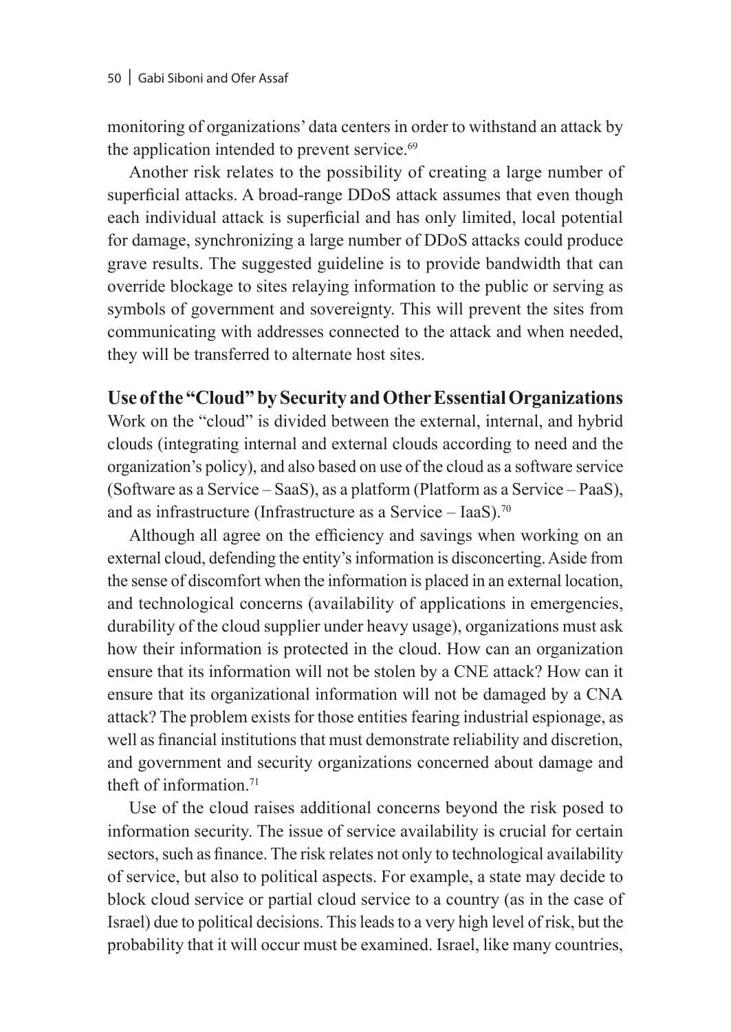monitoring of organizations' data centers in order to withstand an attack by the application intended to prevent service.[69]

Another risk relates to the possibility of creating a large number of superficial attacks. A broad-range DDoS attack assumes that even though each individual attack is superficial and has only limited, local potential for damage, synchronizing a large number of DDoS attacks could produce grave results. The suggested guideline is to provide bandwidth that can override blockage to sites relaying information to the public or serving as symbols of government and sovereignty. This will prevent the sites from communicating with addresses connected to the attack and when needed, they will be transferred to alternate host sites.

## Use of the "Cloud" by Security and Other Essential Organizations

Work on the "cloud" is divided between the external, internal, and hybrid clouds (integrating internal and external clouds according to need and the organization's policy), and also based on use of the cloud as a software service (Software as a Service – SaaS), as a platform (Platform as a Service – PaaS), and as infrastructure (Infrastructure as a Service – IaaS).[70]

Although all agree on the efficiency and savings when working on an external cloud, defending the entity's information is disconcerting. Aside from the sense of discomfort when the information is placed in an external location, and technological concerns (availability of applications in emergencies, durability of the cloud supplier under heavy usage), organizations must ask how their information is protected in the cloud. How can an organization ensure that its information will not be stolen by a CNE attack? How can it ensure that its organizational information will not be damaged by a CNA attack? The problem exists for those entities fearing industrial espionage, as well as financial institutions that must demonstrate reliability and discretion, and government and security organizations concerned about damage and theft of information.[71]

Use of the cloud raises additional concerns beyond the risk posed to information security. The issue of service availability is crucial for certain sectors, such as finance. The risk relates not only to technological availability of service, but also to political aspects. For example, a state may decide to block cloud service or partial cloud service to a country (as in the case of Israel) due to political decisions. This leads to a very high level of risk, but the probability that it will occur must be examined. Israel, like many countries,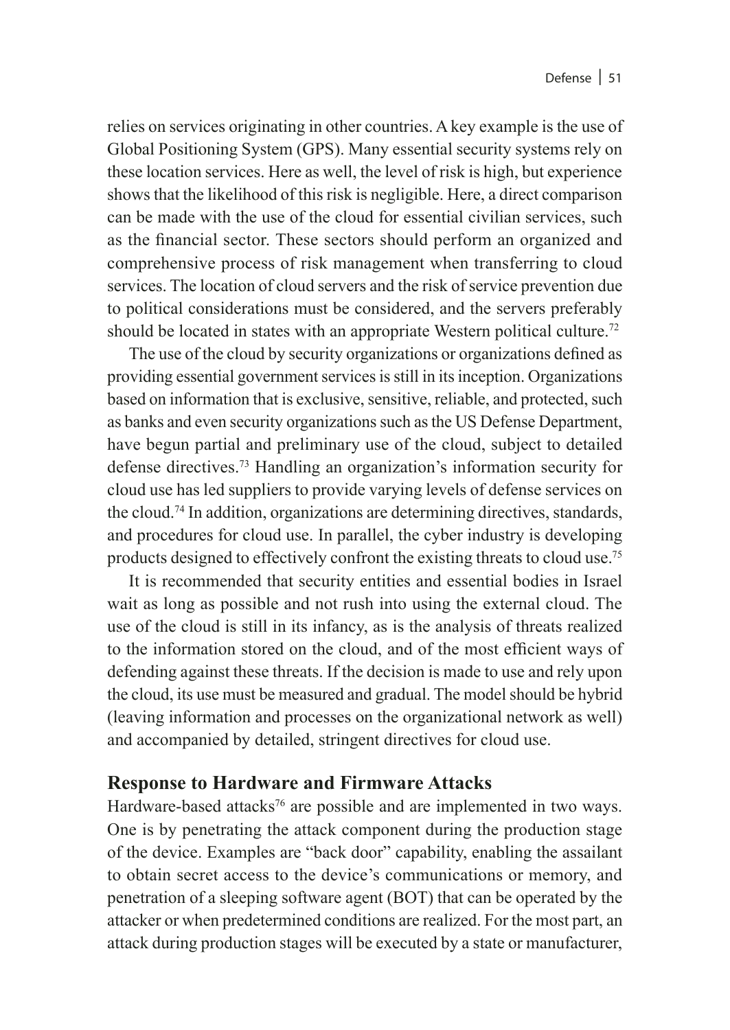relies on services originating in other countries. A key example is the use of Global Positioning System (GPS). Many essential security systems rely on these location services. Here as well, the level of risk is high, but experience shows that the likelihood of this risk is negligible. Here, a direct comparison can be made with the use of the cloud for essential civilian services, such as the financial sector. These sectors should perform an organized and comprehensive process of risk management when transferring to cloud services. The location of cloud servers and the risk of service prevention due to political considerations must be considered, and the servers preferably should be located in states with an appropriate Western political culture.[72]

The use of the cloud by security organizations or organizations defined as providing essential government services is still in its inception. Organizations based on information that is exclusive, sensitive, reliable, and protected, such as banks and even security organizations such as the US Defense Department, have begun partial and preliminary use of the cloud, subject to detailed defense directives.[73] Handling an organization's information security for cloud use has led suppliers to provide varying levels of defense services on the cloud.[74] In addition, organizations are determining directives, standards, and procedures for cloud use. In parallel, the cyber industry is developing products designed to effectively confront the existing threats to cloud use.[75]

It is recommended that security entities and essential bodies in Israel wait as long as possible and not rush into using the external cloud. The use of the cloud is still in its infancy, as is the analysis of threats realized to the information stored on the cloud, and of the most efficient ways of defending against these threats. If the decision is made to use and rely upon the cloud, its use must be measured and gradual. The model should be hybrid (leaving information and processes on the organizational network as well) and accompanied by detailed, stringent directives for cloud use.

## Response to Hardware and Firmware Attacks

Hardware-based attacks[76] are possible and are implemented in two ways. One is by penetrating the attack component during the production stage of the device. Examples are "back door" capability, enabling the assailant to obtain secret access to the device's communications or memory, and penetration of a sleeping software agent (BOT) that can be operated by the attacker or when predetermined conditions are realized. For the most part, an attack during production stages will be executed by a state or manufacturer,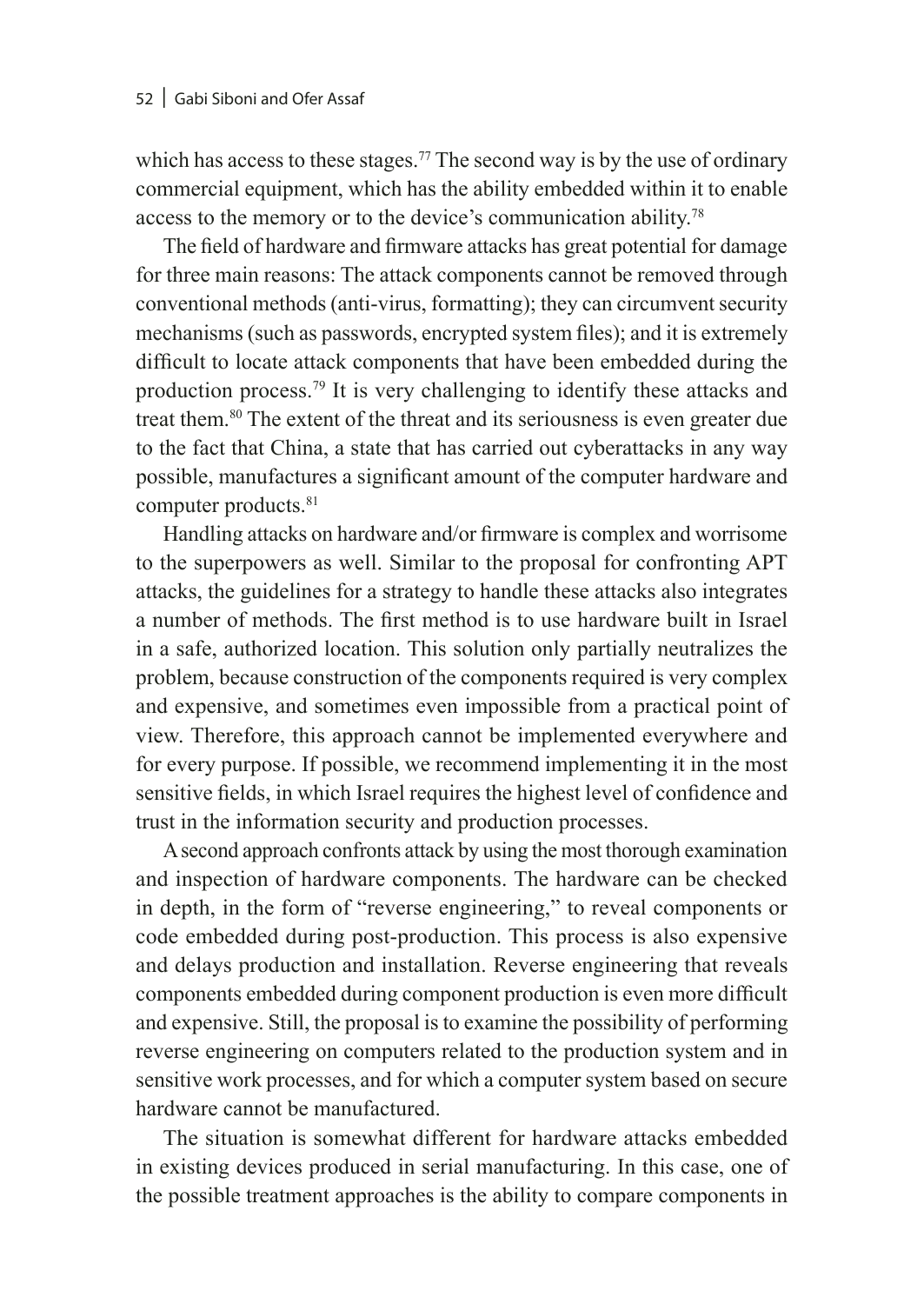which has access to these stages.[77] The second way is by the use of ordinary commercial equipment, which has the ability embedded within it to enable access to the memory or to the device's communication ability.[78]

The field of hardware and firmware attacks has great potential for damage for three main reasons: The attack components cannot be removed through conventional methods (anti-virus, formatting); they can circumvent security mechanisms (such as passwords, encrypted system files); and it is extremely difficult to locate attack components that have been embedded during the production process.[79] It is very challenging to identify these attacks and treat them.[80] The extent of the threat and its seriousness is even greater due to the fact that China, a state that has carried out cyberattacks in any way possible, manufactures a significant amount of the computer hardware and computer products.[81]

Handling attacks on hardware and/or firmware is complex and worrisome to the superpowers as well. Similar to the proposal for confronting APT attacks, the guidelines for a strategy to handle these attacks also integrates a number of methods. The first method is to use hardware built in Israel in a safe, authorized location. This solution only partially neutralizes the problem, because construction of the components required is very complex and expensive, and sometimes even impossible from a practical point of view. Therefore, this approach cannot be implemented everywhere and for every purpose. If possible, we recommend implementing it in the most sensitive fields, in which Israel requires the highest level of confidence and trust in the information security and production processes.

A second approach confronts attack by using the most thorough examination and inspection of hardware components. The hardware can be checked in depth, in the form of "reverse engineering," to reveal components or code embedded during post-production. This process is also expensive and delays production and installation. Reverse engineering that reveals components embedded during component production is even more difficult and expensive. Still, the proposal is to examine the possibility of performing reverse engineering on computers related to the production system and in sensitive work processes, and for which a computer system based on secure hardware cannot be manufactured.

The situation is somewhat different for hardware attacks embedded in existing devices produced in serial manufacturing. In this case, one of the possible treatment approaches is the ability to compare components in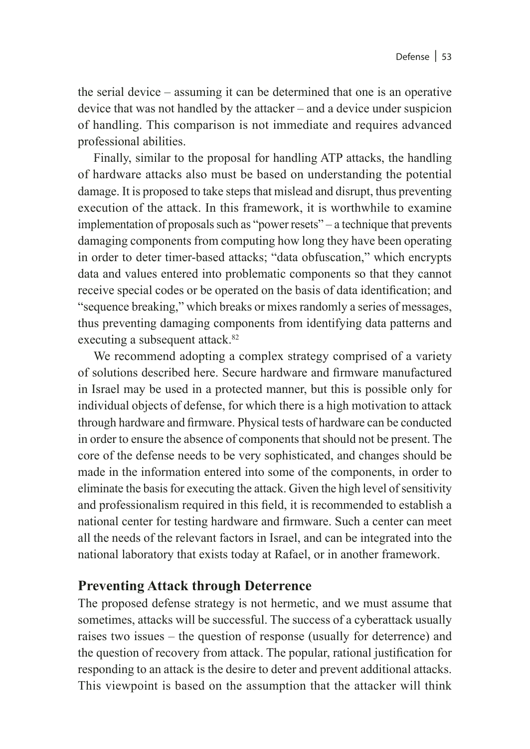the serial device – assuming it can be determined that one is an operative device that was not handled by the attacker – and a device under suspicion of handling. This comparison is not immediate and requires advanced professional abilities.

Finally, similar to the proposal for handling ATP attacks, the handling of hardware attacks also must be based on understanding the potential damage. It is proposed to take steps that mislead and disrupt, thus preventing execution of the attack. In this framework, it is worthwhile to examine implementation of proposals such as "power resets" – a technique that prevents damaging components from computing how long they have been operating in order to deter timer-based attacks; "data obfuscation," which encrypts data and values entered into problematic components so that they cannot receive special codes or be operated on the basis of data identification; and "sequence breaking," which breaks or mixes randomly a series of messages, thus preventing damaging components from identifying data patterns and executing a subsequent attack.[82]

We recommend adopting a complex strategy comprised of a variety of solutions described here. Secure hardware and firmware manufactured in Israel may be used in a protected manner, but this is possible only for individual objects of defense, for which there is a high motivation to attack through hardware and firmware. Physical tests of hardware can be conducted in order to ensure the absence of components that should not be present. The core of the defense needs to be very sophisticated, and changes should be made in the information entered into some of the components, in order to eliminate the basis for executing the attack. Given the high level of sensitivity and professionalism required in this field, it is recommended to establish a national center for testing hardware and firmware. Such a center can meet all the needs of the relevant factors in Israel, and can be integrated into the national laboratory that exists today at Rafael, or in another framework.

## Preventing Attack through Deterrence

The proposed defense strategy is not hermetic, and we must assume that sometimes, attacks will be successful. The success of a cyberattack usually raises two issues – the question of response (usually for deterrence) and the question of recovery from attack. The popular, rational justification for responding to an attack is the desire to deter and prevent additional attacks. This viewpoint is based on the assumption that the attacker will think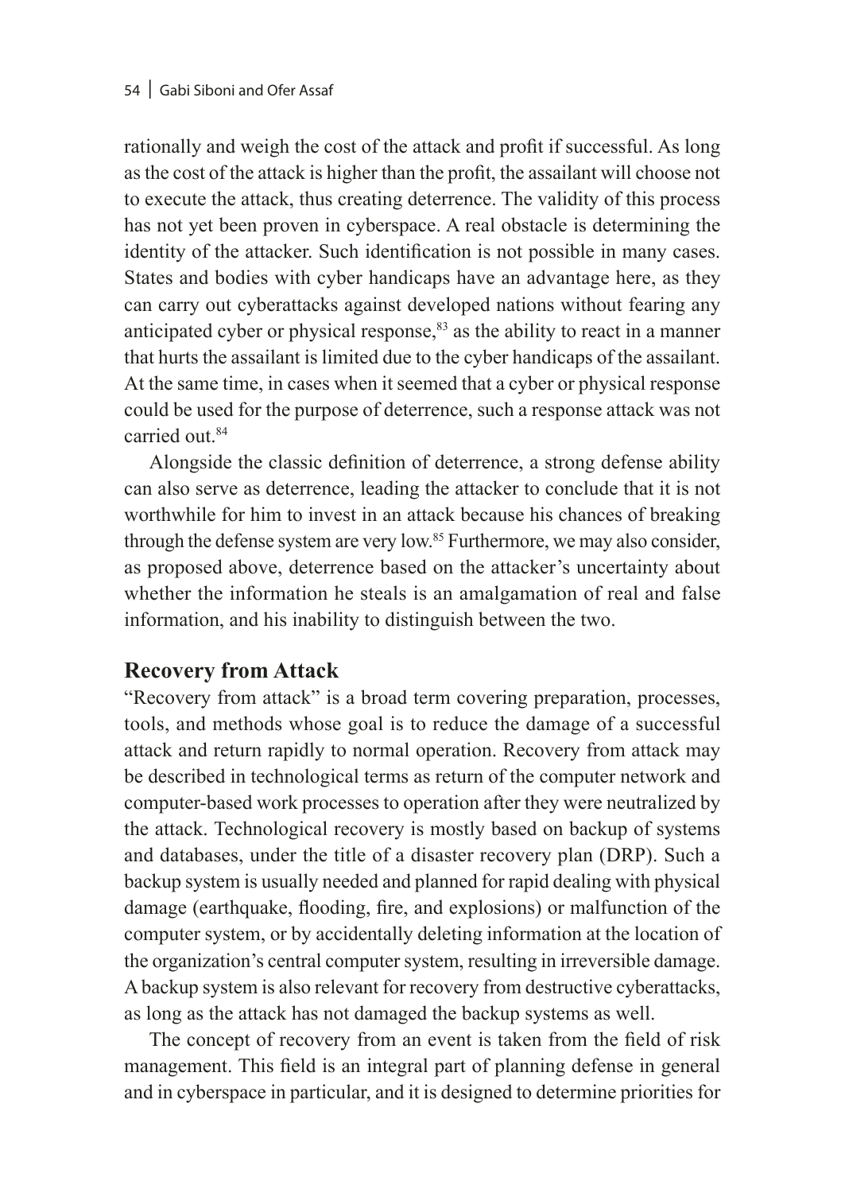rationally and weigh the cost of the attack and profit if successful. As long as the cost of the attack is higher than the profit, the assailant will choose not to execute the attack, thus creating deterrence. The validity of this process has not yet been proven in cyberspace. A real obstacle is determining the identity of the attacker. Such identification is not possible in many cases. States and bodies with cyber handicaps have an advantage here, as they can carry out cyberattacks against developed nations without fearing any anticipated cyber or physical response,[83] as the ability to react in a manner that hurts the assailant is limited due to the cyber handicaps of the assailant. At the same time, in cases when it seemed that a cyber or physical response could be used for the purpose of deterrence, such a response attack was not carried out.[84]

Alongside the classic definition of deterrence, a strong defense ability can also serve as deterrence, leading the attacker to conclude that it is not worthwhile for him to invest in an attack because his chances of breaking through the defense system are very low.[85] Furthermore, we may also consider, as proposed above, deterrence based on the attacker's uncertainty about whether the information he steals is an amalgamation of real and false information, and his inability to distinguish between the two.

## Recovery from Attack

"Recovery from attack" is a broad term covering preparation, processes, tools, and methods whose goal is to reduce the damage of a successful attack and return rapidly to normal operation. Recovery from attack may be described in technological terms as return of the computer network and computer-based work processes to operation after they were neutralized by the attack. Technological recovery is mostly based on backup of systems and databases, under the title of a disaster recovery plan (DRP). Such a backup system is usually needed and planned for rapid dealing with physical damage (earthquake, flooding, fire, and explosions) or malfunction of the computer system, or by accidentally deleting information at the location of the organization's central computer system, resulting in irreversible damage. A backup system is also relevant for recovery from destructive cyberattacks, as long as the attack has not damaged the backup systems as well.

The concept of recovery from an event is taken from the field of risk management. This field is an integral part of planning defense in general and in cyberspace in particular, and it is designed to determine priorities for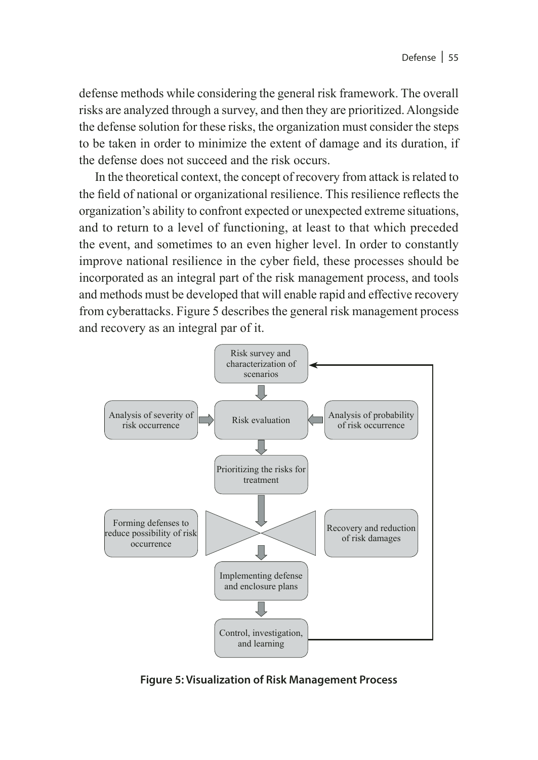defense methods while considering the general risk framework. The overall risks are analyzed through a survey, and then they are prioritized. Alongside the defense solution for these risks, the organization must consider the steps to be taken in order to minimize the extent of damage and its duration, if the defense does not succeed and the risk occurs.

In the theoretical context, the concept of recovery from attack is related to the field of national or organizational resilience. This resilience reflects the organization's ability to confront expected or unexpected extreme situations, and to return to a level of functioning, at least to that which preceded the event, and sometimes to an even higher level. In order to constantly improve national resilience in the cyber field, these processes should be incorporated as an integral part of the risk management process, and tools and methods must be developed that will enable rapid and effective recovery from cyberattacks. Figure 5 describes the general risk management process and recovery as an integral par of it.

Risk survey and characterization of scenarios

Analysis of severity of risk occurrence

Risk evaluation

Analysis of probability of risk occurrence

Prioritizing the risks for treatment

Forming defenses to reduce possibility of risk occurrence

Recovery and reduction of risk damages

Implementing defense and enclosure plans

Control, investigation, and learning

**Figure 5: Visualization of Risk Management Process**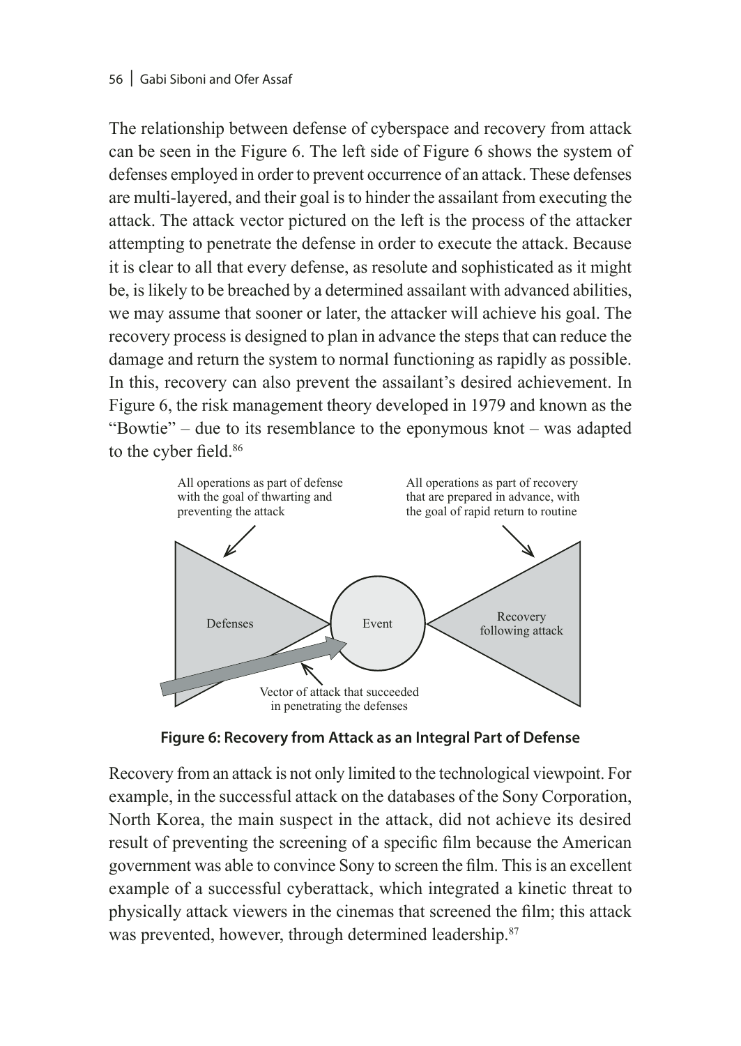The relationship between defense of cyberspace and recovery from attack can be seen in the Figure 6. The left side of Figure 6 shows the system of defenses employed in order to prevent occurrence of an attack. These defenses are multi-layered, and their goal is to hinder the assailant from executing the attack. The attack vector pictured on the left is the process of the attacker attempting to penetrate the defense in order to execute the attack. Because it is clear to all that every defense, as resolute and sophisticated as it might be, is likely to be breached by a determined assailant with advanced abilities, we may assume that sooner or later, the attacker will achieve his goal. The recovery process is designed to plan in advance the steps that can reduce the damage and return the system to normal functioning as rapidly as possible. In this, recovery can also prevent the assailant's desired achievement. In Figure 6, the risk management theory developed in 1979 and known as the "Bowtie" – due to its resemblance to the eponymous knot – was adapted to the cyber field.[86]

All operations as part of defense with the goal of thwarting and preventing the attack

All operations as part of recovery that are prepared in advance, with the goal of rapid return to routine

Defenses

Event

Recovery following attack

Vector of attack that succeeded in penetrating the defenses

**Figure 6: Recovery from Attack as an Integral Part of Defense**

Recovery from an attack is not only limited to the technological viewpoint. For example, in the successful attack on the databases of the Sony Corporation, North Korea, the main suspect in the attack, did not achieve its desired result of preventing the screening of a specific film because the American government was able to convince Sony to screen the film. This is an excellent example of a successful cyberattack, which integrated a kinetic threat to physically attack viewers in the cinemas that screened the film; this attack was prevented, however, through determined leadership.[87]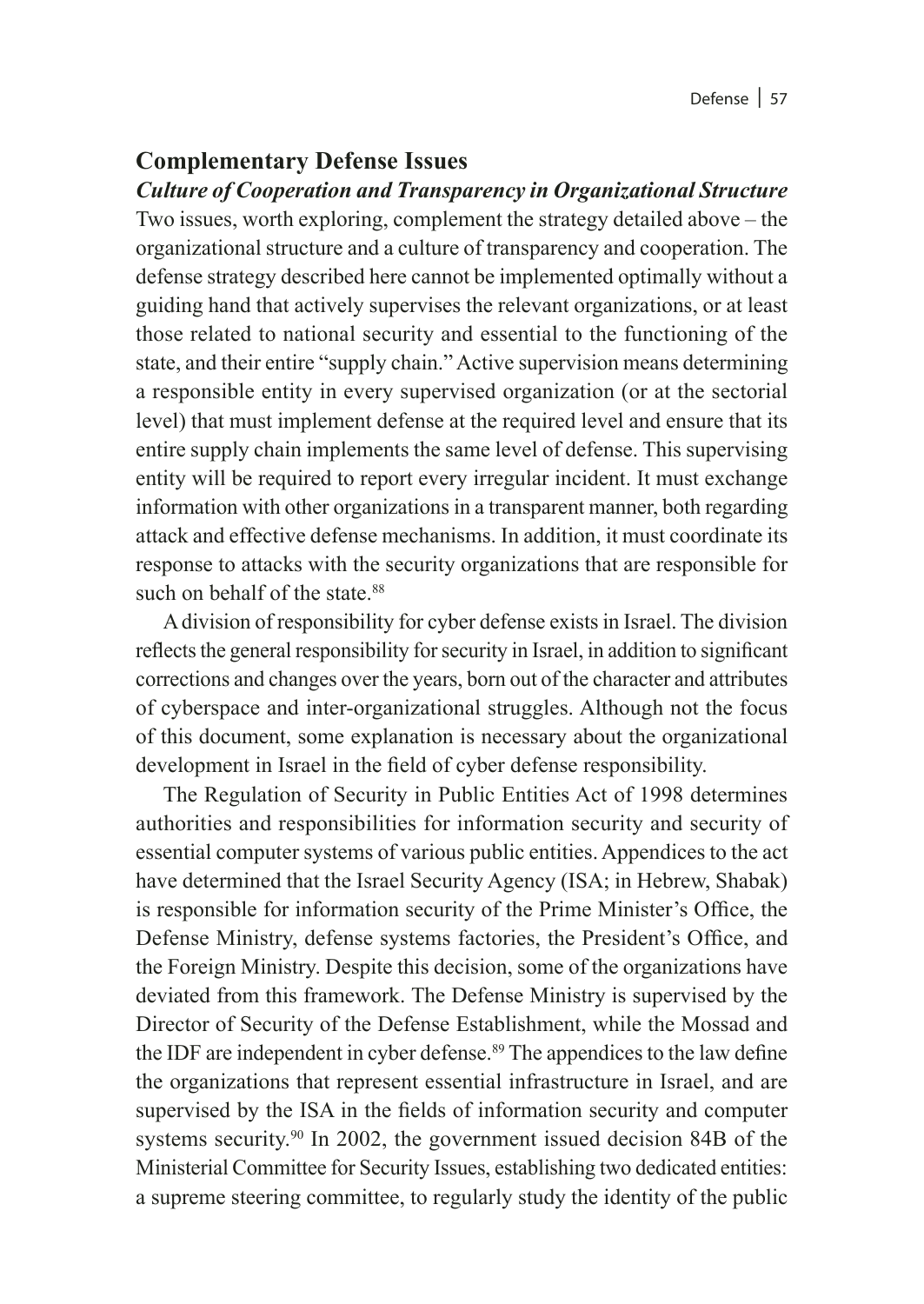## Complementary Defense Issues

### *Culture of Cooperation and Transparency in Organizational Structure*

Two issues, worth exploring, complement the strategy detailed above – the organizational structure and a culture of transparency and cooperation. The defense strategy described here cannot be implemented optimally without a guiding hand that actively supervises the relevant organizations, or at least those related to national security and essential to the functioning of the state, and their entire "supply chain." Active supervision means determining a responsible entity in every supervised organization (or at the sectorial level) that must implement defense at the required level and ensure that its entire supply chain implements the same level of defense. This supervising entity will be required to report every irregular incident. It must exchange information with other organizations in a transparent manner, both regarding attack and effective defense mechanisms. In addition, it must coordinate its response to attacks with the security organizations that are responsible for such on behalf of the state.[88]

A division of responsibility for cyber defense exists in Israel. The division reflects the general responsibility for security in Israel, in addition to significant corrections and changes over the years, born out of the character and attributes of cyberspace and inter-organizational struggles. Although not the focus of this document, some explanation is necessary about the organizational development in Israel in the field of cyber defense responsibility.

The Regulation of Security in Public Entities Act of 1998 determines authorities and responsibilities for information security and security of essential computer systems of various public entities. Appendices to the act have determined that the Israel Security Agency (ISA; in Hebrew, Shabak) is responsible for information security of the Prime Minister's Office, the Defense Ministry, defense systems factories, the President's Office, and the Foreign Ministry. Despite this decision, some of the organizations have deviated from this framework. The Defense Ministry is supervised by the Director of Security of the Defense Establishment, while the Mossad and the IDF are independent in cyber defense.[89] The appendices to the law define the organizations that represent essential infrastructure in Israel, and are supervised by the ISA in the fields of information security and computer systems security.[90] In 2002, the government issued decision 84B of the Ministerial Committee for Security Issues, establishing two dedicated entities: a supreme steering committee, to regularly study the identity of the public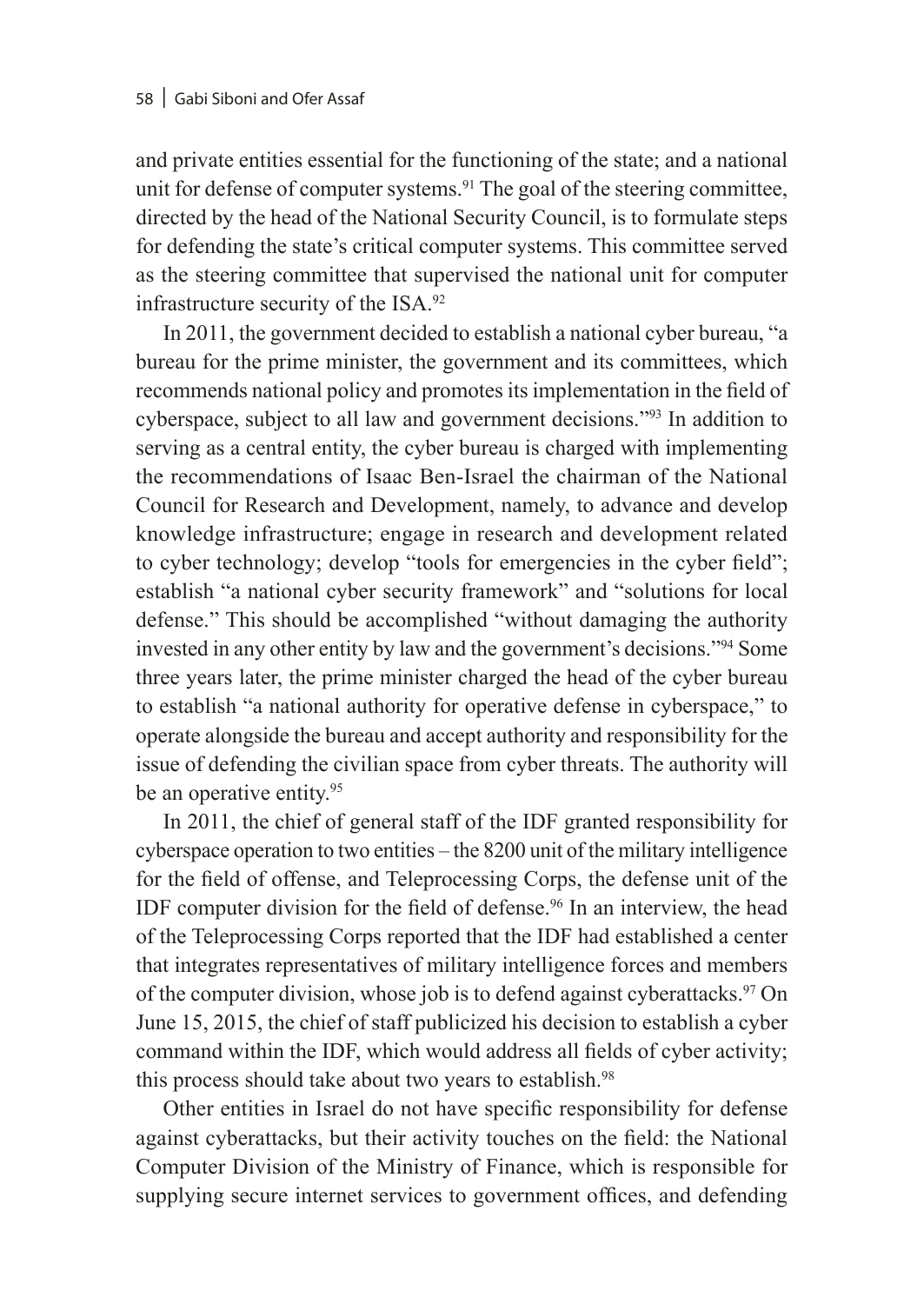and private entities essential for the functioning of the state; and a national unit for defense of computer systems.[91] The goal of the steering committee, directed by the head of the National Security Council, is to formulate steps for defending the state's critical computer systems. This committee served as the steering committee that supervised the national unit for computer infrastructure security of the ISA.[92]

In 2011, the government decided to establish a national cyber bureau, "a bureau for the prime minister, the government and its committees, which recommends national policy and promotes its implementation in the field of cyberspace, subject to all law and government decisions."[93] In addition to serving as a central entity, the cyber bureau is charged with implementing the recommendations of Isaac Ben-Israel the chairman of the National Council for Research and Development, namely, to advance and develop knowledge infrastructure; engage in research and development related to cyber technology; develop "tools for emergencies in the cyber field"; establish "a national cyber security framework" and "solutions for local defense." This should be accomplished "without damaging the authority invested in any other entity by law and the government's decisions."[94] Some three years later, the prime minister charged the head of the cyber bureau to establish "a national authority for operative defense in cyberspace," to operate alongside the bureau and accept authority and responsibility for the issue of defending the civilian space from cyber threats. The authority will be an operative entity.[95]

In 2011, the chief of general staff of the IDF granted responsibility for cyberspace operation to two entities – the 8200 unit of the military intelligence for the field of offense, and Teleprocessing Corps, the defense unit of the IDF computer division for the field of defense.[96] In an interview, the head of the Teleprocessing Corps reported that the IDF had established a center that integrates representatives of military intelligence forces and members of the computer division, whose job is to defend against cyberattacks.[97] On June 15, 2015, the chief of staff publicized his decision to establish a cyber command within the IDF, which would address all fields of cyber activity; this process should take about two years to establish.[98]

Other entities in Israel do not have specific responsibility for defense against cyberattacks, but their activity touches on the field: the National Computer Division of the Ministry of Finance, which is responsible for supplying secure internet services to government offices, and defending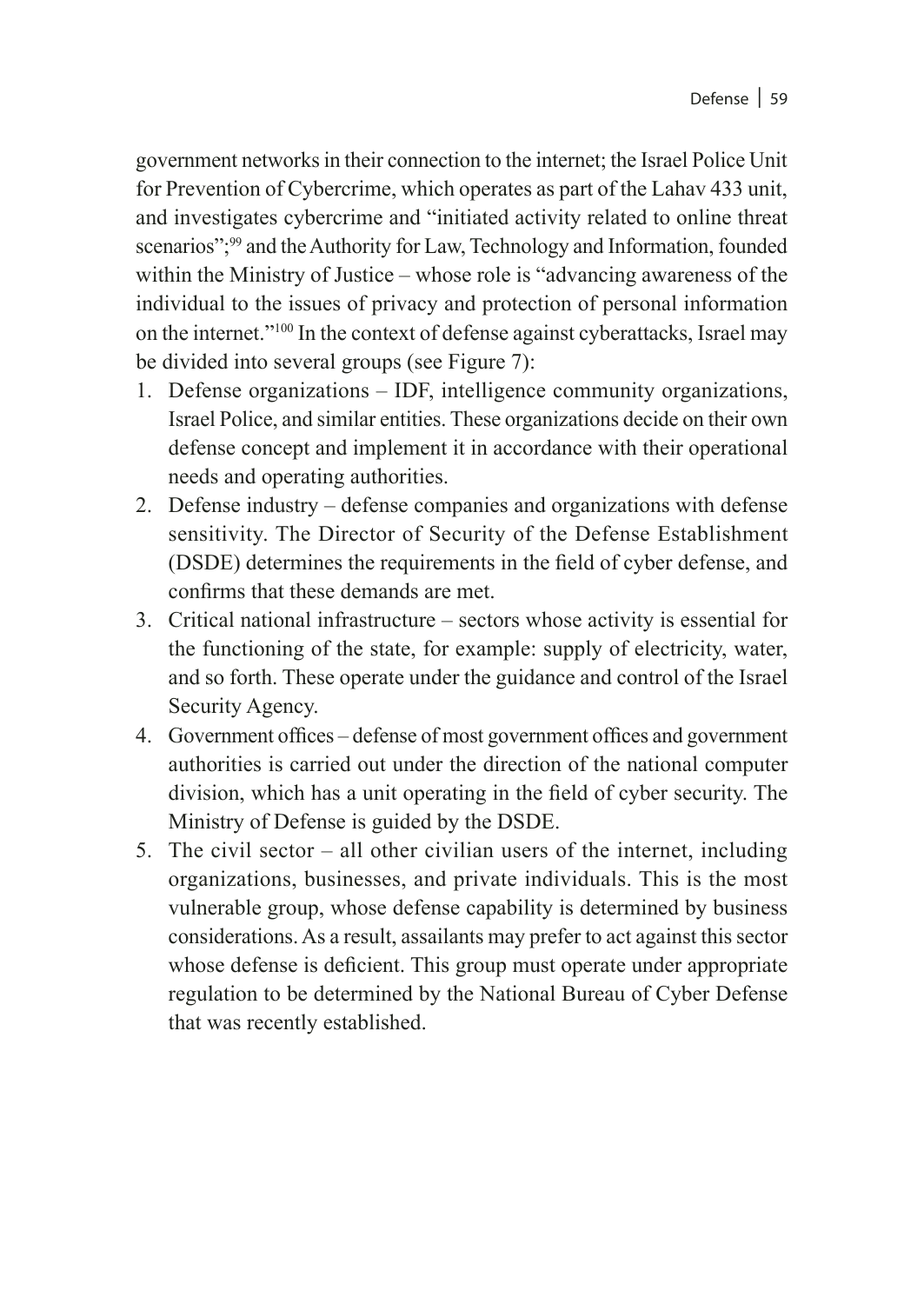government networks in their connection to the internet; the Israel Police Unit for Prevention of Cybercrime, which operates as part of the Lahav 433 unit, and investigates cybercrime and "initiated activity related to online threat scenarios";[99] and the Authority for Law, Technology and Information, founded within the Ministry of Justice – whose role is "advancing awareness of the individual to the issues of privacy and protection of personal information on the internet."[100] In the context of defense against cyberattacks, Israel may be divided into several groups (see Figure 7):

1. Defense organizations – IDF, intelligence community organizations, Israel Police, and similar entities. These organizations decide on their own defense concept and implement it in accordance with their operational needs and operating authorities.
2. Defense industry – defense companies and organizations with defense sensitivity. The Director of Security of the Defense Establishment (DSDE) determines the requirements in the field of cyber defense, and confirms that these demands are met.
3. Critical national infrastructure – sectors whose activity is essential for the functioning of the state, for example: supply of electricity, water, and so forth. These operate under the guidance and control of the Israel Security Agency.
4. Government offices – defense of most government offices and government authorities is carried out under the direction of the national computer division, which has a unit operating in the field of cyber security. The Ministry of Defense is guided by the DSDE.
5. The civil sector – all other civilian users of the internet, including organizations, businesses, and private individuals. This is the most vulnerable group, whose defense capability is determined by business considerations. As a result, assailants may prefer to act against this sector whose defense is deficient. This group must operate under appropriate regulation to be determined by the National Bureau of Cyber Defense that was recently established.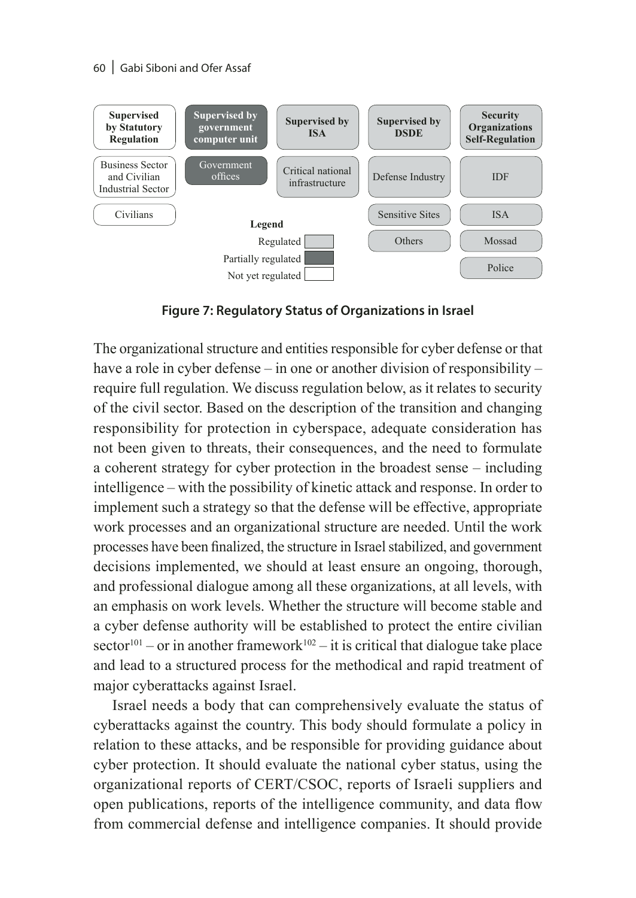| Supervised by Statutory Regulation | Supervised by government computer unit | Supervised by ISA | Supervised by DSDE | Security Organizations Self-Regulation |
|---|---|---|---|---|
| Business Sector and Civilian Industrial Sector | Government offices | Critical national infrastructure | Defense Industry | IDF |
| Civilians | | | Sensitive Sites | ISA |
| | | | Others | Mossad |
| | | | | Police |

Legend: Regulated (light gray); Partially regulated (dark gray); Not yet regulated (white)

**Figure 7: Regulatory Status of Organizations in Israel**

The organizational structure and entities responsible for cyber defense or that have a role in cyber defense – in one or another division of responsibility – require full regulation. We discuss regulation below, as it relates to security of the civil sector. Based on the description of the transition and changing responsibility for protection in cyberspace, adequate consideration has not been given to threats, their consequences, and the need to formulate a coherent strategy for cyber protection in the broadest sense – including intelligence – with the possibility of kinetic attack and response. In order to implement such a strategy so that the defense will be effective, appropriate work processes and an organizational structure are needed. Until the work processes have been finalized, the structure in Israel stabilized, and government decisions implemented, we should at least ensure an ongoing, thorough, and professional dialogue among all these organizations, at all levels, with an emphasis on work levels. Whether the structure will become stable and a cyber defense authority will be established to protect the entire civilian sector[101] – or in another framework[102] – it is critical that dialogue take place and lead to a structured process for the methodical and rapid treatment of major cyberattacks against Israel.

Israel needs a body that can comprehensively evaluate the status of cyberattacks against the country. This body should formulate a policy in relation to these attacks, and be responsible for providing guidance about cyber protection. It should evaluate the national cyber status, using the organizational reports of CERT/CSOC, reports of Israeli suppliers and open publications, reports of the intelligence community, and data flow from commercial defense and intelligence companies. It should provide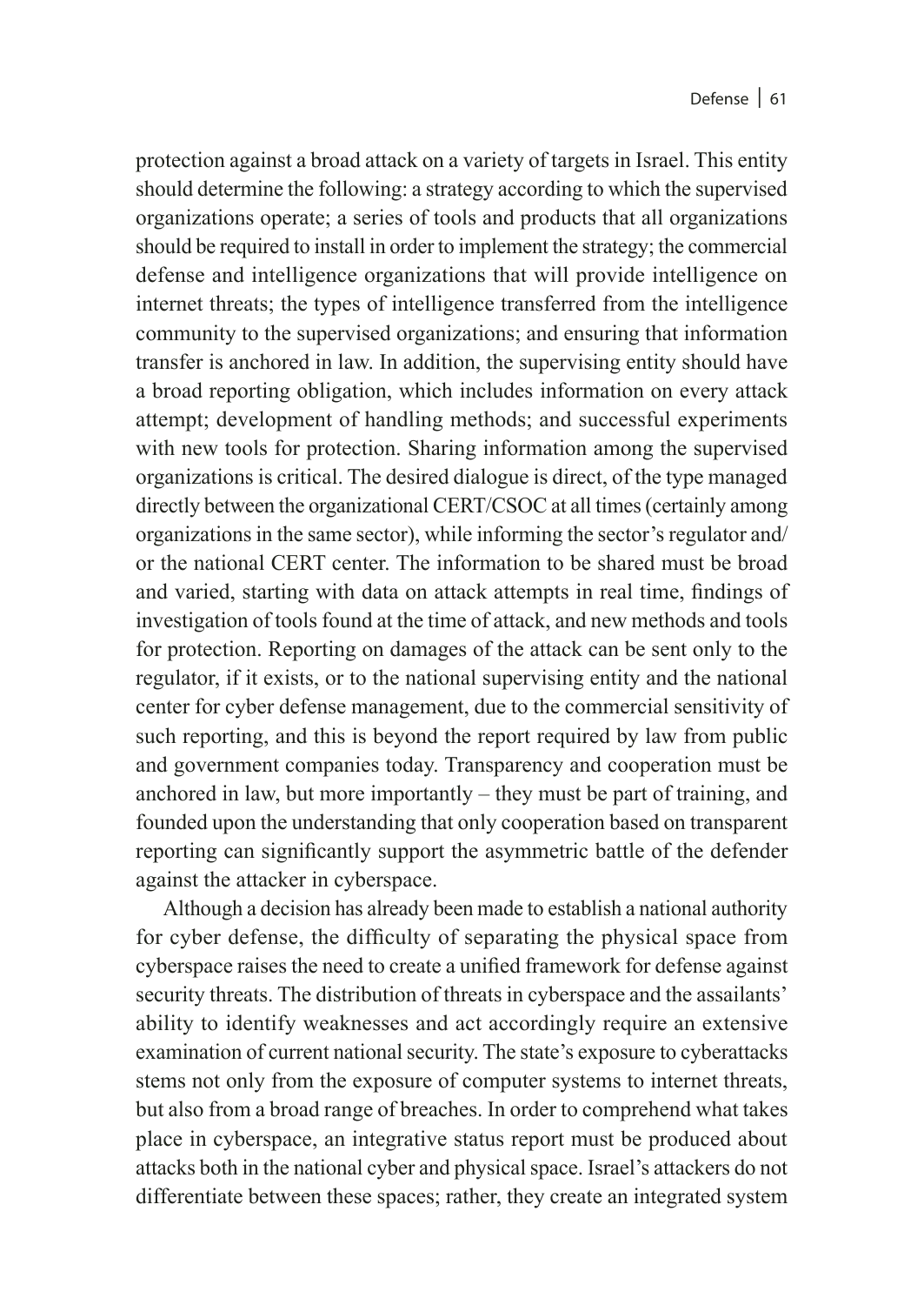protection against a broad attack on a variety of targets in Israel. This entity should determine the following: a strategy according to which the supervised organizations operate; a series of tools and products that all organizations should be required to install in order to implement the strategy; the commercial defense and intelligence organizations that will provide intelligence on internet threats; the types of intelligence transferred from the intelligence community to the supervised organizations; and ensuring that information transfer is anchored in law. In addition, the supervising entity should have a broad reporting obligation, which includes information on every attack attempt; development of handling methods; and successful experiments with new tools for protection. Sharing information among the supervised organizations is critical. The desired dialogue is direct, of the type managed directly between the organizational CERT/CSOC at all times (certainly among organizations in the same sector), while informing the sector's regulator and/or the national CERT center. The information to be shared must be broad and varied, starting with data on attack attempts in real time, findings of investigation of tools found at the time of attack, and new methods and tools for protection. Reporting on damages of the attack can be sent only to the regulator, if it exists, or to the national supervising entity and the national center for cyber defense management, due to the commercial sensitivity of such reporting, and this is beyond the report required by law from public and government companies today. Transparency and cooperation must be anchored in law, but more importantly – they must be part of training, and founded upon the understanding that only cooperation based on transparent reporting can significantly support the asymmetric battle of the defender against the attacker in cyberspace.

Although a decision has already been made to establish a national authority for cyber defense, the difficulty of separating the physical space from cyberspace raises the need to create a unified framework for defense against security threats. The distribution of threats in cyberspace and the assailants' ability to identify weaknesses and act accordingly require an extensive examination of current national security. The state's exposure to cyberattacks stems not only from the exposure of computer systems to internet threats, but also from a broad range of breaches. In order to comprehend what takes place in cyberspace, an integrative status report must be produced about attacks both in the national cyber and physical space. Israel's attackers do not differentiate between these spaces; rather, they create an integrated system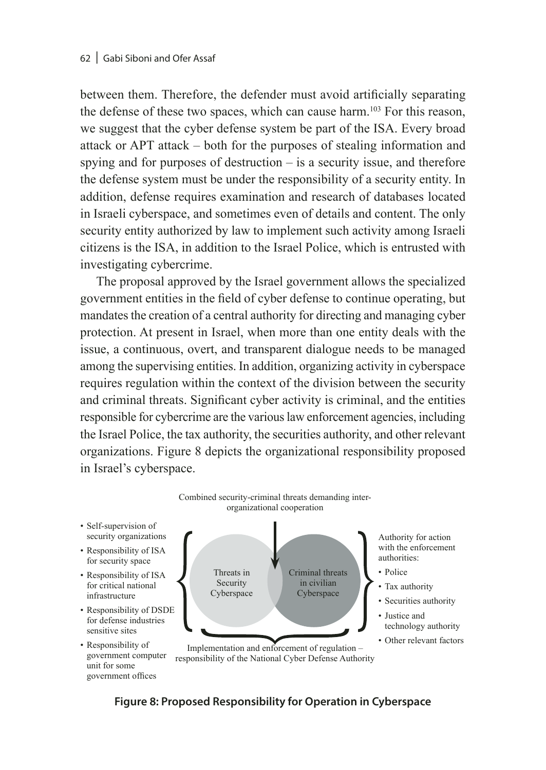between them. Therefore, the defender must avoid artificially separating the defense of these two spaces, which can cause harm.[103] For this reason, we suggest that the cyber defense system be part of the ISA. Every broad attack or APT attack – both for the purposes of stealing information and spying and for purposes of destruction – is a security issue, and therefore the defense system must be under the responsibility of a security entity. In addition, defense requires examination and research of databases located in Israeli cyberspace, and sometimes even of details and content. The only security entity authorized by law to implement such activity among Israeli citizens is the ISA, in addition to the Israel Police, which is entrusted with investigating cybercrime.

The proposal approved by the Israel government allows the specialized government entities in the field of cyber defense to continue operating, but mandates the creation of a central authority for directing and managing cyber protection. At present in Israel, when more than one entity deals with the issue, a continuous, overt, and transparent dialogue needs to be managed among the supervising entities. In addition, organizing activity in cyberspace requires regulation within the context of the division between the security and criminal threats. Significant cyber activity is criminal, and the entities responsible for cybercrime are the various law enforcement agencies, including the Israel Police, the tax authority, the securities authority, and other relevant organizations. Figure 8 depicts the organizational responsibility proposed in Israel's cyberspace.

Combined security-criminal threats demanding inter-organizational cooperation

- Self-supervision of security organizations
- Responsibility of ISA for security space
- Responsibility of ISA for critical national infrastructure
- Responsibility of DSDE for defense industries sensitive sites
- Responsibility of government computer unit for some government offices

Threats in Security Cyberspace

Criminal threats in civilian Cyberspace

Authority for action with the enforcement authorities:

- Police
- Tax authority
- Securities authority
- Justice and technology authority
- Other relevant factors

Implementation and enforcement of regulation – responsibility of the National Cyber Defense Authority

**Figure 8: Proposed Responsibility for Operation in Cyberspace**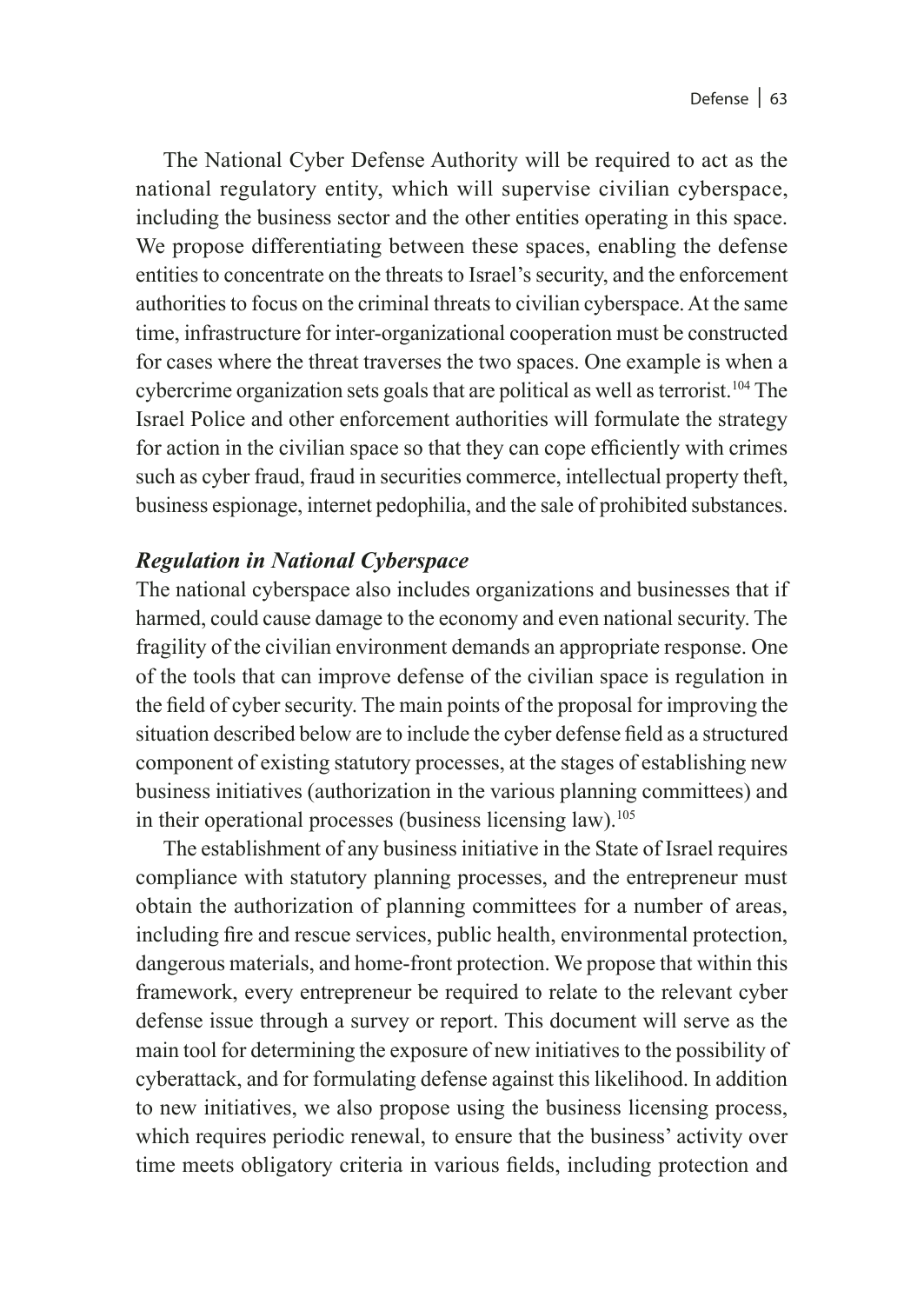The National Cyber Defense Authority will be required to act as the national regulatory entity, which will supervise civilian cyberspace, including the business sector and the other entities operating in this space. We propose differentiating between these spaces, enabling the defense entities to concentrate on the threats to Israel's security, and the enforcement authorities to focus on the criminal threats to civilian cyberspace. At the same time, infrastructure for inter-organizational cooperation must be constructed for cases where the threat traverses the two spaces. One example is when a cybercrime organization sets goals that are political as well as terrorist.[104] The Israel Police and other enforcement authorities will formulate the strategy for action in the civilian space so that they can cope efficiently with crimes such as cyber fraud, fraud in securities commerce, intellectual property theft, business espionage, internet pedophilia, and the sale of prohibited substances.

### *Regulation in National Cyberspace*

The national cyberspace also includes organizations and businesses that if harmed, could cause damage to the economy and even national security. The fragility of the civilian environment demands an appropriate response. One of the tools that can improve defense of the civilian space is regulation in the field of cyber security. The main points of the proposal for improving the situation described below are to include the cyber defense field as a structured component of existing statutory processes, at the stages of establishing new business initiatives (authorization in the various planning committees) and in their operational processes (business licensing law).[105]

The establishment of any business initiative in the State of Israel requires compliance with statutory planning processes, and the entrepreneur must obtain the authorization of planning committees for a number of areas, including fire and rescue services, public health, environmental protection, dangerous materials, and home-front protection. We propose that within this framework, every entrepreneur be required to relate to the relevant cyber defense issue through a survey or report. This document will serve as the main tool for determining the exposure of new initiatives to the possibility of cyberattack, and for formulating defense against this likelihood. In addition to new initiatives, we also propose using the business licensing process, which requires periodic renewal, to ensure that the business' activity over time meets obligatory criteria in various fields, including protection and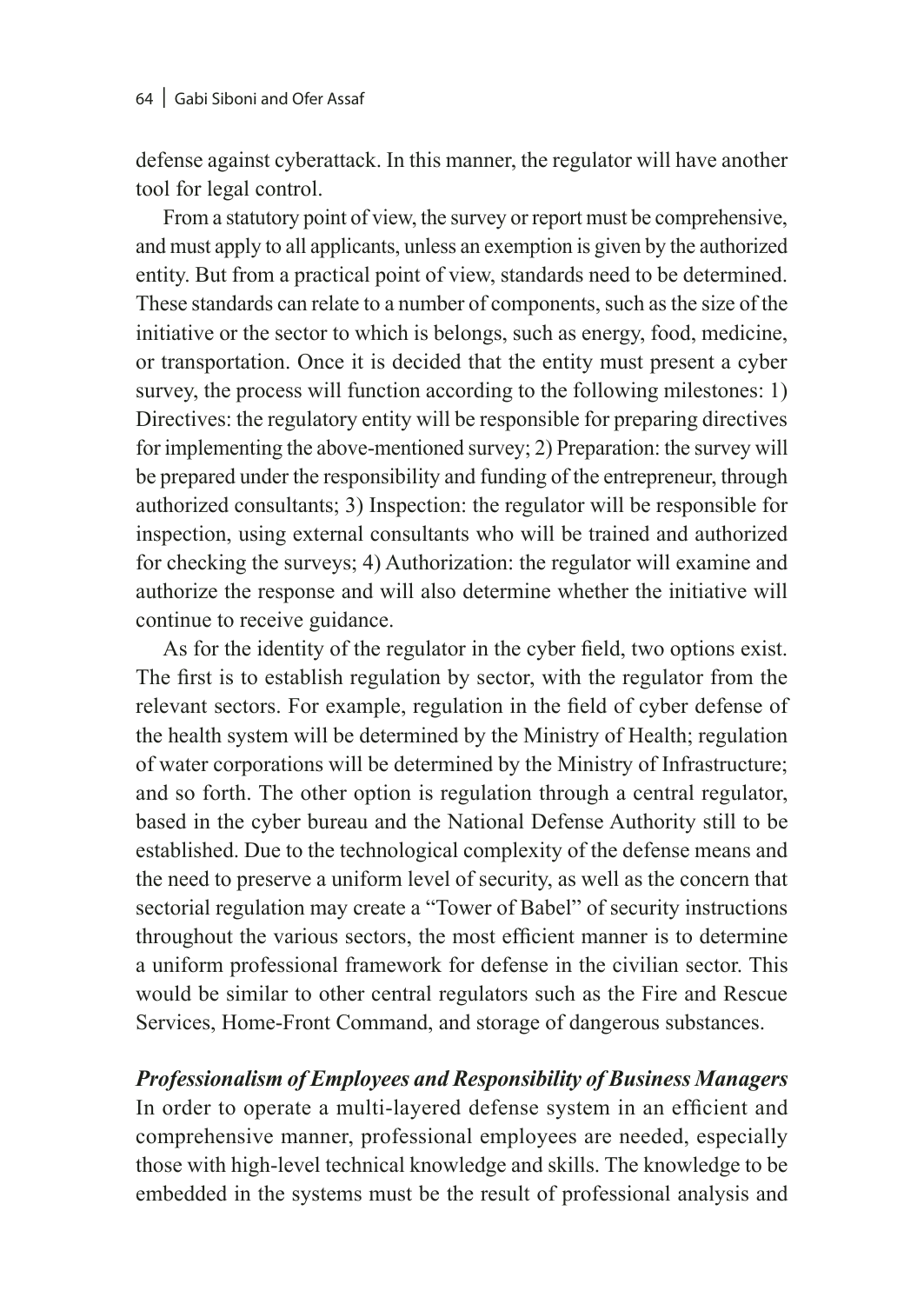defense against cyberattack. In this manner, the regulator will have another tool for legal control.

From a statutory point of view, the survey or report must be comprehensive, and must apply to all applicants, unless an exemption is given by the authorized entity. But from a practical point of view, standards need to be determined. These standards can relate to a number of components, such as the size of the initiative or the sector to which is belongs, such as energy, food, medicine, or transportation. Once it is decided that the entity must present a cyber survey, the process will function according to the following milestones: 1) Directives: the regulatory entity will be responsible for preparing directives for implementing the above-mentioned survey; 2) Preparation: the survey will be prepared under the responsibility and funding of the entrepreneur, through authorized consultants; 3) Inspection: the regulator will be responsible for inspection, using external consultants who will be trained and authorized for checking the surveys; 4) Authorization: the regulator will examine and authorize the response and will also determine whether the initiative will continue to receive guidance.

As for the identity of the regulator in the cyber field, two options exist. The first is to establish regulation by sector, with the regulator from the relevant sectors. For example, regulation in the field of cyber defense of the health system will be determined by the Ministry of Health; regulation of water corporations will be determined by the Ministry of Infrastructure; and so forth. The other option is regulation through a central regulator, based in the cyber bureau and the National Defense Authority still to be established. Due to the technological complexity of the defense means and the need to preserve a uniform level of security, as well as the concern that sectorial regulation may create a "Tower of Babel" of security instructions throughout the various sectors, the most efficient manner is to determine a uniform professional framework for defense in the civilian sector. This would be similar to other central regulators such as the Fire and Rescue Services, Home-Front Command, and storage of dangerous substances.

### *Professionalism of Employees and Responsibility of Business Managers*

In order to operate a multi-layered defense system in an efficient and comprehensive manner, professional employees are needed, especially those with high-level technical knowledge and skills. The knowledge to be embedded in the systems must be the result of professional analysis and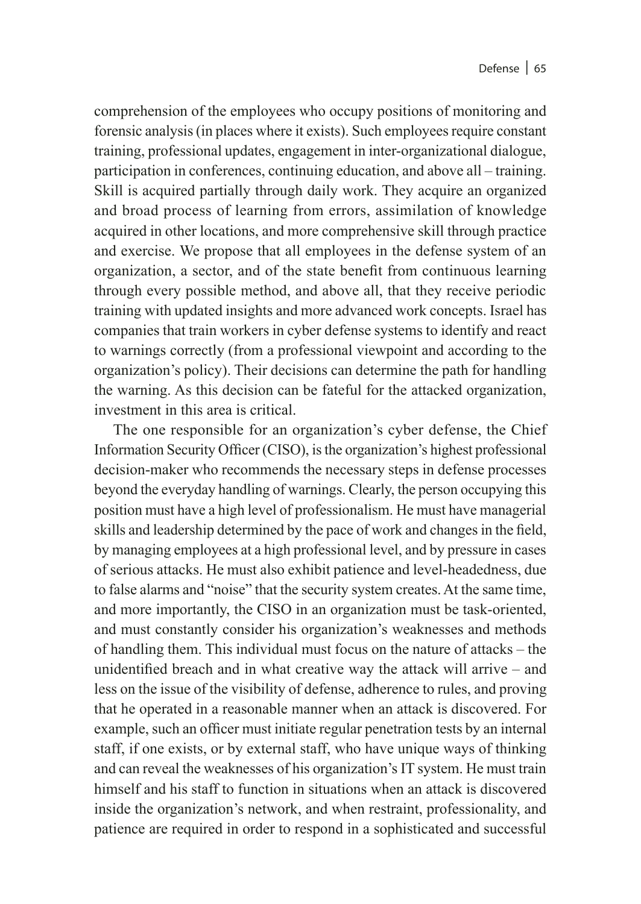comprehension of the employees who occupy positions of monitoring and forensic analysis (in places where it exists). Such employees require constant training, professional updates, engagement in inter-organizational dialogue, participation in conferences, continuing education, and above all – training. Skill is acquired partially through daily work. They acquire an organized and broad process of learning from errors, assimilation of knowledge acquired in other locations, and more comprehensive skill through practice and exercise. We propose that all employees in the defense system of an organization, a sector, and of the state benefit from continuous learning through every possible method, and above all, that they receive periodic training with updated insights and more advanced work concepts. Israel has companies that train workers in cyber defense systems to identify and react to warnings correctly (from a professional viewpoint and according to the organization's policy). Their decisions can determine the path for handling the warning. As this decision can be fateful for the attacked organization, investment in this area is critical.

The one responsible for an organization's cyber defense, the Chief Information Security Officer (CISO), is the organization's highest professional decision-maker who recommends the necessary steps in defense processes beyond the everyday handling of warnings. Clearly, the person occupying this position must have a high level of professionalism. He must have managerial skills and leadership determined by the pace of work and changes in the field, by managing employees at a high professional level, and by pressure in cases of serious attacks. He must also exhibit patience and level-headedness, due to false alarms and "noise" that the security system creates. At the same time, and more importantly, the CISO in an organization must be task-oriented, and must constantly consider his organization's weaknesses and methods of handling them. This individual must focus on the nature of attacks – the unidentified breach and in what creative way the attack will arrive – and less on the issue of the visibility of defense, adherence to rules, and proving that he operated in a reasonable manner when an attack is discovered. For example, such an officer must initiate regular penetration tests by an internal staff, if one exists, or by external staff, who have unique ways of thinking and can reveal the weaknesses of his organization's IT system. He must train himself and his staff to function in situations when an attack is discovered inside the organization's network, and when restraint, professionality, and patience are required in order to respond in a sophisticated and successful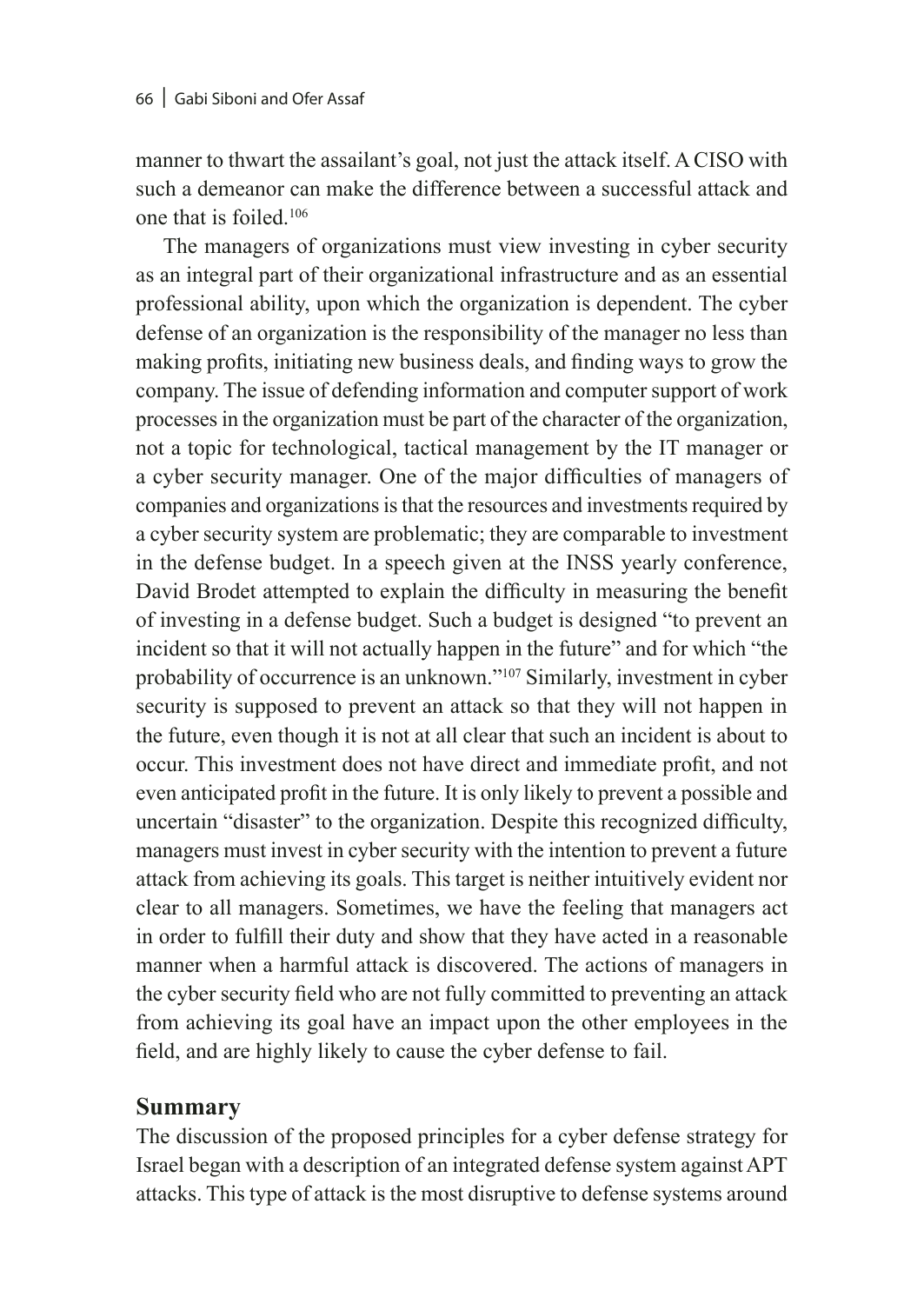manner to thwart the assailant's goal, not just the attack itself. A CISO with such a demeanor can make the difference between a successful attack and one that is foiled.[106]

The managers of organizations must view investing in cyber security as an integral part of their organizational infrastructure and as an essential professional ability, upon which the organization is dependent. The cyber defense of an organization is the responsibility of the manager no less than making profits, initiating new business deals, and finding ways to grow the company. The issue of defending information and computer support of work processes in the organization must be part of the character of the organization, not a topic for technological, tactical management by the IT manager or a cyber security manager. One of the major difficulties of managers of companies and organizations is that the resources and investments required by a cyber security system are problematic; they are comparable to investment in the defense budget. In a speech given at the INSS yearly conference, David Brodet attempted to explain the difficulty in measuring the benefit of investing in a defense budget. Such a budget is designed "to prevent an incident so that it will not actually happen in the future" and for which "the probability of occurrence is an unknown."[107] Similarly, investment in cyber security is supposed to prevent an attack so that they will not happen in the future, even though it is not at all clear that such an incident is about to occur. This investment does not have direct and immediate profit, and not even anticipated profit in the future. It is only likely to prevent a possible and uncertain "disaster" to the organization. Despite this recognized difficulty, managers must invest in cyber security with the intention to prevent a future attack from achieving its goals. This target is neither intuitively evident nor clear to all managers. Sometimes, we have the feeling that managers act in order to fulfill their duty and show that they have acted in a reasonable manner when a harmful attack is discovered. The actions of managers in the cyber security field who are not fully committed to preventing an attack from achieving its goal have an impact upon the other employees in the field, and are highly likely to cause the cyber defense to fail.

## Summary

The discussion of the proposed principles for a cyber defense strategy for Israel began with a description of an integrated defense system against APT attacks. This type of attack is the most disruptive to defense systems around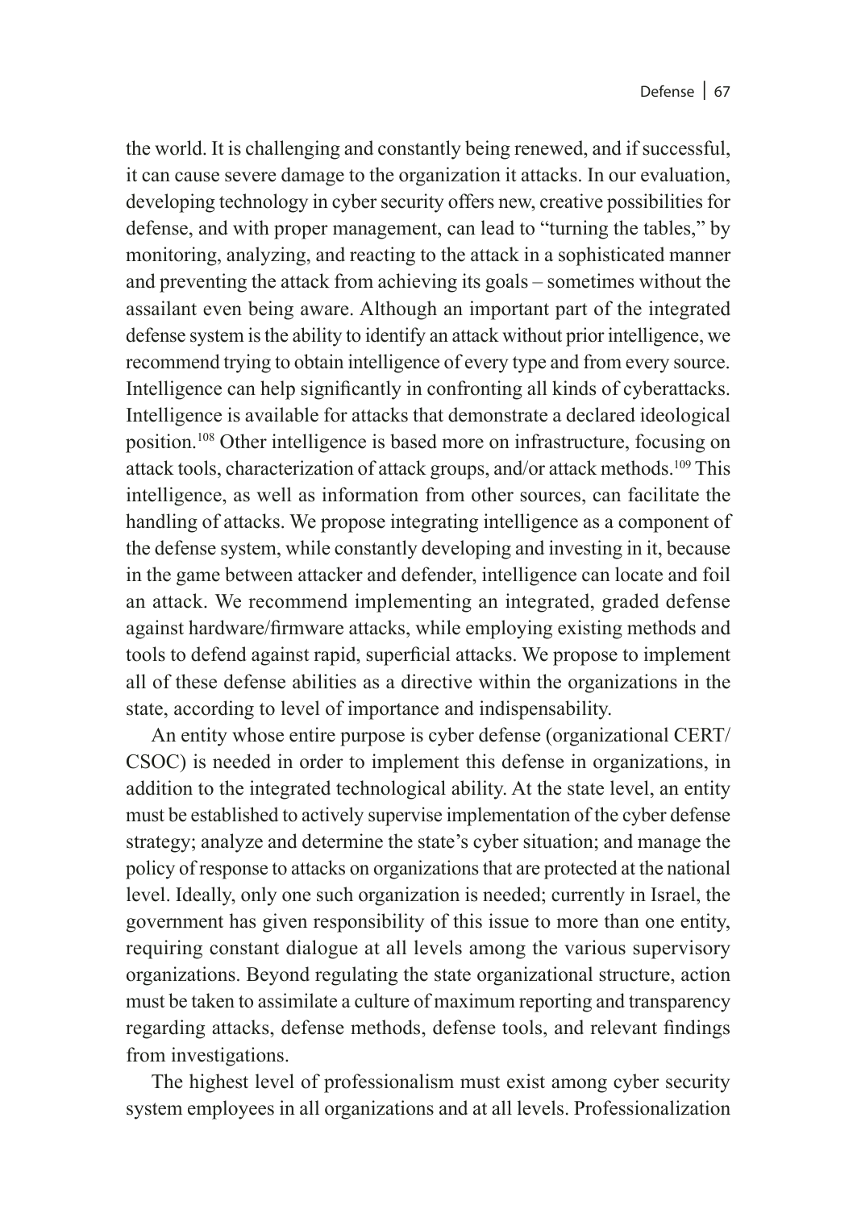the world. It is challenging and constantly being renewed, and if successful, it can cause severe damage to the organization it attacks. In our evaluation, developing technology in cyber security offers new, creative possibilities for defense, and with proper management, can lead to "turning the tables," by monitoring, analyzing, and reacting to the attack in a sophisticated manner and preventing the attack from achieving its goals – sometimes without the assailant even being aware. Although an important part of the integrated defense system is the ability to identify an attack without prior intelligence, we recommend trying to obtain intelligence of every type and from every source. Intelligence can help significantly in confronting all kinds of cyberattacks. Intelligence is available for attacks that demonstrate a declared ideological position.[108] Other intelligence is based more on infrastructure, focusing on attack tools, characterization of attack groups, and/or attack methods.[109] This intelligence, as well as information from other sources, can facilitate the handling of attacks. We propose integrating intelligence as a component of the defense system, while constantly developing and investing in it, because in the game between attacker and defender, intelligence can locate and foil an attack. We recommend implementing an integrated, graded defense against hardware/firmware attacks, while employing existing methods and tools to defend against rapid, superficial attacks. We propose to implement all of these defense abilities as a directive within the organizations in the state, according to level of importance and indispensability.

An entity whose entire purpose is cyber defense (organizational CERT/CSOC) is needed in order to implement this defense in organizations, in addition to the integrated technological ability. At the state level, an entity must be established to actively supervise implementation of the cyber defense strategy; analyze and determine the state's cyber situation; and manage the policy of response to attacks on organizations that are protected at the national level. Ideally, only one such organization is needed; currently in Israel, the government has given responsibility of this issue to more than one entity, requiring constant dialogue at all levels among the various supervisory organizations. Beyond regulating the state organizational structure, action must be taken to assimilate a culture of maximum reporting and transparency regarding attacks, defense methods, defense tools, and relevant findings from investigations.

The highest level of professionalism must exist among cyber security system employees in all organizations and at all levels. Professionalization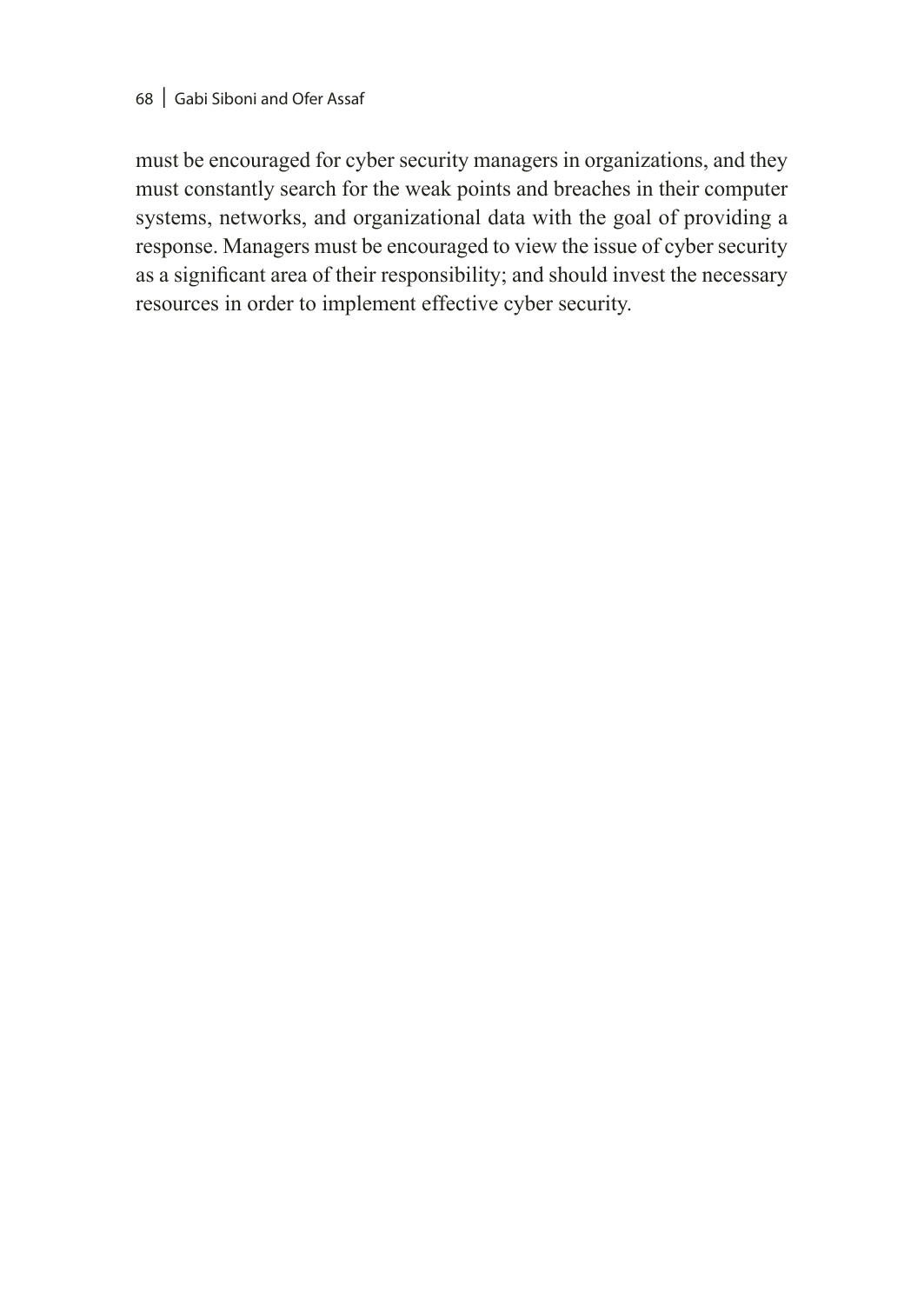must be encouraged for cyber security managers in organizations, and they must constantly search for the weak points and breaches in their computer systems, networks, and organizational data with the goal of providing a response. Managers must be encouraged to view the issue of cyber security as a significant area of their responsibility; and should invest the necessary resources in order to implement effective cyber security.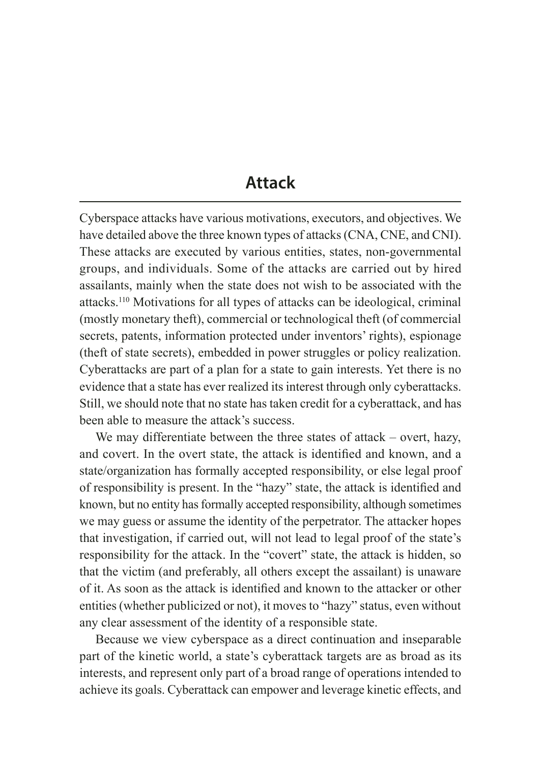# Attack

Cyberspace attacks have various motivations, executors, and objectives. We have detailed above the three known types of attacks (CNA, CNE, and CNI). These attacks are executed by various entities, states, non-governmental groups, and individuals. Some of the attacks are carried out by hired assailants, mainly when the state does not wish to be associated with the attacks.[110] Motivations for all types of attacks can be ideological, criminal (mostly monetary theft), commercial or technological theft (of commercial secrets, patents, information protected under inventors' rights), espionage (theft of state secrets), embedded in power struggles or policy realization. Cyberattacks are part of a plan for a state to gain interests. Yet there is no evidence that a state has ever realized its interest through only cyberattacks. Still, we should note that no state has taken credit for a cyberattack, and has been able to measure the attack's success.

We may differentiate between the three states of attack – overt, hazy, and covert. In the overt state, the attack is identified and known, and a state/organization has formally accepted responsibility, or else legal proof of responsibility is present. In the "hazy" state, the attack is identified and known, but no entity has formally accepted responsibility, although sometimes we may guess or assume the identity of the perpetrator. The attacker hopes that investigation, if carried out, will not lead to legal proof of the state's responsibility for the attack. In the "covert" state, the attack is hidden, so that the victim (and preferably, all others except the assailant) is unaware of it. As soon as the attack is identified and known to the attacker or other entities (whether publicized or not), it moves to "hazy" status, even without any clear assessment of the identity of a responsible state.

Because we view cyberspace as a direct continuation and inseparable part of the kinetic world, a state's cyberattack targets are as broad as its interests, and represent only part of a broad range of operations intended to achieve its goals. Cyberattack can empower and leverage kinetic effects, and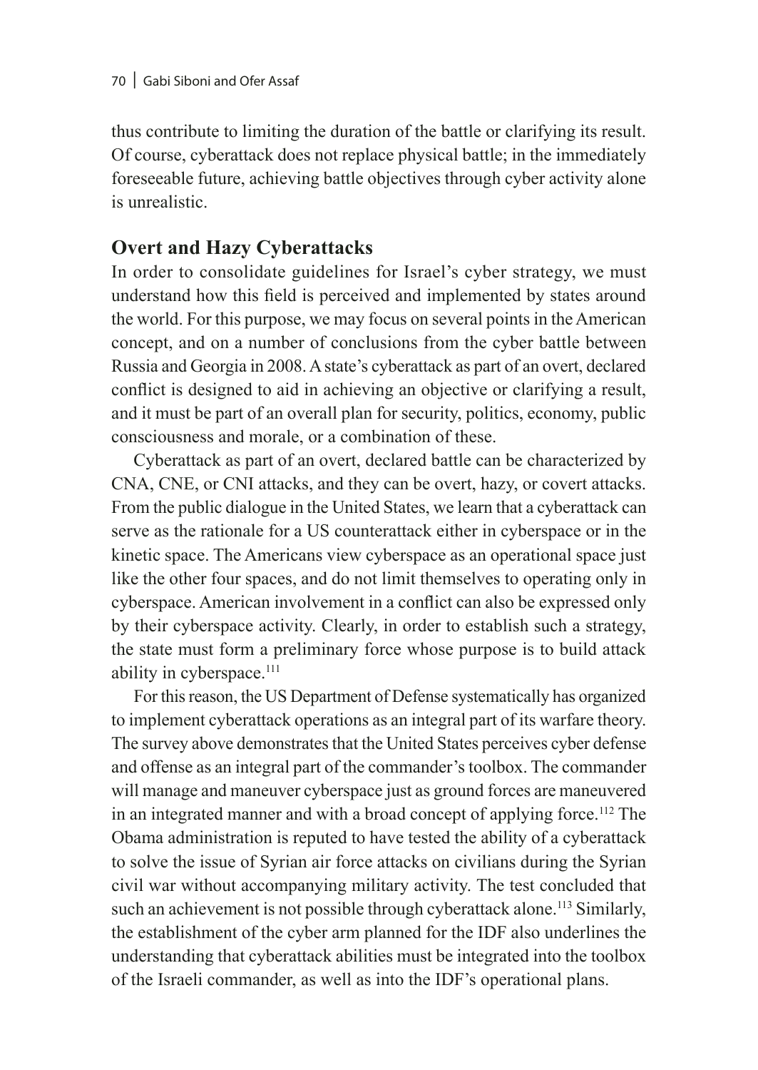thus contribute to limiting the duration of the battle or clarifying its result. Of course, cyberattack does not replace physical battle; in the immediately foreseeable future, achieving battle objectives through cyber activity alone is unrealistic.

## Overt and Hazy Cyberattacks

In order to consolidate guidelines for Israel's cyber strategy, we must understand how this field is perceived and implemented by states around the world. For this purpose, we may focus on several points in the American concept, and on a number of conclusions from the cyber battle between Russia and Georgia in 2008. A state's cyberattack as part of an overt, declared conflict is designed to aid in achieving an objective or clarifying a result, and it must be part of an overall plan for security, politics, economy, public consciousness and morale, or a combination of these.

Cyberattack as part of an overt, declared battle can be characterized by CNA, CNE, or CNI attacks, and they can be overt, hazy, or covert attacks. From the public dialogue in the United States, we learn that a cyberattack can serve as the rationale for a US counterattack either in cyberspace or in the kinetic space. The Americans view cyberspace as an operational space just like the other four spaces, and do not limit themselves to operating only in cyberspace. American involvement in a conflict can also be expressed only by their cyberspace activity. Clearly, in order to establish such a strategy, the state must form a preliminary force whose purpose is to build attack ability in cyberspace.[111]

For this reason, the US Department of Defense systematically has organized to implement cyberattack operations as an integral part of its warfare theory. The survey above demonstrates that the United States perceives cyber defense and offense as an integral part of the commander's toolbox. The commander will manage and maneuver cyberspace just as ground forces are maneuvered in an integrated manner and with a broad concept of applying force.[112] The Obama administration is reputed to have tested the ability of a cyberattack to solve the issue of Syrian air force attacks on civilians during the Syrian civil war without accompanying military activity. The test concluded that such an achievement is not possible through cyberattack alone.[113] Similarly, the establishment of the cyber arm planned for the IDF also underlines the understanding that cyberattack abilities must be integrated into the toolbox of the Israeli commander, as well as into the IDF's operational plans.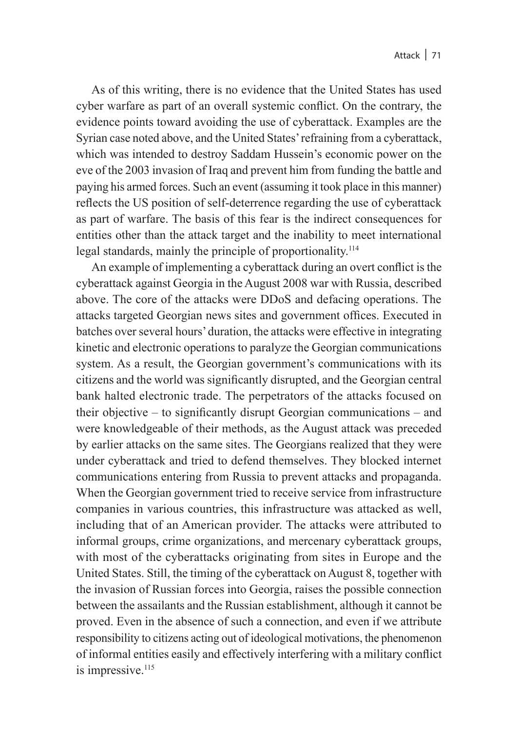As of this writing, there is no evidence that the United States has used cyber warfare as part of an overall systemic conflict. On the contrary, the evidence points toward avoiding the use of cyberattack. Examples are the Syrian case noted above, and the United States' refraining from a cyberattack, which was intended to destroy Saddam Hussein's economic power on the eve of the 2003 invasion of Iraq and prevent him from funding the battle and paying his armed forces. Such an event (assuming it took place in this manner) reflects the US position of self-deterrence regarding the use of cyberattack as part of warfare. The basis of this fear is the indirect consequences for entities other than the attack target and the inability to meet international legal standards, mainly the principle of proportionality.[114]

An example of implementing a cyberattack during an overt conflict is the cyberattack against Georgia in the August 2008 war with Russia, described above. The core of the attacks were DDoS and defacing operations. The attacks targeted Georgian news sites and government offices. Executed in batches over several hours' duration, the attacks were effective in integrating kinetic and electronic operations to paralyze the Georgian communications system. As a result, the Georgian government's communications with its citizens and the world was significantly disrupted, and the Georgian central bank halted electronic trade. The perpetrators of the attacks focused on their objective – to significantly disrupt Georgian communications – and were knowledgeable of their methods, as the August attack was preceded by earlier attacks on the same sites. The Georgians realized that they were under cyberattack and tried to defend themselves. They blocked internet communications entering from Russia to prevent attacks and propaganda. When the Georgian government tried to receive service from infrastructure companies in various countries, this infrastructure was attacked as well, including that of an American provider. The attacks were attributed to informal groups, crime organizations, and mercenary cyberattack groups, with most of the cyberattacks originating from sites in Europe and the United States. Still, the timing of the cyberattack on August 8, together with the invasion of Russian forces into Georgia, raises the possible connection between the assailants and the Russian establishment, although it cannot be proved. Even in the absence of such a connection, and even if we attribute responsibility to citizens acting out of ideological motivations, the phenomenon of informal entities easily and effectively interfering with a military conflict is impressive.[115]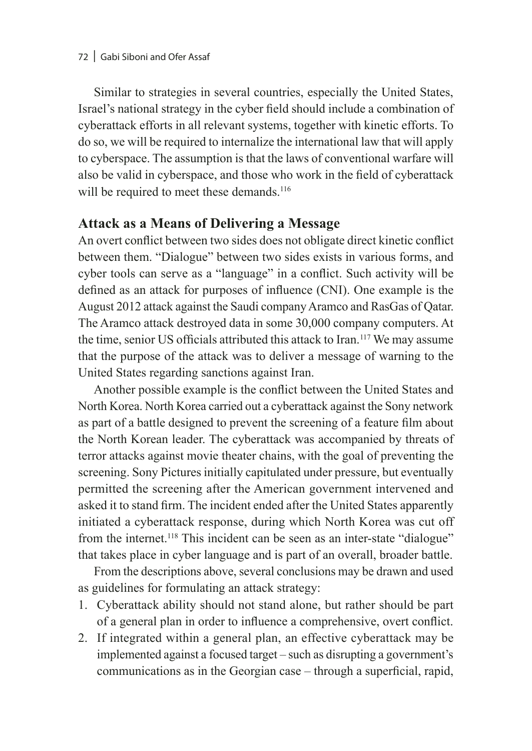Similar to strategies in several countries, especially the United States, Israel's national strategy in the cyber field should include a combination of cyberattack efforts in all relevant systems, together with kinetic efforts. To do so, we will be required to internalize the international law that will apply to cyberspace. The assumption is that the laws of conventional warfare will also be valid in cyberspace, and those who work in the field of cyberattack will be required to meet these demands.[116]

## Attack as a Means of Delivering a Message

An overt conflict between two sides does not obligate direct kinetic conflict between them. "Dialogue" between two sides exists in various forms, and cyber tools can serve as a "language" in a conflict. Such activity will be defined as an attack for purposes of influence (CNI). One example is the August 2012 attack against the Saudi company Aramco and RasGas of Qatar. The Aramco attack destroyed data in some 30,000 company computers. At the time, senior US officials attributed this attack to Iran.[117] We may assume that the purpose of the attack was to deliver a message of warning to the United States regarding sanctions against Iran.

Another possible example is the conflict between the United States and North Korea. North Korea carried out a cyberattack against the Sony network as part of a battle designed to prevent the screening of a feature film about the North Korean leader. The cyberattack was accompanied by threats of terror attacks against movie theater chains, with the goal of preventing the screening. Sony Pictures initially capitulated under pressure, but eventually permitted the screening after the American government intervened and asked it to stand firm. The incident ended after the United States apparently initiated a cyberattack response, during which North Korea was cut off from the internet.[118] This incident can be seen as an inter-state "dialogue" that takes place in cyber language and is part of an overall, broader battle.

From the descriptions above, several conclusions may be drawn and used as guidelines for formulating an attack strategy:

1. Cyberattack ability should not stand alone, but rather should be part of a general plan in order to influence a comprehensive, overt conflict.
2. If integrated within a general plan, an effective cyberattack may be implemented against a focused target – such as disrupting a government's communications as in the Georgian case – through a superficial, rapid,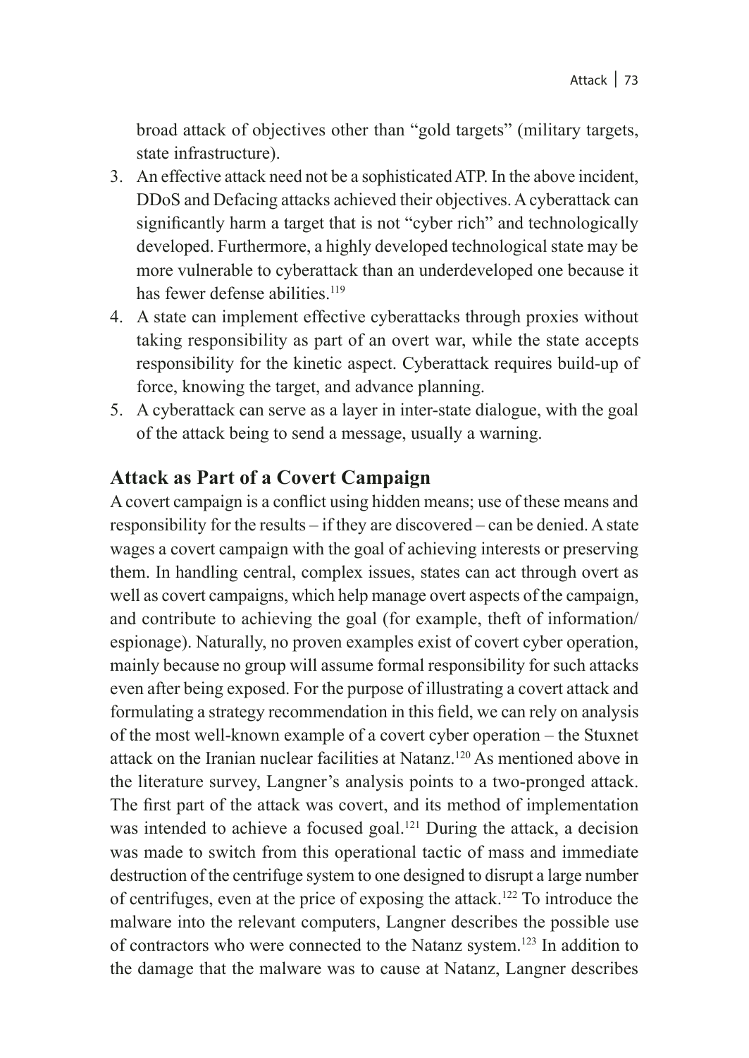broad attack of objectives other than "gold targets" (military targets, state infrastructure).

3. An effective attack need not be a sophisticated ATP. In the above incident, DDoS and Defacing attacks achieved their objectives. A cyberattack can significantly harm a target that is not "cyber rich" and technologically developed. Furthermore, a highly developed technological state may be more vulnerable to cyberattack than an underdeveloped one because it has fewer defense abilities.[119]
4. A state can implement effective cyberattacks through proxies without taking responsibility as part of an overt war, while the state accepts responsibility for the kinetic aspect. Cyberattack requires build-up of force, knowing the target, and advance planning.
5. A cyberattack can serve as a layer in inter-state dialogue, with the goal of the attack being to send a message, usually a warning.

## Attack as Part of a Covert Campaign

A covert campaign is a conflict using hidden means; use of these means and responsibility for the results – if they are discovered – can be denied. A state wages a covert campaign with the goal of achieving interests or preserving them. In handling central, complex issues, states can act through overt as well as covert campaigns, which help manage overt aspects of the campaign, and contribute to achieving the goal (for example, theft of information/ espionage). Naturally, no proven examples exist of covert cyber operation, mainly because no group will assume formal responsibility for such attacks even after being exposed. For the purpose of illustrating a covert attack and formulating a strategy recommendation in this field, we can rely on analysis of the most well-known example of a covert cyber operation – the Stuxnet attack on the Iranian nuclear facilities at Natanz.[120] As mentioned above in the literature survey, Langner's analysis points to a two-pronged attack. The first part of the attack was covert, and its method of implementation was intended to achieve a focused goal.[121] During the attack, a decision was made to switch from this operational tactic of mass and immediate destruction of the centrifuge system to one designed to disrupt a large number of centrifuges, even at the price of exposing the attack.[122] To introduce the malware into the relevant computers, Langner describes the possible use of contractors who were connected to the Natanz system.[123] In addition to the damage that the malware was to cause at Natanz, Langner describes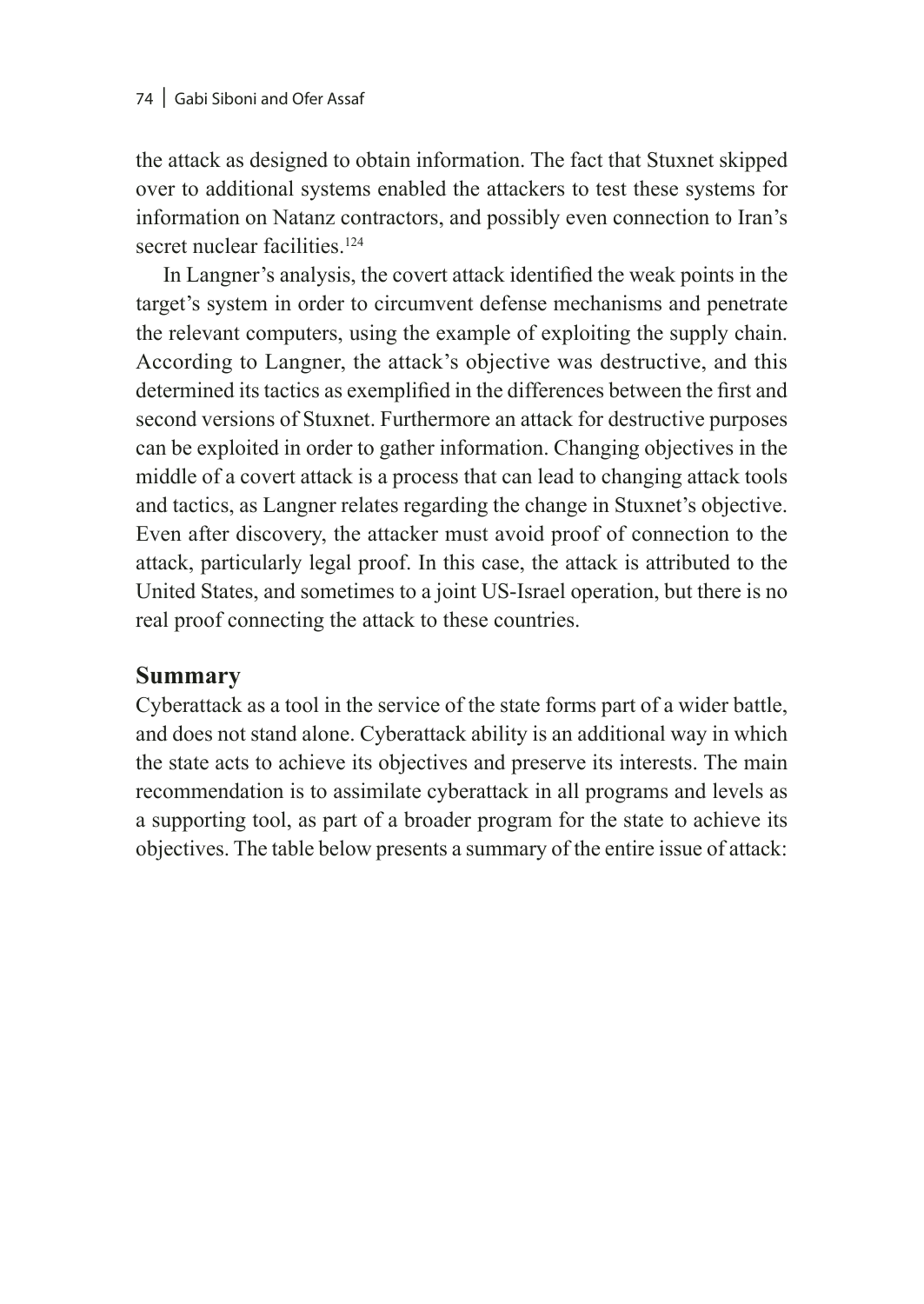the attack as designed to obtain information. The fact that Stuxnet skipped over to additional systems enabled the attackers to test these systems for information on Natanz contractors, and possibly even connection to Iran's secret nuclear facilities.[124]

In Langner's analysis, the covert attack identified the weak points in the target's system in order to circumvent defense mechanisms and penetrate the relevant computers, using the example of exploiting the supply chain. According to Langner, the attack's objective was destructive, and this determined its tactics as exemplified in the differences between the first and second versions of Stuxnet. Furthermore an attack for destructive purposes can be exploited in order to gather information. Changing objectives in the middle of a covert attack is a process that can lead to changing attack tools and tactics, as Langner relates regarding the change in Stuxnet's objective. Even after discovery, the attacker must avoid proof of connection to the attack, particularly legal proof. In this case, the attack is attributed to the United States, and sometimes to a joint US-Israel operation, but there is no real proof connecting the attack to these countries.

## Summary

Cyberattack as a tool in the service of the state forms part of a wider battle, and does not stand alone. Cyberattack ability is an additional way in which the state acts to achieve its objectives and preserve its interests. The main recommendation is to assimilate cyberattack in all programs and levels as a supporting tool, as part of a broader program for the state to achieve its objectives. The table below presents a summary of the entire issue of attack: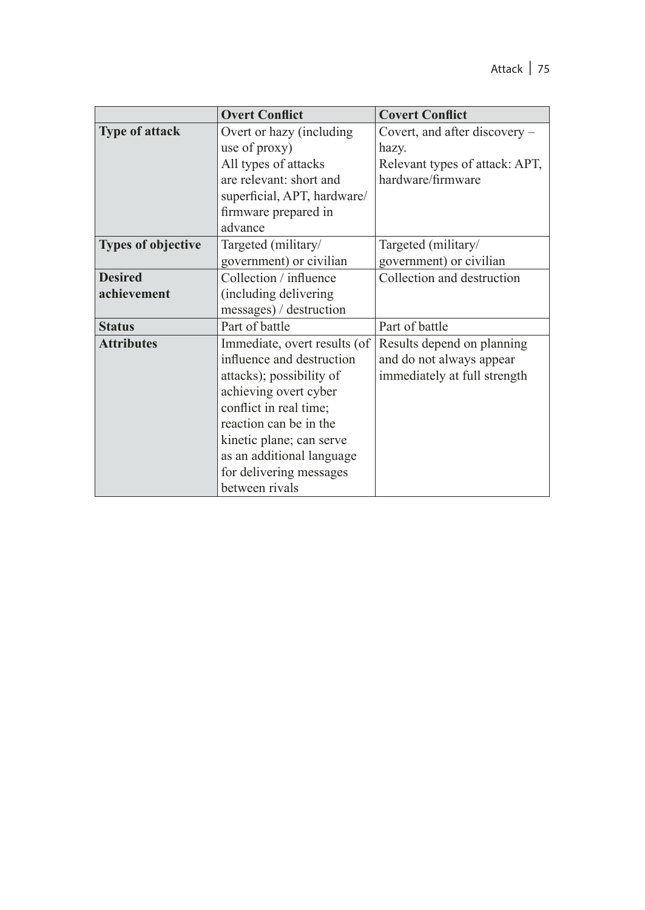| | **Overt Conflict** | **Covert Conflict** |
|---|---|---|
| **Type of attack** | Overt or hazy (including use of proxy) All types of attacks are relevant: short and superficial, APT, hardware/ firmware prepared in advance | Covert, and after discovery – hazy. Relevant types of attack: APT, hardware/firmware |
| **Types of objective** | Targeted (military/ government) or civilian | Targeted (military/ government) or civilian |
| **Desired achievement** | Collection / influence (including delivering messages) / destruction | Collection and destruction |
| **Status** | Part of battle | Part of battle |
| **Attributes** | Immediate, overt results (of influence and destruction attacks); possibility of achieving overt cyber conflict in real time; reaction can be in the kinetic plane; can serve as an additional language for delivering messages between rivals | Results depend on planning and do not always appear immediately at full strength |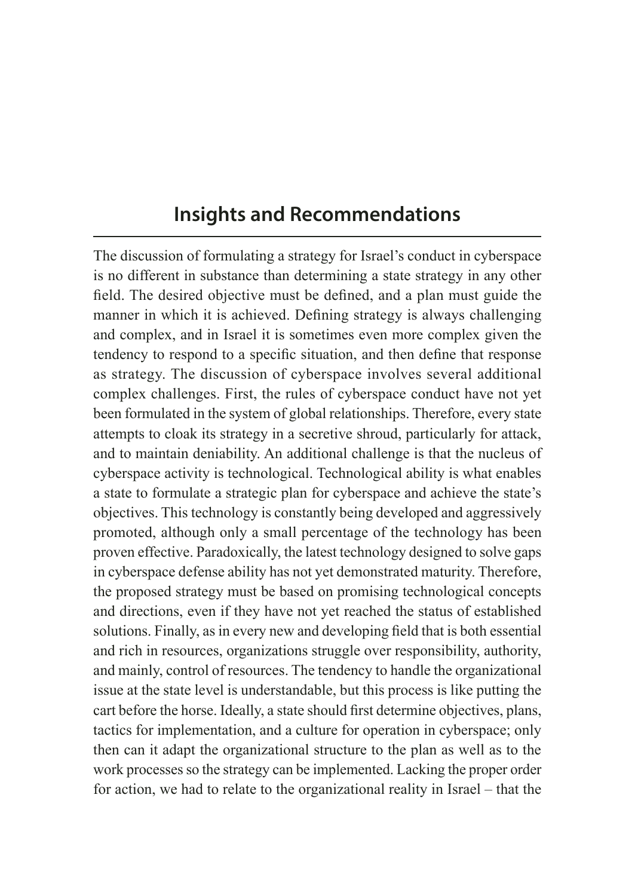# Insights and Recommendations

The discussion of formulating a strategy for Israel's conduct in cyberspace is no different in substance than determining a state strategy in any other field. The desired objective must be defined, and a plan must guide the manner in which it is achieved. Defining strategy is always challenging and complex, and in Israel it is sometimes even more complex given the tendency to respond to a specific situation, and then define that response as strategy. The discussion of cyberspace involves several additional complex challenges. First, the rules of cyberspace conduct have not yet been formulated in the system of global relationships. Therefore, every state attempts to cloak its strategy in a secretive shroud, particularly for attack, and to maintain deniability. An additional challenge is that the nucleus of cyberspace activity is technological. Technological ability is what enables a state to formulate a strategic plan for cyberspace and achieve the state's objectives. This technology is constantly being developed and aggressively promoted, although only a small percentage of the technology has been proven effective. Paradoxically, the latest technology designed to solve gaps in cyberspace defense ability has not yet demonstrated maturity. Therefore, the proposed strategy must be based on promising technological concepts and directions, even if they have not yet reached the status of established solutions. Finally, as in every new and developing field that is both essential and rich in resources, organizations struggle over responsibility, authority, and mainly, control of resources. The tendency to handle the organizational issue at the state level is understandable, but this process is like putting the cart before the horse. Ideally, a state should first determine objectives, plans, tactics for implementation, and a culture for operation in cyberspace; only then can it adapt the organizational structure to the plan as well as to the work processes so the strategy can be implemented. Lacking the proper order for action, we had to relate to the organizational reality in Israel – that the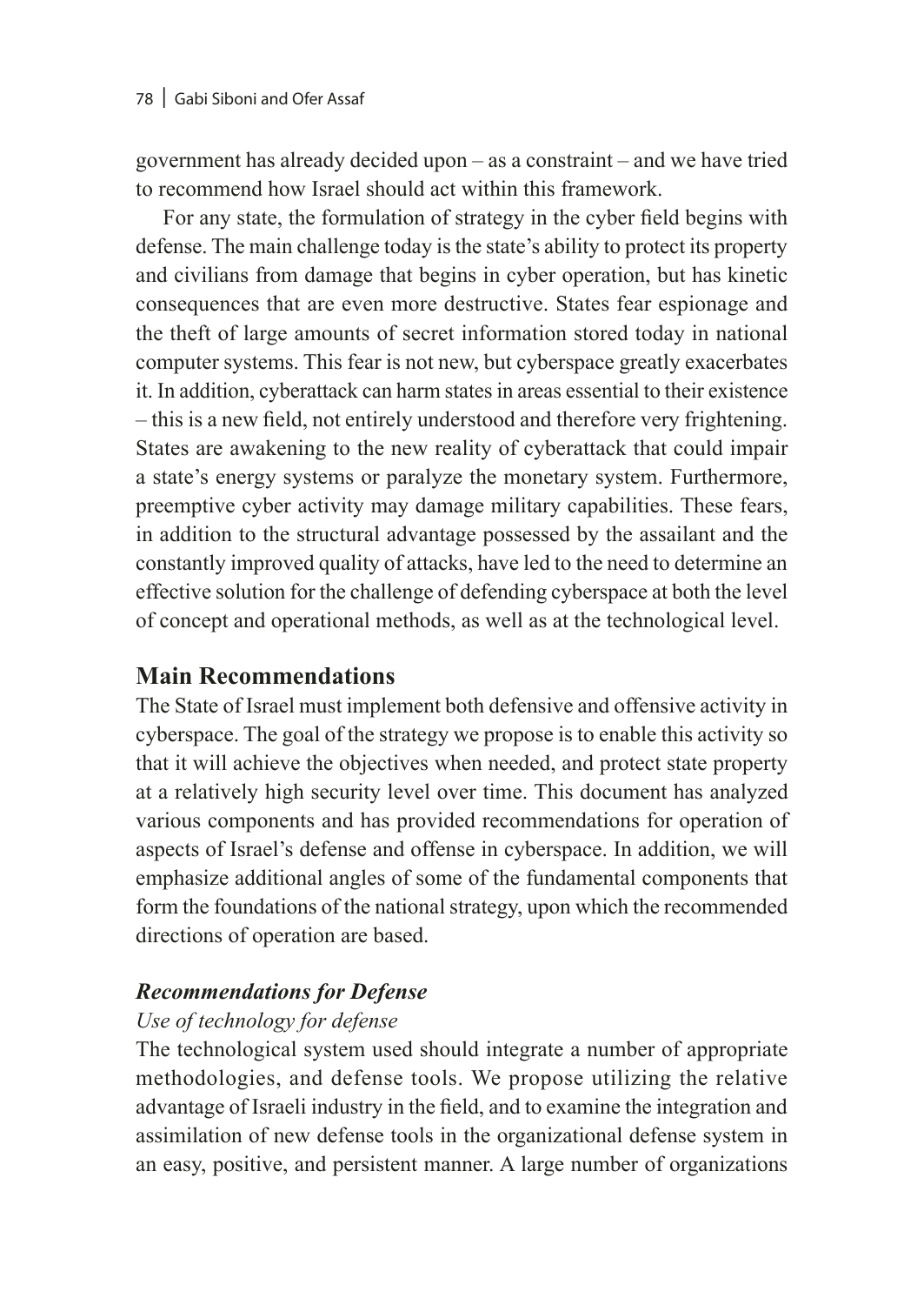government has already decided upon – as a constraint – and we have tried to recommend how Israel should act within this framework.

For any state, the formulation of strategy in the cyber field begins with defense. The main challenge today is the state's ability to protect its property and civilians from damage that begins in cyber operation, but has kinetic consequences that are even more destructive. States fear espionage and the theft of large amounts of secret information stored today in national computer systems. This fear is not new, but cyberspace greatly exacerbates it. In addition, cyberattack can harm states in areas essential to their existence – this is a new field, not entirely understood and therefore very frightening. States are awakening to the new reality of cyberattack that could impair a state's energy systems or paralyze the monetary system. Furthermore, preemptive cyber activity may damage military capabilities. These fears, in addition to the structural advantage possessed by the assailant and the constantly improved quality of attacks, have led to the need to determine an effective solution for the challenge of defending cyberspace at both the level of concept and operational methods, as well as at the technological level.

## Main Recommendations

The State of Israel must implement both defensive and offensive activity in cyberspace. The goal of the strategy we propose is to enable this activity so that it will achieve the objectives when needed, and protect state property at a relatively high security level over time. This document has analyzed various components and has provided recommendations for operation of aspects of Israel's defense and offense in cyberspace. In addition, we will emphasize additional angles of some of the fundamental components that form the foundations of the national strategy, upon which the recommended directions of operation are based.

### *Recommendations for Defense*

*Use of technology for defense*

The technological system used should integrate a number of appropriate methodologies, and defense tools. We propose utilizing the relative advantage of Israeli industry in the field, and to examine the integration and assimilation of new defense tools in the organizational defense system in an easy, positive, and persistent manner. A large number of organizations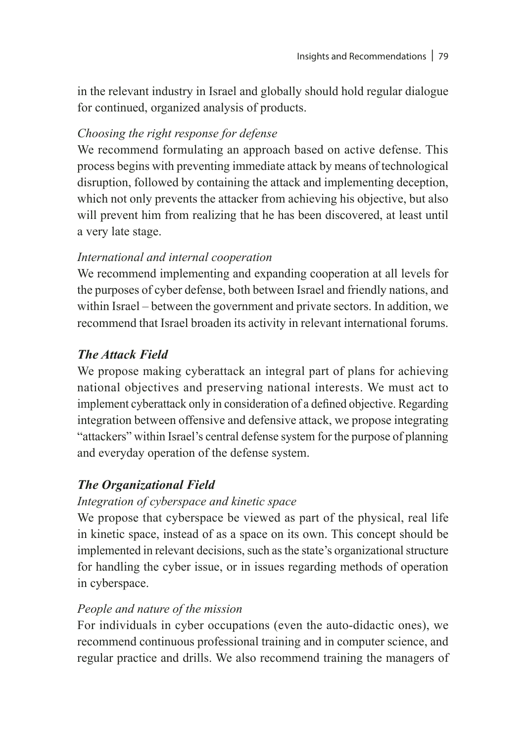in the relevant industry in Israel and globally should hold regular dialogue for continued, organized analysis of products.

*Choosing the right response for defense*

We recommend formulating an approach based on active defense. This process begins with preventing immediate attack by means of technological disruption, followed by containing the attack and implementing deception, which not only prevents the attacker from achieving his objective, but also will prevent him from realizing that he has been discovered, at least until a very late stage.

*International and internal cooperation*

We recommend implementing and expanding cooperation at all levels for the purposes of cyber defense, both between Israel and friendly nations, and within Israel – between the government and private sectors. In addition, we recommend that Israel broaden its activity in relevant international forums.

### *The Attack Field*

We propose making cyberattack an integral part of plans for achieving national objectives and preserving national interests. We must act to implement cyberattack only in consideration of a defined objective. Regarding integration between offensive and defensive attack, we propose integrating "attackers" within Israel's central defense system for the purpose of planning and everyday operation of the defense system.

### *The Organizational Field*

*Integration of cyberspace and kinetic space*

We propose that cyberspace be viewed as part of the physical, real life in kinetic space, instead of as a space on its own. This concept should be implemented in relevant decisions, such as the state's organizational structure for handling the cyber issue, or in issues regarding methods of operation in cyberspace.

*People and nature of the mission*

For individuals in cyber occupations (even the auto-didactic ones), we recommend continuous professional training and in computer science, and regular practice and drills. We also recommend training the managers of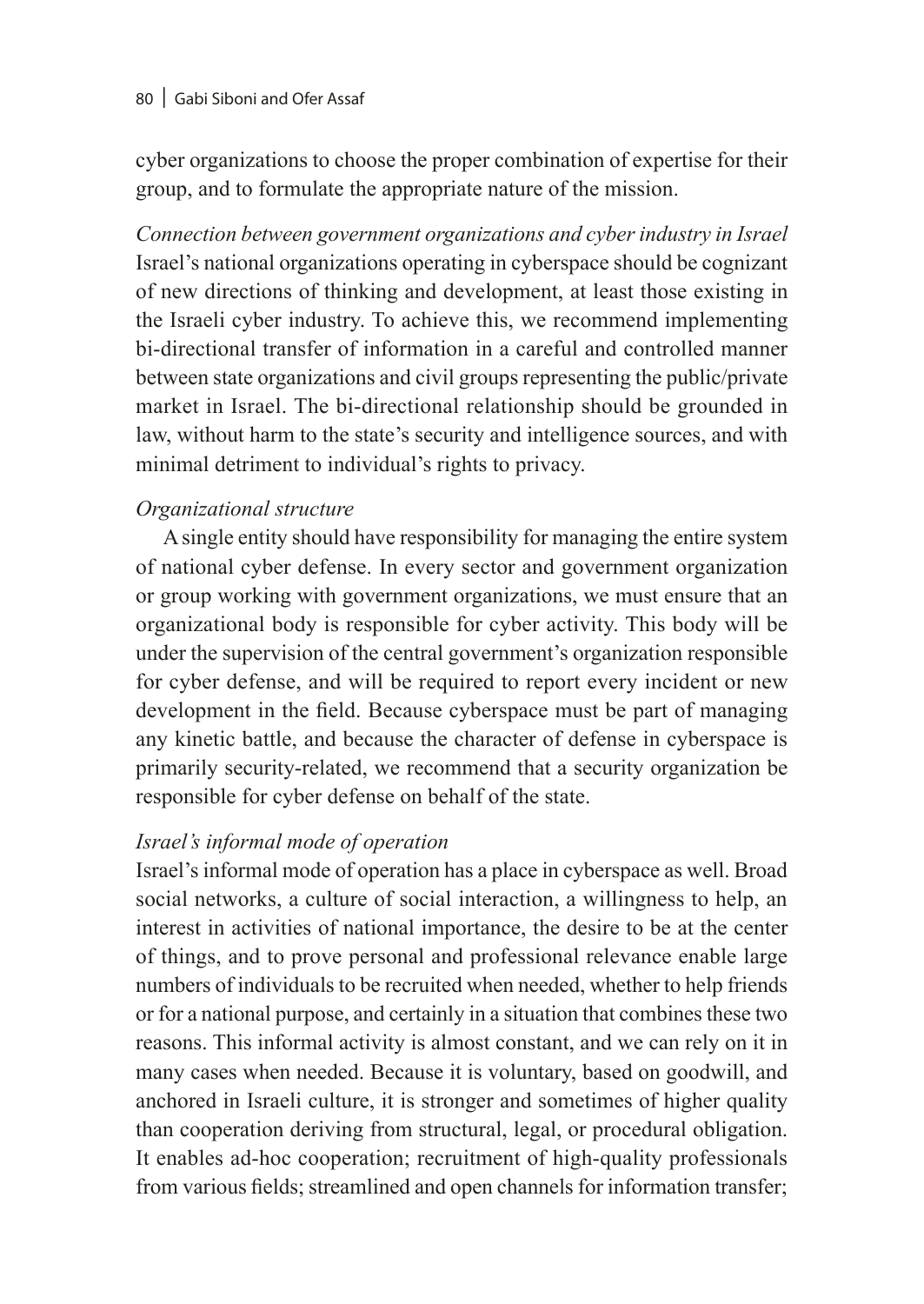cyber organizations to choose the proper combination of expertise for their group, and to formulate the appropriate nature of the mission.

*Connection between government organizations and cyber industry in Israel*
Israel's national organizations operating in cyberspace should be cognizant of new directions of thinking and development, at least those existing in the Israeli cyber industry. To achieve this, we recommend implementing bi-directional transfer of information in a careful and controlled manner between state organizations and civil groups representing the public/private market in Israel. The bi-directional relationship should be grounded in law, without harm to the state's security and intelligence sources, and with minimal detriment to individual's rights to privacy.

*Organizational structure*

A single entity should have responsibility for managing the entire system of national cyber defense. In every sector and government organization or group working with government organizations, we must ensure that an organizational body is responsible for cyber activity. This body will be under the supervision of the central government's organization responsible for cyber defense, and will be required to report every incident or new development in the field. Because cyberspace must be part of managing any kinetic battle, and because the character of defense in cyberspace is primarily security-related, we recommend that a security organization be responsible for cyber defense on behalf of the state.

*Israel's informal mode of operation*
Israel's informal mode of operation has a place in cyberspace as well. Broad social networks, a culture of social interaction, a willingness to help, an interest in activities of national importance, the desire to be at the center of things, and to prove personal and professional relevance enable large numbers of individuals to be recruited when needed, whether to help friends or for a national purpose, and certainly in a situation that combines these two reasons. This informal activity is almost constant, and we can rely on it in many cases when needed. Because it is voluntary, based on goodwill, and anchored in Israeli culture, it is stronger and sometimes of higher quality than cooperation deriving from structural, legal, or procedural obligation. It enables ad-hoc cooperation; recruitment of high-quality professionals from various fields; streamlined and open channels for information transfer;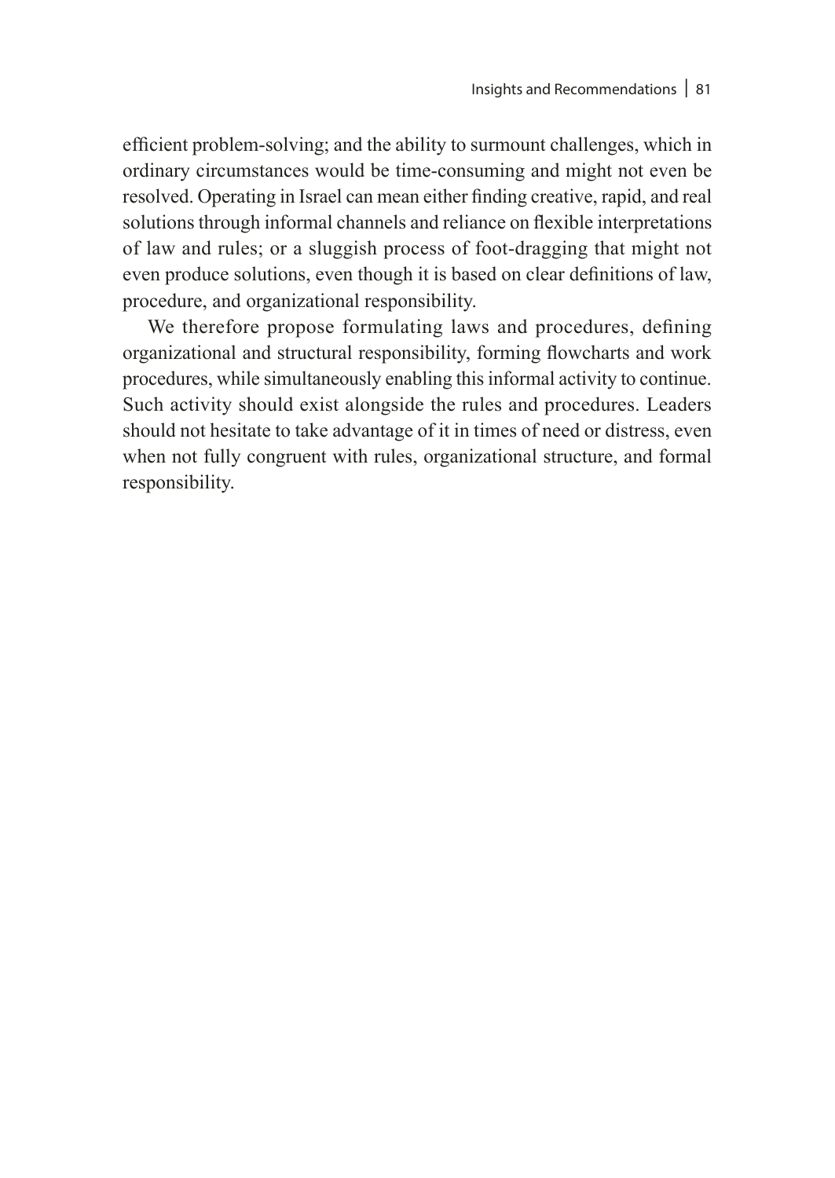efficient problem-solving; and the ability to surmount challenges, which in ordinary circumstances would be time-consuming and might not even be resolved. Operating in Israel can mean either finding creative, rapid, and real solutions through informal channels and reliance on flexible interpretations of law and rules; or a sluggish process of foot-dragging that might not even produce solutions, even though it is based on clear definitions of law, procedure, and organizational responsibility.

We therefore propose formulating laws and procedures, defining organizational and structural responsibility, forming flowcharts and work procedures, while simultaneously enabling this informal activity to continue. Such activity should exist alongside the rules and procedures. Leaders should not hesitate to take advantage of it in times of need or distress, even when not fully congruent with rules, organizational structure, and formal responsibility.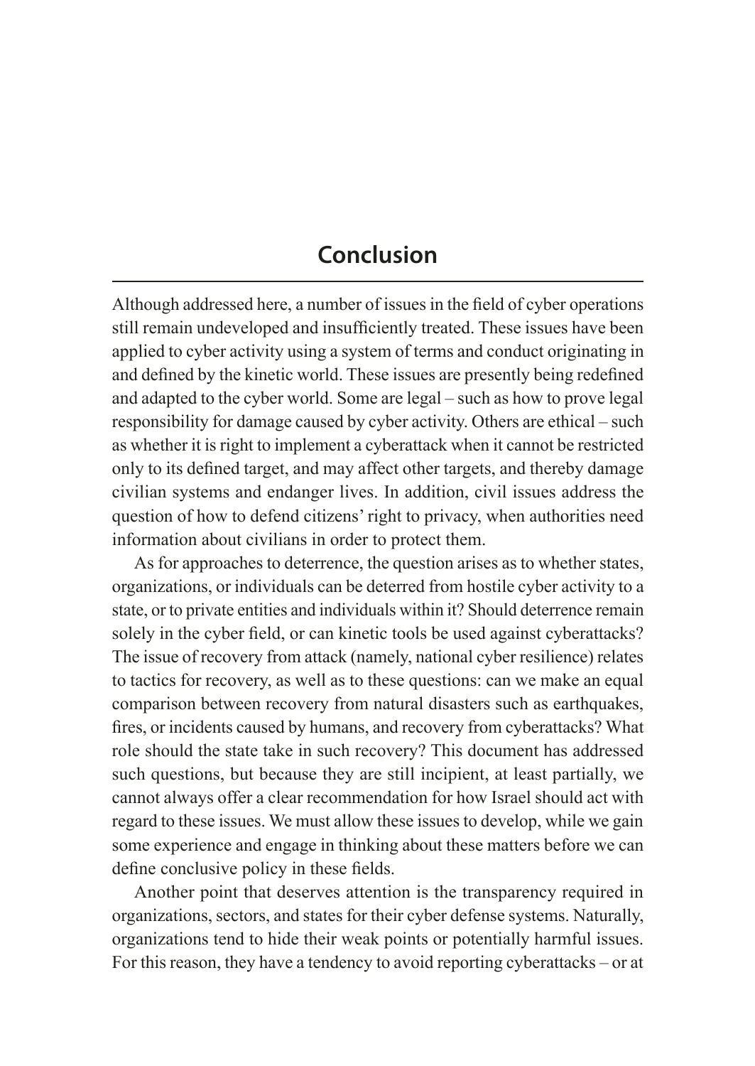# Conclusion

Although addressed here, a number of issues in the field of cyber operations still remain undeveloped and insufficiently treated. These issues have been applied to cyber activity using a system of terms and conduct originating in and defined by the kinetic world. These issues are presently being redefined and adapted to the cyber world. Some are legal – such as how to prove legal responsibility for damage caused by cyber activity. Others are ethical – such as whether it is right to implement a cyberattack when it cannot be restricted only to its defined target, and may affect other targets, and thereby damage civilian systems and endanger lives. In addition, civil issues address the question of how to defend citizens' right to privacy, when authorities need information about civilians in order to protect them.

As for approaches to deterrence, the question arises as to whether states, organizations, or individuals can be deterred from hostile cyber activity to a state, or to private entities and individuals within it? Should deterrence remain solely in the cyber field, or can kinetic tools be used against cyberattacks? The issue of recovery from attack (namely, national cyber resilience) relates to tactics for recovery, as well as to these questions: can we make an equal comparison between recovery from natural disasters such as earthquakes, fires, or incidents caused by humans, and recovery from cyberattacks? What role should the state take in such recovery? This document has addressed such questions, but because they are still incipient, at least partially, we cannot always offer a clear recommendation for how Israel should act with regard to these issues. We must allow these issues to develop, while we gain some experience and engage in thinking about these matters before we can define conclusive policy in these fields.

Another point that deserves attention is the transparency required in organizations, sectors, and states for their cyber defense systems. Naturally, organizations tend to hide their weak points or potentially harmful issues. For this reason, they have a tendency to avoid reporting cyberattacks – or at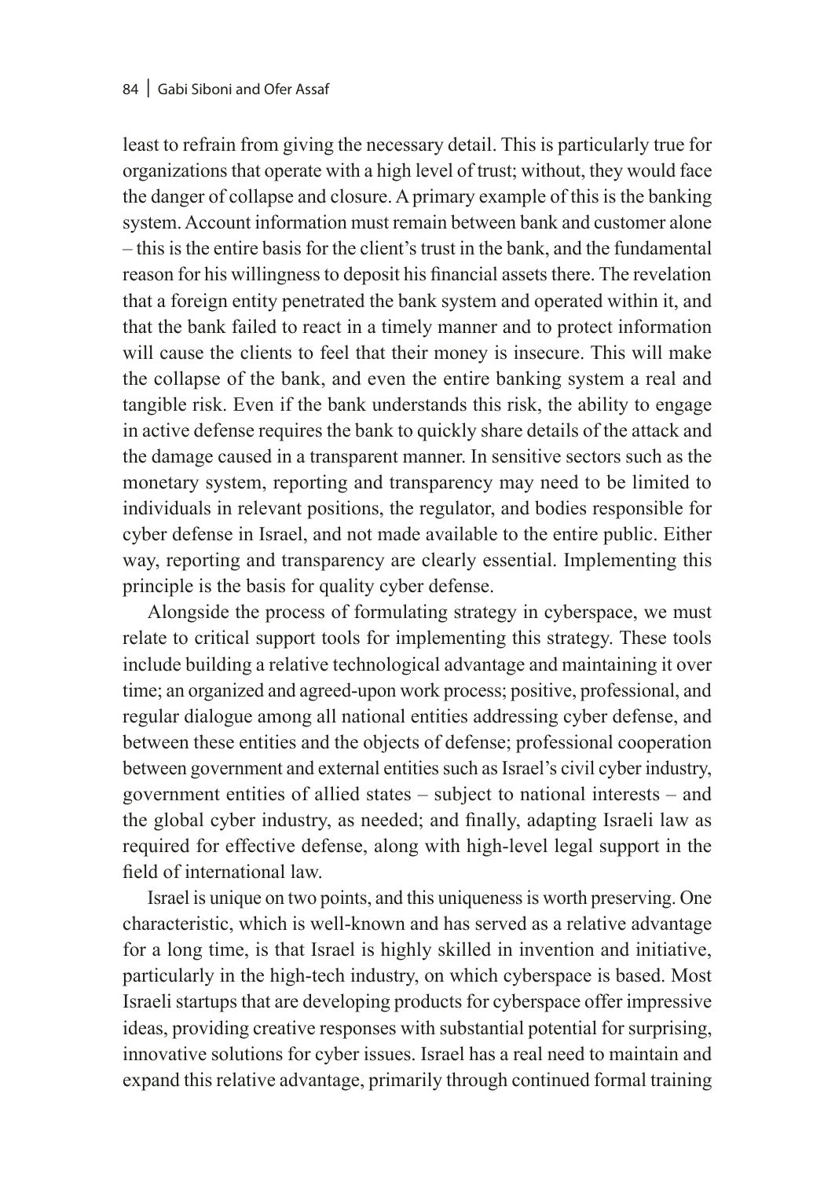least to refrain from giving the necessary detail. This is particularly true for organizations that operate with a high level of trust; without, they would face the danger of collapse and closure. A primary example of this is the banking system. Account information must remain between bank and customer alone – this is the entire basis for the client's trust in the bank, and the fundamental reason for his willingness to deposit his financial assets there. The revelation that a foreign entity penetrated the bank system and operated within it, and that the bank failed to react in a timely manner and to protect information will cause the clients to feel that their money is insecure. This will make the collapse of the bank, and even the entire banking system a real and tangible risk. Even if the bank understands this risk, the ability to engage in active defense requires the bank to quickly share details of the attack and the damage caused in a transparent manner. In sensitive sectors such as the monetary system, reporting and transparency may need to be limited to individuals in relevant positions, the regulator, and bodies responsible for cyber defense in Israel, and not made available to the entire public. Either way, reporting and transparency are clearly essential. Implementing this principle is the basis for quality cyber defense.

Alongside the process of formulating strategy in cyberspace, we must relate to critical support tools for implementing this strategy. These tools include building a relative technological advantage and maintaining it over time; an organized and agreed-upon work process; positive, professional, and regular dialogue among all national entities addressing cyber defense, and between these entities and the objects of defense; professional cooperation between government and external entities such as Israel's civil cyber industry, government entities of allied states – subject to national interests – and the global cyber industry, as needed; and finally, adapting Israeli law as required for effective defense, along with high-level legal support in the field of international law.

Israel is unique on two points, and this uniqueness is worth preserving. One characteristic, which is well-known and has served as a relative advantage for a long time, is that Israel is highly skilled in invention and initiative, particularly in the high-tech industry, on which cyberspace is based. Most Israeli startups that are developing products for cyberspace offer impressive ideas, providing creative responses with substantial potential for surprising, innovative solutions for cyber issues. Israel has a real need to maintain and expand this relative advantage, primarily through continued formal training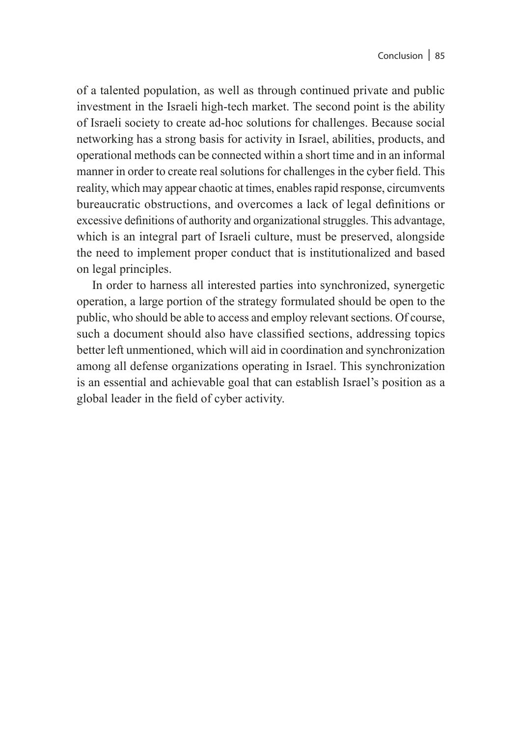of a talented population, as well as through continued private and public investment in the Israeli high-tech market. The second point is the ability of Israeli society to create ad-hoc solutions for challenges. Because social networking has a strong basis for activity in Israel, abilities, products, and operational methods can be connected within a short time and in an informal manner in order to create real solutions for challenges in the cyber field. This reality, which may appear chaotic at times, enables rapid response, circumvents bureaucratic obstructions, and overcomes a lack of legal definitions or excessive definitions of authority and organizational struggles. This advantage, which is an integral part of Israeli culture, must be preserved, alongside the need to implement proper conduct that is institutionalized and based on legal principles.

In order to harness all interested parties into synchronized, synergetic operation, a large portion of the strategy formulated should be open to the public, who should be able to access and employ relevant sections. Of course, such a document should also have classified sections, addressing topics better left unmentioned, which will aid in coordination and synchronization among all defense organizations operating in Israel. This synchronization is an essential and achievable goal that can establish Israel's position as a global leader in the field of cyber activity.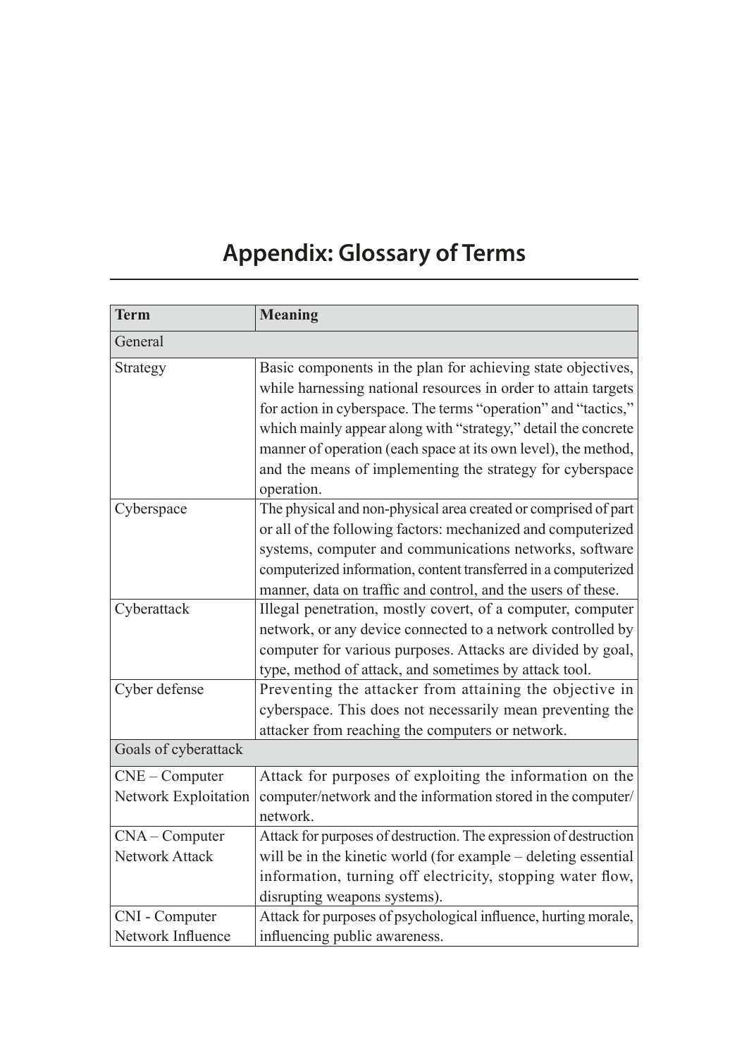# Appendix: Glossary of Terms

| Term | Meaning |
|---|---|
| General | |
| Strategy | Basic components in the plan for achieving state objectives, while harnessing national resources in order to attain targets for action in cyberspace. The terms "operation" and "tactics," which mainly appear along with "strategy," detail the concrete manner of operation (each space at its own level), the method, and the means of implementing the strategy for cyberspace operation. |
| Cyberspace | The physical and non-physical area created or comprised of part or all of the following factors: mechanized and computerized systems, computer and communications networks, software computerized information, content transferred in a computerized manner, data on traffic and control, and the users of these. |
| Cyberattack | Illegal penetration, mostly covert, of a computer, computer network, or any device connected to a network controlled by computer for various purposes. Attacks are divided by goal, type, method of attack, and sometimes by attack tool. |
| Cyber defense | Preventing the attacker from attaining the objective in cyberspace. This does not necessarily mean preventing the attacker from reaching the computers or network. |
| Goals of cyberattack | |
| CNE – Computer Network Exploitation | Attack for purposes of exploiting the information on the computer/network and the information stored in the computer/network. |
| CNA – Computer Network Attack | Attack for purposes of destruction. The expression of destruction will be in the kinetic world (for example – deleting essential information, turning off electricity, stopping water flow, disrupting weapons systems). |
| CNI - Computer Network Influence | Attack for purposes of psychological influence, hurting morale, influencing public awareness. |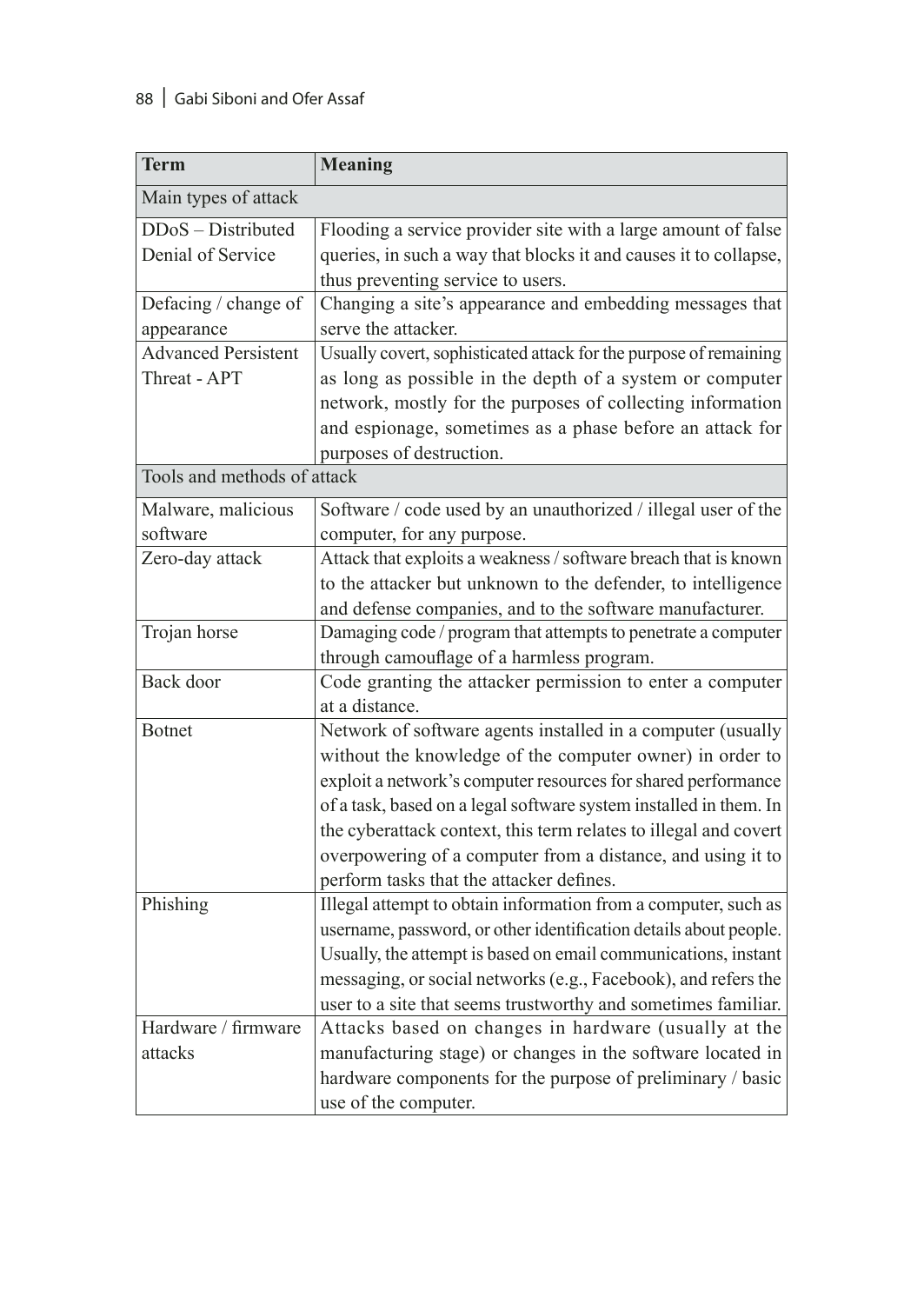| Term | Meaning |
|---|---|
| Main types of attack | |
| DDoS – Distributed Denial of Service | Flooding a service provider site with a large amount of false queries, in such a way that blocks it and causes it to collapse, thus preventing service to users. |
| Defacing / change of appearance | Changing a site's appearance and embedding messages that serve the attacker. |
| Advanced Persistent Threat - APT | Usually covert, sophisticated attack for the purpose of remaining as long as possible in the depth of a system or computer network, mostly for the purposes of collecting information and espionage, sometimes as a phase before an attack for purposes of destruction. |
| Tools and methods of attack | |
| Malware, malicious software | Software / code used by an unauthorized / illegal user of the computer, for any purpose. |
| Zero-day attack | Attack that exploits a weakness / software breach that is known to the attacker but unknown to the defender, to intelligence and defense companies, and to the software manufacturer. |
| Trojan horse | Damaging code / program that attempts to penetrate a computer through camouflage of a harmless program. |
| Back door | Code granting the attacker permission to enter a computer at a distance. |
| Botnet | Network of software agents installed in a computer (usually without the knowledge of the computer owner) in order to exploit a network's computer resources for shared performance of a task, based on a legal software system installed in them. In the cyberattack context, this term relates to illegal and covert overpowering of a computer from a distance, and using it to perform tasks that the attacker defines. |
| Phishing | Illegal attempt to obtain information from a computer, such as username, password, or other identification details about people. Usually, the attempt is based on email communications, instant messaging, or social networks (e.g., Facebook), and refers the user to a site that seems trustworthy and sometimes familiar. |
| Hardware / firmware attacks | Attacks based on changes in hardware (usually at the manufacturing stage) or changes in the software located in hardware components for the purpose of preliminary / basic use of the computer. |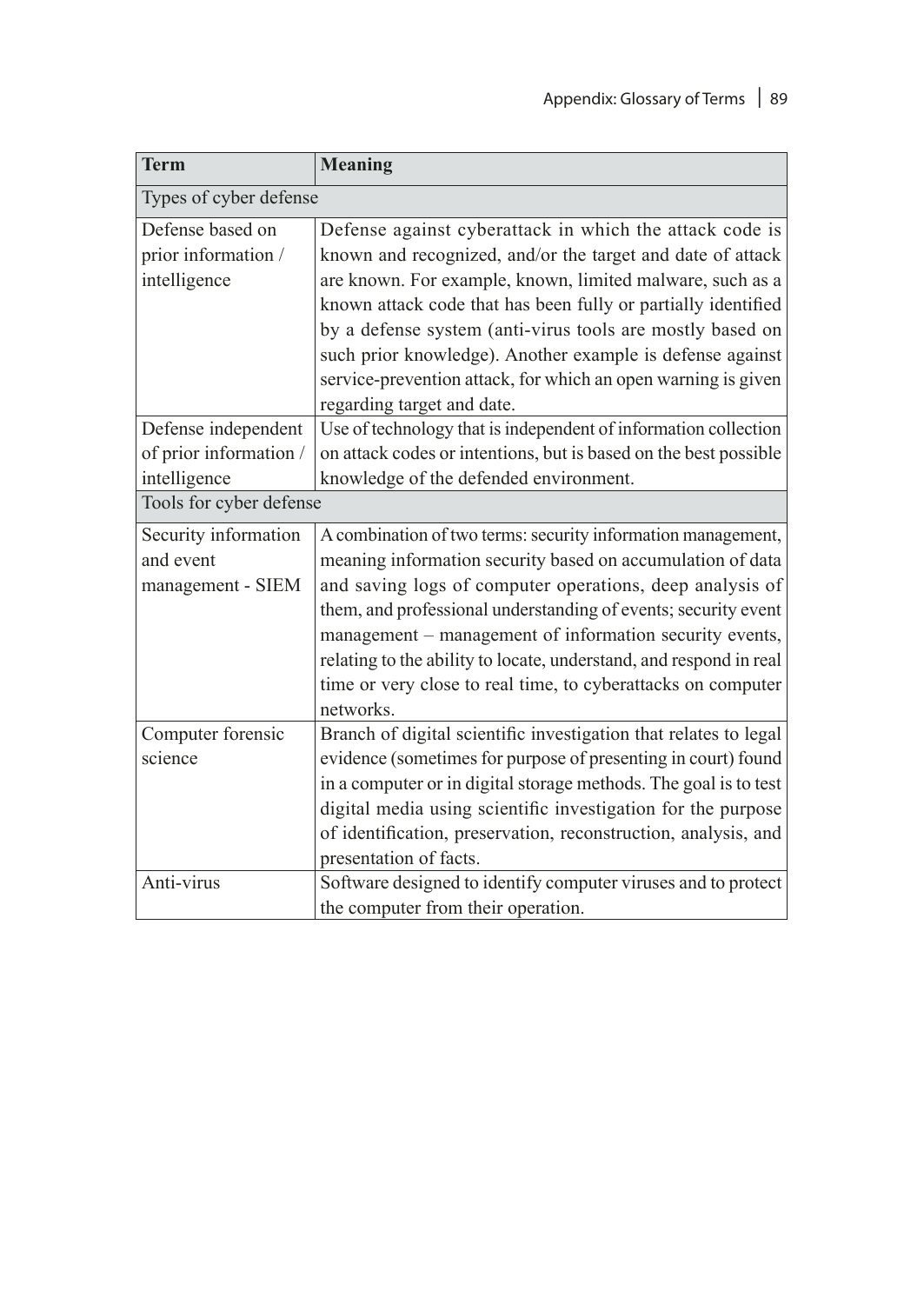| Term | Meaning |
|---|---|
| Types of cyber defense | |
| Defense based on prior information / intelligence | Defense against cyberattack in which the attack code is known and recognized, and/or the target and date of attack are known. For example, known, limited malware, such as a known attack code that has been fully or partially identified by a defense system (anti-virus tools are mostly based on such prior knowledge). Another example is defense against service-prevention attack, for which an open warning is given regarding target and date. |
| Defense independent of prior information / intelligence | Use of technology that is independent of information collection on attack codes or intentions, but is based on the best possible knowledge of the defended environment. |
| Tools for cyber defense | |
| Security information and event management - SIEM | A combination of two terms: security information management, meaning information security based on accumulation of data and saving logs of computer operations, deep analysis of them, and professional understanding of events; security event management – management of information security events, relating to the ability to locate, understand, and respond in real time or very close to real time, to cyberattacks on computer networks. |
| Computer forensic science | Branch of digital scientific investigation that relates to legal evidence (sometimes for purpose of presenting in court) found in a computer or in digital storage methods. The goal is to test digital media using scientific investigation for the purpose of identification, preservation, reconstruction, analysis, and presentation of facts. |
| Anti-virus | Software designed to identify computer viruses and to protect the computer from their operation. |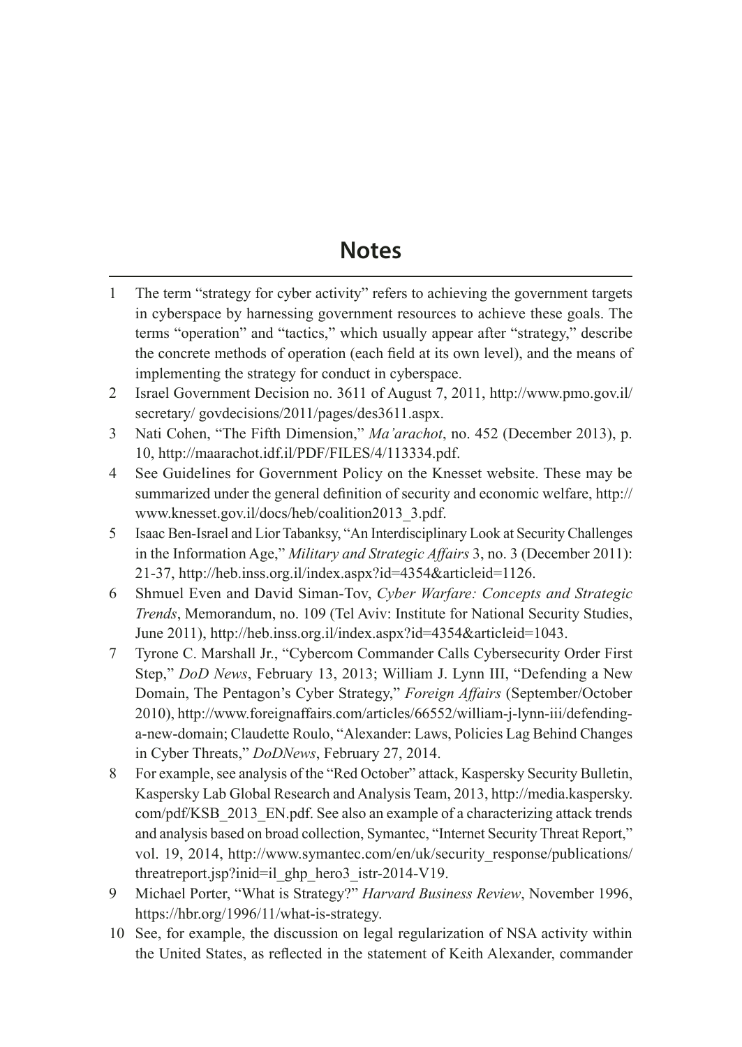# Notes

1. The term "strategy for cyber activity" refers to achieving the government targets in cyberspace by harnessing government resources to achieve these goals. The terms "operation" and "tactics," which usually appear after "strategy," describe the concrete methods of operation (each field at its own level), and the means of implementing the strategy for conduct in cyberspace.
2. Israel Government Decision no. 3611 of August 7, 2011, http://www.pmo.gov.il/secretary/ govdecisions/2011/pages/des3611.aspx.
3. Nati Cohen, "The Fifth Dimension," *Ma'arachot*, no. 452 (December 2013), p. 10, http://maarachot.idf.il/PDF/FILES/4/113334.pdf.
4. See Guidelines for Government Policy on the Knesset website. These may be summarized under the general definition of security and economic welfare, http://www.knesset.gov.il/docs/heb/coalition2013_3.pdf.
5. Isaac Ben-Israel and Lior Tabanksy, "An Interdisciplinary Look at Security Challenges in the Information Age," *Military and Strategic Affairs* 3, no. 3 (December 2011): 21-37, http://heb.inss.org.il/index.aspx?id=4354&articleid=1126.
6. Shmuel Even and David Siman-Tov, *Cyber Warfare: Concepts and Strategic Trends*, Memorandum, no. 109 (Tel Aviv: Institute for National Security Studies, June 2011), http://heb.inss.org.il/index.aspx?id=4354&articleid=1043.
7. Tyrone C. Marshall Jr., "Cybercom Commander Calls Cybersecurity Order First Step," *DoD News*, February 13, 2013; William J. Lynn III, "Defending a New Domain, The Pentagon's Cyber Strategy," *Foreign Affairs* (September/October 2010), http://www.foreignaffairs.com/articles/66552/william-j-lynn-iii/defending-a-new-domain; Claudette Roulo, "Alexander: Laws, Policies Lag Behind Changes in Cyber Threats," *DoDNews*, February 27, 2014.
8. For example, see analysis of the "Red October" attack, Kaspersky Security Bulletin, Kaspersky Lab Global Research and Analysis Team, 2013, http://media.kaspersky.com/pdf/KSB_2013_EN.pdf. See also an example of a characterizing attack trends and analysis based on broad collection, Symantec, "Internet Security Threat Report," vol. 19, 2014, http://www.symantec.com/en/uk/security_response/publications/threatreport.jsp?inid=il_ghp_hero3_istr-2014-V19.
9. Michael Porter, "What is Strategy?" *Harvard Business Review*, November 1996, https://hbr.org/1996/11/what-is-strategy.
10. See, for example, the discussion on legal regularization of NSA activity within the United States, as reflected in the statement of Keith Alexander, commander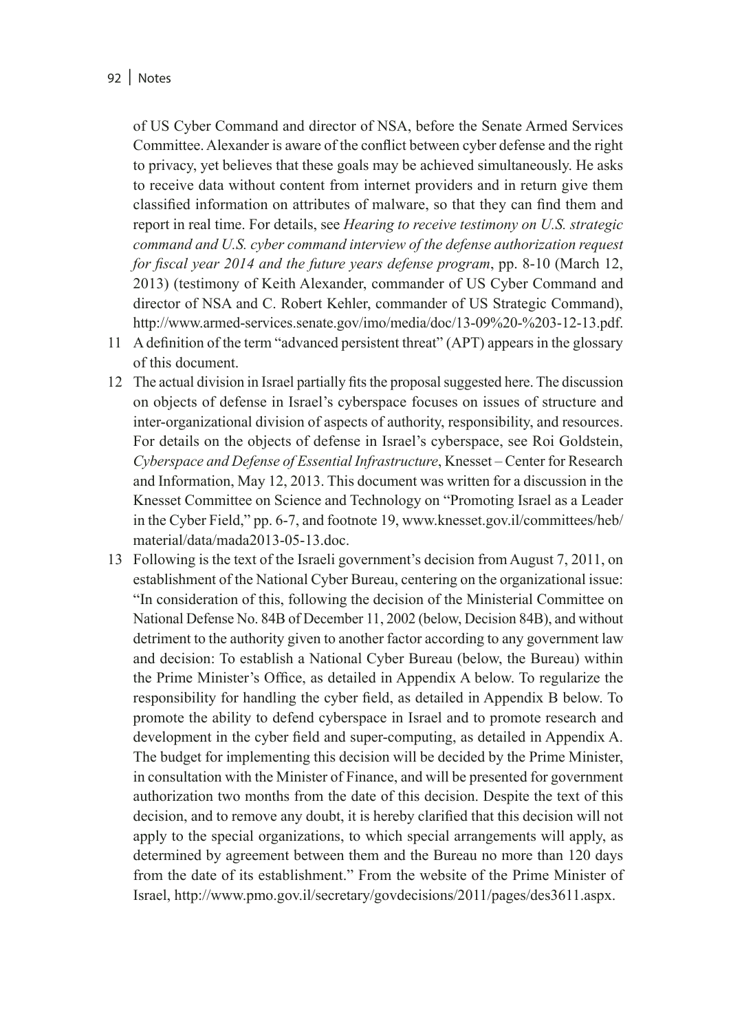of US Cyber Command and director of NSA, before the Senate Armed Services Committee. Alexander is aware of the conflict between cyber defense and the right to privacy, yet believes that these goals may be achieved simultaneously. He asks to receive data without content from internet providers and in return give them classified information on attributes of malware, so that they can find them and report in real time. For details, see *Hearing to receive testimony on U.S. strategic command and U.S. cyber command interview of the defense authorization request for fiscal year 2014 and the future years defense program*, pp. 8-10 (March 12, 2013) (testimony of Keith Alexander, commander of US Cyber Command and director of NSA and C. Robert Kehler, commander of US Strategic Command), http://www.armed-services.senate.gov/imo/media/doc/13-09%20-%203-12-13.pdf.

11 A definition of the term "advanced persistent threat" (APT) appears in the glossary of this document.

12 The actual division in Israel partially fits the proposal suggested here. The discussion on objects of defense in Israel's cyberspace focuses on issues of structure and inter-organizational division of aspects of authority, responsibility, and resources. For details on the objects of defense in Israel's cyberspace, see Roi Goldstein, *Cyberspace and Defense of Essential Infrastructure*, Knesset – Center for Research and Information, May 12, 2013. This document was written for a discussion in the Knesset Committee on Science and Technology on "Promoting Israel as a Leader in the Cyber Field," pp. 6-7, and footnote 19, www.knesset.gov.il/committees/heb/material/data/mada2013-05-13.doc.

13 Following is the text of the Israeli government's decision from August 7, 2011, on establishment of the National Cyber Bureau, centering on the organizational issue: "In consideration of this, following the decision of the Ministerial Committee on National Defense No. 84B of December 11, 2002 (below, Decision 84B), and without detriment to the authority given to another factor according to any government law and decision: To establish a National Cyber Bureau (below, the Bureau) within the Prime Minister's Office, as detailed in Appendix A below. To regularize the responsibility for handling the cyber field, as detailed in Appendix B below. To promote the ability to defend cyberspace in Israel and to promote research and development in the cyber field and super-computing, as detailed in Appendix A. The budget for implementing this decision will be decided by the Prime Minister, in consultation with the Minister of Finance, and will be presented for government authorization two months from the date of this decision. Despite the text of this decision, and to remove any doubt, it is hereby clarified that this decision will not apply to the special organizations, to which special arrangements will apply, as determined by agreement between them and the Bureau no more than 120 days from the date of its establishment." From the website of the Prime Minister of Israel, http://www.pmo.gov.il/secretary/govdecisions/2011/pages/des3611.aspx.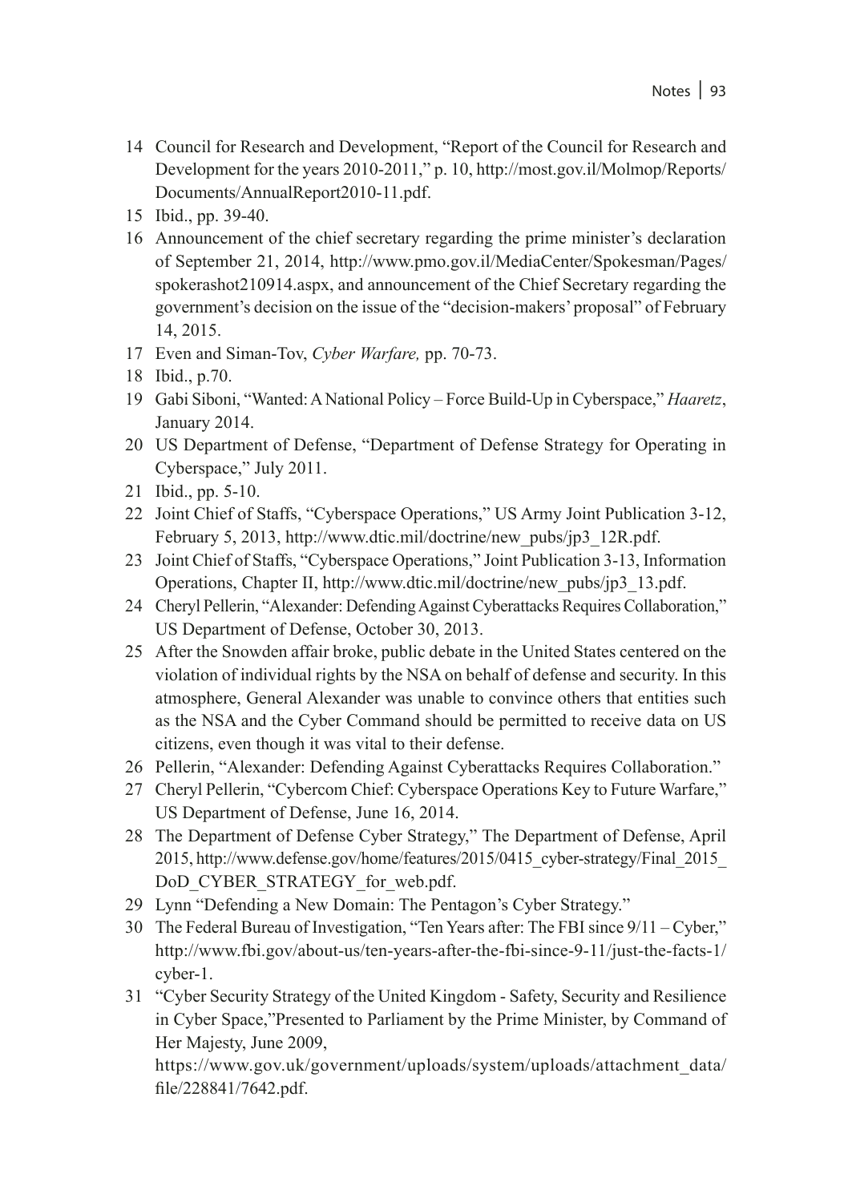14 Council for Research and Development, "Report of the Council for Research and Development for the years 2010-2011," p. 10, http://most.gov.il/Molmop/Reports/Documents/AnnualReport2010-11.pdf.

15 Ibid., pp. 39-40.

16 Announcement of the chief secretary regarding the prime minister's declaration of September 21, 2014, http://www.pmo.gov.il/MediaCenter/Spokesman/Pages/spokerashot210914.aspx, and announcement of the Chief Secretary regarding the government's decision on the issue of the "decision-makers' proposal" of February 14, 2015.

17 Even and Siman-Tov, *Cyber Warfare,* pp. 70-73.

18 Ibid., p.70.

19 Gabi Siboni, "Wanted: A National Policy – Force Build-Up in Cyberspace," *Haaretz*, January 2014.

20 US Department of Defense, "Department of Defense Strategy for Operating in Cyberspace," July 2011.

21 Ibid., pp. 5-10.

22 Joint Chief of Staffs, "Cyberspace Operations," US Army Joint Publication 3-12, February 5, 2013, http://www.dtic.mil/doctrine/new_pubs/jp3_12R.pdf.

23 Joint Chief of Staffs, "Cyberspace Operations," Joint Publication 3-13, Information Operations, Chapter II, http://www.dtic.mil/doctrine/new_pubs/jp3_13.pdf.

24 Cheryl Pellerin, "Alexander: Defending Against Cyberattacks Requires Collaboration," US Department of Defense, October 30, 2013.

25 After the Snowden affair broke, public debate in the United States centered on the violation of individual rights by the NSA on behalf of defense and security. In this atmosphere, General Alexander was unable to convince others that entities such as the NSA and the Cyber Command should be permitted to receive data on US citizens, even though it was vital to their defense.

26 Pellerin, "Alexander: Defending Against Cyberattacks Requires Collaboration."

27 Cheryl Pellerin, "Cybercom Chief: Cyberspace Operations Key to Future Warfare," US Department of Defense, June 16, 2014.

28 The Department of Defense Cyber Strategy," The Department of Defense, April 2015, http://www.defense.gov/home/features/2015/0415_cyber-strategy/Final_2015_DoD_CYBER_STRATEGY_for_web.pdf.

29 Lynn "Defending a New Domain: The Pentagon's Cyber Strategy."

30 The Federal Bureau of Investigation, "Ten Years after: The FBI since 9/11 – Cyber," http://www.fbi.gov/about-us/ten-years-after-the-fbi-since-9-11/just-the-facts-1/cyber-1.

31 "Cyber Security Strategy of the United Kingdom - Safety, Security and Resilience in Cyber Space,"Presented to Parliament by the Prime Minister, by Command of Her Majesty, June 2009, https://www.gov.uk/government/uploads/system/uploads/attachment_data/file/228841/7642.pdf.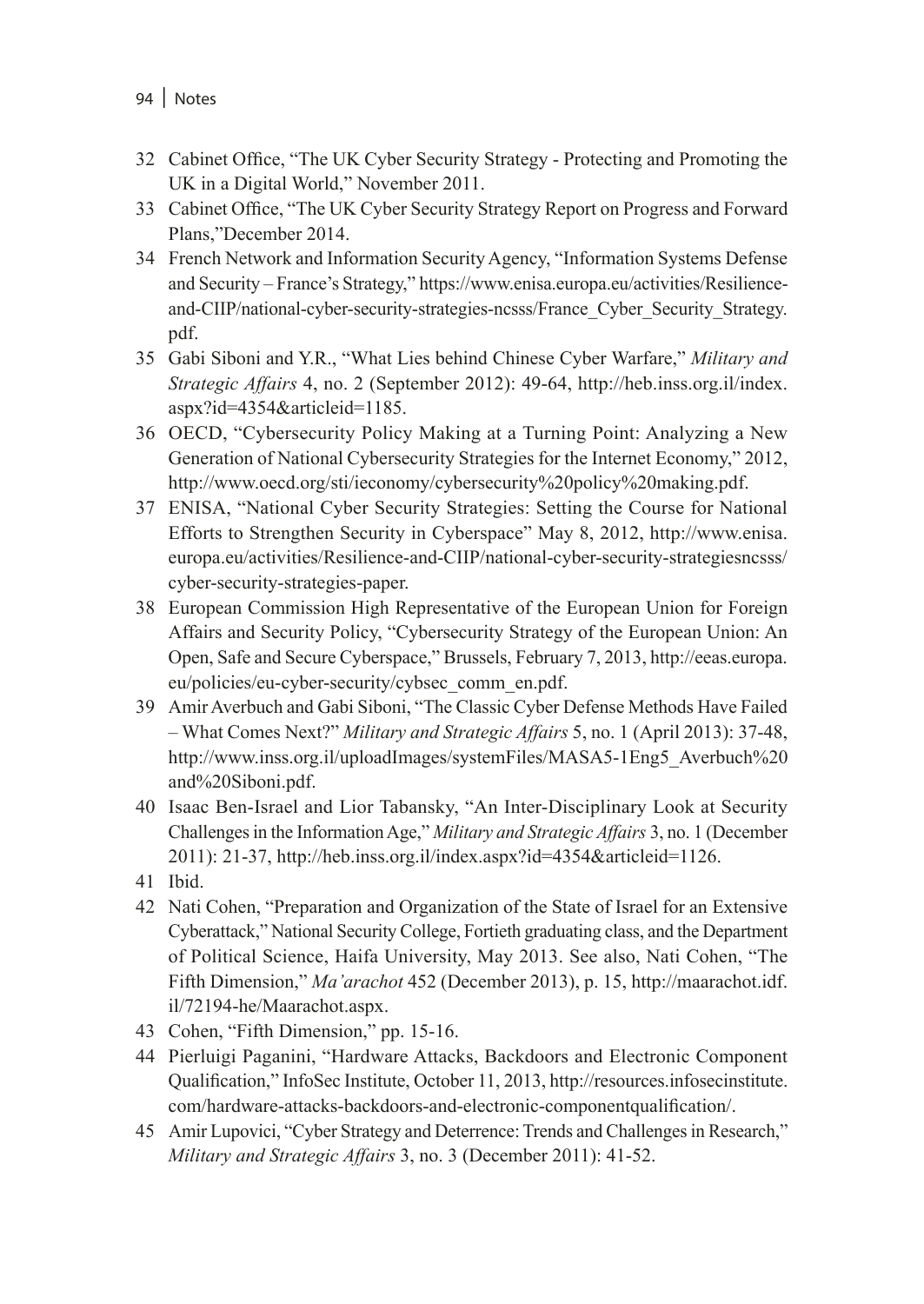32 Cabinet Office, "The UK Cyber Security Strategy - Protecting and Promoting the UK in a Digital World," November 2011.

33 Cabinet Office, "The UK Cyber Security Strategy Report on Progress and Forward Plans,"December 2014.

34 French Network and Information Security Agency, "Information Systems Defense and Security – France's Strategy," https://www.enisa.europa.eu/activities/Resilience-and-CIIP/national-cyber-security-strategies-ncsss/France_Cyber_Security_Strategy.pdf.

35 Gabi Siboni and Y.R., "What Lies behind Chinese Cyber Warfare," *Military and Strategic Affairs* 4, no. 2 (September 2012): 49-64, http://heb.inss.org.il/index.aspx?id=4354&articleid=1185.

36 OECD, "Cybersecurity Policy Making at a Turning Point: Analyzing a New Generation of National Cybersecurity Strategies for the Internet Economy," 2012, http://www.oecd.org/sti/ieconomy/cybersecurity%20policy%20making.pdf.

37 ENISA, "National Cyber Security Strategies: Setting the Course for National Efforts to Strengthen Security in Cyberspace" May 8, 2012, http://www.enisa.europa.eu/activities/Resilience-and-CIIP/national-cyber-security-strategiesncsss/cyber-security-strategies-paper.

38 European Commission High Representative of the European Union for Foreign Affairs and Security Policy, "Cybersecurity Strategy of the European Union: An Open, Safe and Secure Cyberspace," Brussels, February 7, 2013, http://eeas.europa.eu/policies/eu-cyber-security/cybsec_comm_en.pdf.

39 Amir Averbuch and Gabi Siboni, "The Classic Cyber Defense Methods Have Failed – What Comes Next?" *Military and Strategic Affairs* 5, no. 1 (April 2013): 37-48, http://www.inss.org.il/uploadImages/systemFiles/MASA5-1Eng5_Averbuch%20and%20Siboni.pdf.

40 Isaac Ben-Israel and Lior Tabansky, "An Inter-Disciplinary Look at Security Challenges in the Information Age," *Military and Strategic Affairs* 3, no. 1 (December 2011): 21-37, http://heb.inss.org.il/index.aspx?id=4354&articleid=1126.

41 Ibid.

42 Nati Cohen, "Preparation and Organization of the State of Israel for an Extensive Cyberattack," National Security College, Fortieth graduating class, and the Department of Political Science, Haifa University, May 2013. See also, Nati Cohen, "The Fifth Dimension," *Ma'arachot* 452 (December 2013), p. 15, http://maarachot.idf.il/72194-he/Maarachot.aspx.

43 Cohen, "Fifth Dimension," pp. 15-16.

44 Pierluigi Paganini, "Hardware Attacks, Backdoors and Electronic Component Qualification," InfoSec Institute, October 11, 2013, http://resources.infosecinstitute.com/hardware-attacks-backdoors-and-electronic-componentqualification/.

45 Amir Lupovici, "Cyber Strategy and Deterrence: Trends and Challenges in Research," *Military and Strategic Affairs* 3, no. 3 (December 2011): 41-52.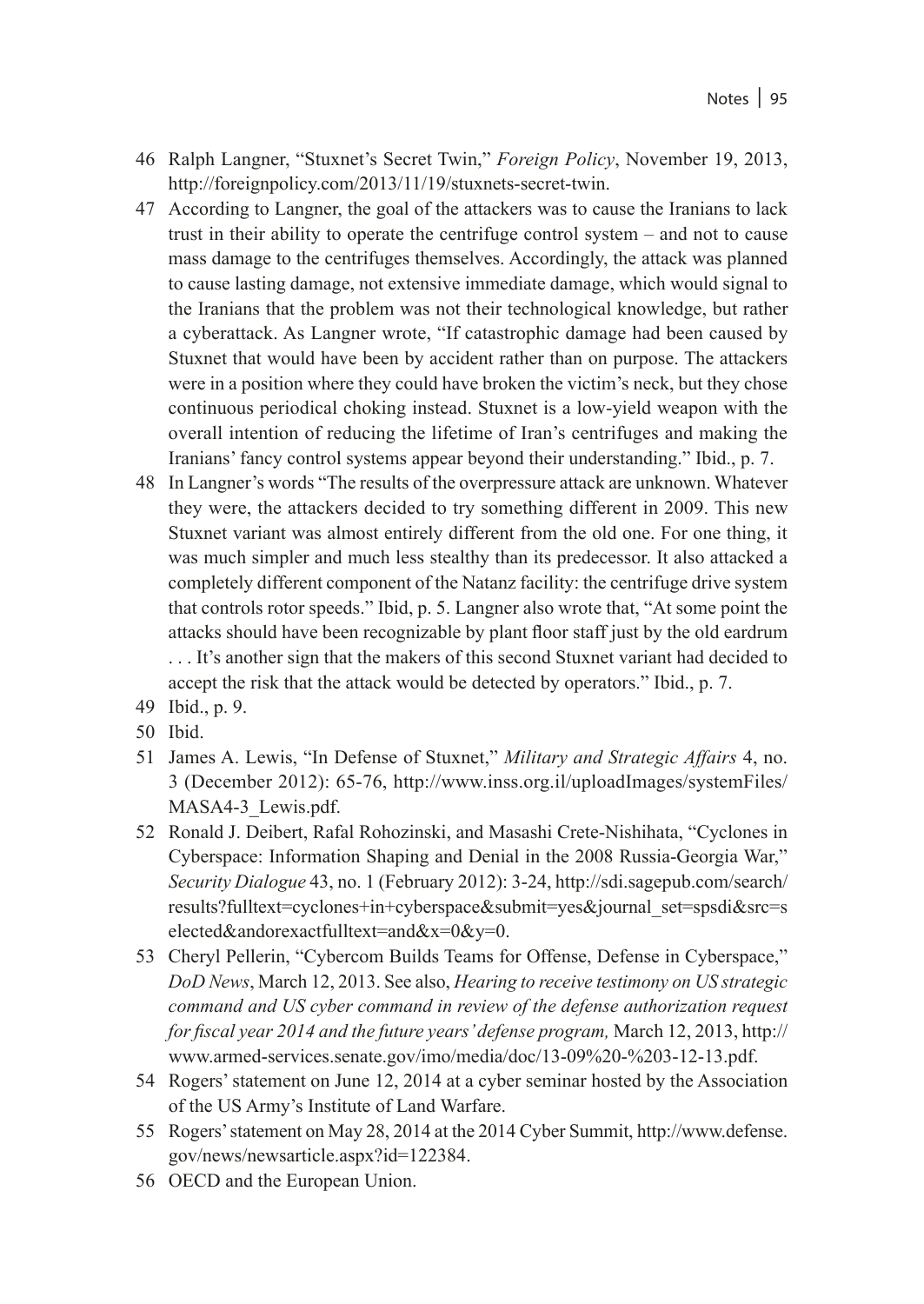46 Ralph Langner, "Stuxnet's Secret Twin," *Foreign Policy*, November 19, 2013, http://foreignpolicy.com/2013/11/19/stuxnets-secret-twin.

47 According to Langner, the goal of the attackers was to cause the Iranians to lack trust in their ability to operate the centrifuge control system – and not to cause mass damage to the centrifuges themselves. Accordingly, the attack was planned to cause lasting damage, not extensive immediate damage, which would signal to the Iranians that the problem was not their technological knowledge, but rather a cyberattack. As Langner wrote, "If catastrophic damage had been caused by Stuxnet that would have been by accident rather than on purpose. The attackers were in a position where they could have broken the victim's neck, but they chose continuous periodical choking instead. Stuxnet is a low-yield weapon with the overall intention of reducing the lifetime of Iran's centrifuges and making the Iranians' fancy control systems appear beyond their understanding." Ibid., p. 7.

48 In Langner's words "The results of the overpressure attack are unknown. Whatever they were, the attackers decided to try something different in 2009. This new Stuxnet variant was almost entirely different from the old one. For one thing, it was much simpler and much less stealthy than its predecessor. It also attacked a completely different component of the Natanz facility: the centrifuge drive system that controls rotor speeds." Ibid, p. 5. Langner also wrote that, "At some point the attacks should have been recognizable by plant floor staff just by the old eardrum . . . It's another sign that the makers of this second Stuxnet variant had decided to accept the risk that the attack would be detected by operators." Ibid., p. 7.

49 Ibid., p. 9.

50 Ibid.

51 James A. Lewis, "In Defense of Stuxnet," *Military and Strategic Affairs* 4, no. 3 (December 2012): 65-76, http://www.inss.org.il/uploadImages/systemFiles/MASA4-3_Lewis.pdf.

52 Ronald J. Deibert, Rafal Rohozinski, and Masashi Crete-Nishihata, "Cyclones in Cyberspace: Information Shaping and Denial in the 2008 Russia-Georgia War," *Security Dialogue* 43, no. 1 (February 2012): 3-24, http://sdi.sagepub.com/search/results?fulltext=cyclones+in+cyberspace&submit=yes&journal_set=spsdi&src=selected&andorexactfulltext=and&x=0&y=0.

53 Cheryl Pellerin, "Cybercom Builds Teams for Offense, Defense in Cyberspace," *DoD News*, March 12, 2013. See also, *Hearing to receive testimony on US strategic command and US cyber command in review of the defense authorization request for fiscal year 2014 and the future years' defense program,* March 12, 2013, http://www.armed-services.senate.gov/imo/media/doc/13-09%20-%203-12-13.pdf.

54 Rogers' statement on June 12, 2014 at a cyber seminar hosted by the Association of the US Army's Institute of Land Warfare.

55 Rogers' statement on May 28, 2014 at the 2014 Cyber Summit, http://www.defense.gov/news/newsarticle.aspx?id=122384.

56 OECD and the European Union.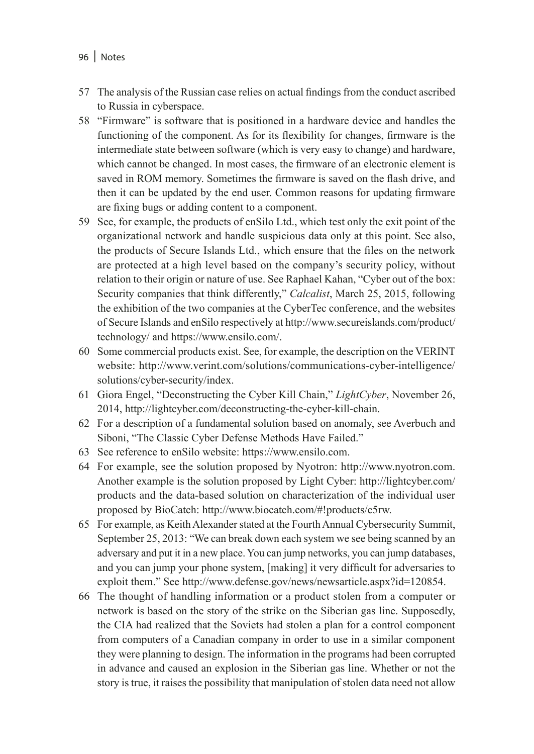57 The analysis of the Russian case relies on actual findings from the conduct ascribed to Russia in cyberspace.

58 "Firmware" is software that is positioned in a hardware device and handles the functioning of the component. As for its flexibility for changes, firmware is the intermediate state between software (which is very easy to change) and hardware, which cannot be changed. In most cases, the firmware of an electronic element is saved in ROM memory. Sometimes the firmware is saved on the flash drive, and then it can be updated by the end user. Common reasons for updating firmware are fixing bugs or adding content to a component.

59 See, for example, the products of enSilo Ltd., which test only the exit point of the organizational network and handle suspicious data only at this point. See also, the products of Secure Islands Ltd., which ensure that the files on the network are protected at a high level based on the company's security policy, without relation to their origin or nature of use. See Raphael Kahan, "Cyber out of the box: Security companies that think differently," *Calcalist*, March 25, 2015, following the exhibition of the two companies at the CyberTec conference, and the websites of Secure Islands and enSilo respectively at http://www.secureislands.com/product/technology/ and https://www.ensilo.com/.

60 Some commercial products exist. See, for example, the description on the VERINT website: http://www.verint.com/solutions/communications-cyber-intelligence/solutions/cyber-security/index.

61 Giora Engel, "Deconstructing the Cyber Kill Chain," *LightCyber*, November 26, 2014, http://lightcyber.com/deconstructing-the-cyber-kill-chain.

62 For a description of a fundamental solution based on anomaly, see Averbuch and Siboni, "The Classic Cyber Defense Methods Have Failed."

63 See reference to enSilo website: https://www.ensilo.com.

64 For example, see the solution proposed by Nyotron: http://www.nyotron.com. Another example is the solution proposed by Light Cyber: http://lightcyber.com/products and the data-based solution on characterization of the individual user proposed by BioCatch: http://www.biocatch.com/#!products/c5rw.

65 For example, as Keith Alexander stated at the Fourth Annual Cybersecurity Summit, September 25, 2013: "We can break down each system we see being scanned by an adversary and put it in a new place. You can jump networks, you can jump databases, and you can jump your phone system, [making] it very difficult for adversaries to exploit them." See http://www.defense.gov/news/newsarticle.aspx?id=120854.

66 The thought of handling information or a product stolen from a computer or network is based on the story of the strike on the Siberian gas line. Supposedly, the CIA had realized that the Soviets had stolen a plan for a control component from computers of a Canadian company in order to use in a similar component they were planning to design. The information in the programs had been corrupted in advance and caused an explosion in the Siberian gas line. Whether or not the story is true, it raises the possibility that manipulation of stolen data need not allow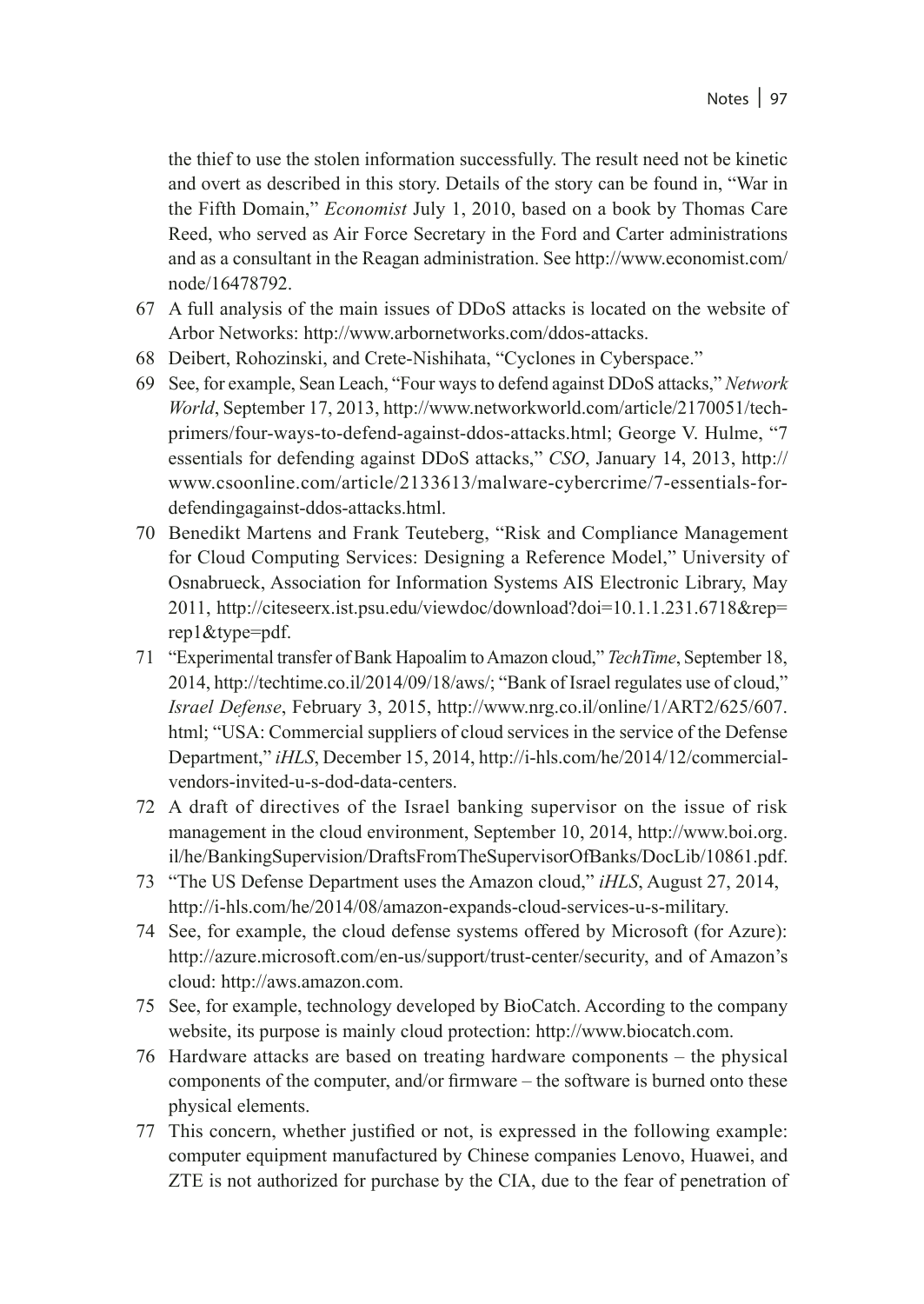the thief to use the stolen information successfully. The result need not be kinetic and overt as described in this story. Details of the story can be found in, "War in the Fifth Domain," *Economist* July 1, 2010, based on a book by Thomas Care Reed, who served as Air Force Secretary in the Ford and Carter administrations and as a consultant in the Reagan administration. See http://www.economist.com/node/16478792.

67 A full analysis of the main issues of DDoS attacks is located on the website of Arbor Networks: http://www.arbornetworks.com/ddos-attacks.

68 Deibert, Rohozinski, and Crete-Nishihata, "Cyclones in Cyberspace."

69 See, for example, Sean Leach, "Four ways to defend against DDoS attacks," *Network World*, September 17, 2013, http://www.networkworld.com/article/2170051/tech-primers/four-ways-to-defend-against-ddos-attacks.html; George V. Hulme, "7 essentials for defending against DDoS attacks," *CSO*, January 14, 2013, http://www.csoonline.com/article/2133613/malware-cybercrime/7-essentials-for-defendingagainst-ddos-attacks.html.

70 Benedikt Martens and Frank Teuteberg, "Risk and Compliance Management for Cloud Computing Services: Designing a Reference Model," University of Osnabrueck, Association for Information Systems AIS Electronic Library, May 2011, http://citeseerx.ist.psu.edu/viewdoc/download?doi=10.1.1.231.6718&rep=rep1&type=pdf.

71 "Experimental transfer of Bank Hapoalim to Amazon cloud," *TechTime*, September 18, 2014, http://techtime.co.il/2014/09/18/aws/; "Bank of Israel regulates use of cloud," *Israel Defense*, February 3, 2015, http://www.nrg.co.il/online/1/ART2/625/607.html; "USA: Commercial suppliers of cloud services in the service of the Defense Department," *iHLS*, December 15, 2014, http://i-hls.com/he/2014/12/commercial-vendors-invited-u-s-dod-data-centers.

72 A draft of directives of the Israel banking supervisor on the issue of risk management in the cloud environment, September 10, 2014, http://www.boi.org.il/he/BankingSupervision/DraftsFromTheSupervisorOfBanks/DocLib/10861.pdf.

73 "The US Defense Department uses the Amazon cloud," *iHLS*, August 27, 2014, http://i-hls.com/he/2014/08/amazon-expands-cloud-services-u-s-military.

74 See, for example, the cloud defense systems offered by Microsoft (for Azure): http://azure.microsoft.com/en-us/support/trust-center/security, and of Amazon's cloud: http://aws.amazon.com.

75 See, for example, technology developed by BioCatch. According to the company website, its purpose is mainly cloud protection: http://www.biocatch.com.

76 Hardware attacks are based on treating hardware components – the physical components of the computer, and/or firmware – the software is burned onto these physical elements.

77 This concern, whether justified or not, is expressed in the following example: computer equipment manufactured by Chinese companies Lenovo, Huawei, and ZTE is not authorized for purchase by the CIA, due to the fear of penetration of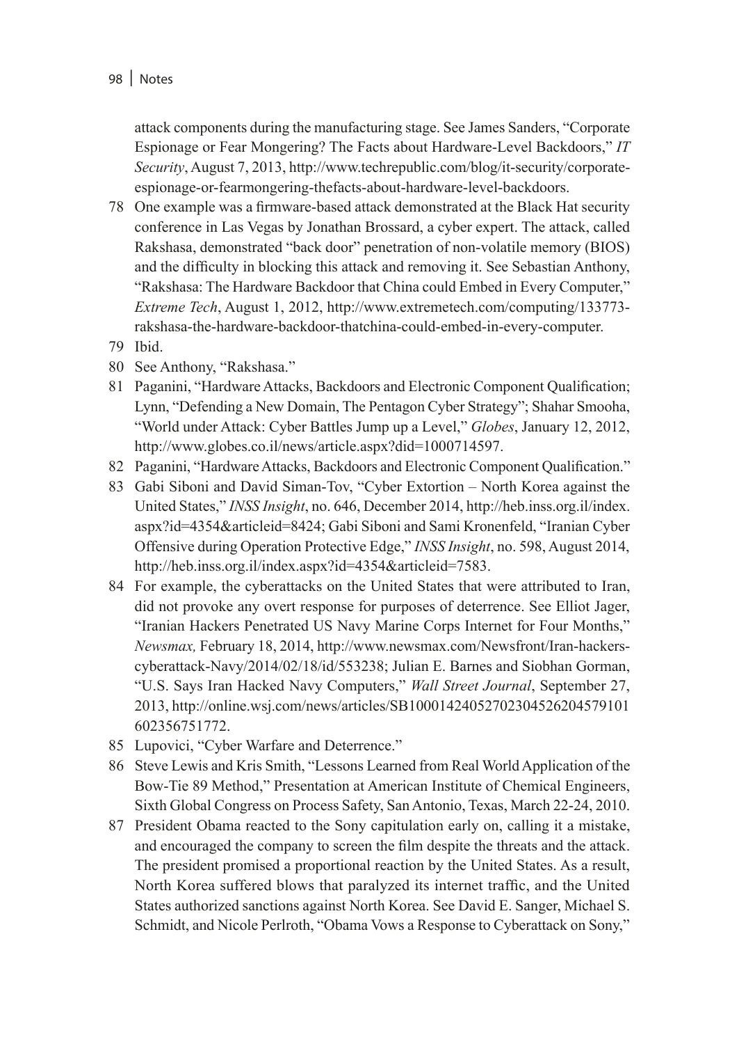attack components during the manufacturing stage. See James Sanders, "Corporate Espionage or Fear Mongering? The Facts about Hardware-Level Backdoors," *IT Security*, August 7, 2013, http://www.techrepublic.com/blog/it-security/corporate-espionage-or-fearmongering-thefacts-about-hardware-level-backdoors.

78 One example was a firmware-based attack demonstrated at the Black Hat security conference in Las Vegas by Jonathan Brossard, a cyber expert. The attack, called Rakshasa, demonstrated "back door" penetration of non-volatile memory (BIOS) and the difficulty in blocking this attack and removing it. See Sebastian Anthony, "Rakshasa: The Hardware Backdoor that China could Embed in Every Computer," *Extreme Tech*, August 1, 2012, http://www.extremetech.com/computing/133773-rakshasa-the-hardware-backdoor-thatchina-could-embed-in-every-computer.

79 Ibid.

80 See Anthony, "Rakshasa."

81 Paganini, "Hardware Attacks, Backdoors and Electronic Component Qualification; Lynn, "Defending a New Domain, The Pentagon Cyber Strategy"; Shahar Smooha, "World under Attack: Cyber Battles Jump up a Level," *Globes*, January 12, 2012, http://www.globes.co.il/news/article.aspx?did=1000714597.

82 Paganini, "Hardware Attacks, Backdoors and Electronic Component Qualification."

83 Gabi Siboni and David Siman-Tov, "Cyber Extortion – North Korea against the United States," *INSS Insight*, no. 646, December 2014, http://heb.inss.org.il/index.aspx?id=4354&articleid=8424; Gabi Siboni and Sami Kronenfeld, "Iranian Cyber Offensive during Operation Protective Edge," *INSS Insight*, no. 598, August 2014, http://heb.inss.org.il/index.aspx?id=4354&articleid=7583.

84 For example, the cyberattacks on the United States that were attributed to Iran, did not provoke any overt response for purposes of deterrence. See Elliot Jager, "Iranian Hackers Penetrated US Navy Marine Corps Internet for Four Months," *Newsmax,* February 18, 2014, http://www.newsmax.com/Newsfront/Iran-hackers-cyberattack-Navy/2014/02/18/id/553238; Julian E. Barnes and Siobhan Gorman, "U.S. Says Iran Hacked Navy Computers," *Wall Street Journal*, September 27, 2013, http://online.wsj.com/news/articles/SB10001424052702304526204579101602356751772.

85 Lupovici, "Cyber Warfare and Deterrence."

86 Steve Lewis and Kris Smith, "Lessons Learned from Real World Application of the Bow-Tie 89 Method," Presentation at American Institute of Chemical Engineers, Sixth Global Congress on Process Safety, San Antonio, Texas, March 22-24, 2010.

87 President Obama reacted to the Sony capitulation early on, calling it a mistake, and encouraged the company to screen the film despite the threats and the attack. The president promised a proportional reaction by the United States. As a result, North Korea suffered blows that paralyzed its internet traffic, and the United States authorized sanctions against North Korea. See David E. Sanger, Michael S. Schmidt, and Nicole Perlroth, "Obama Vows a Response to Cyberattack on Sony,"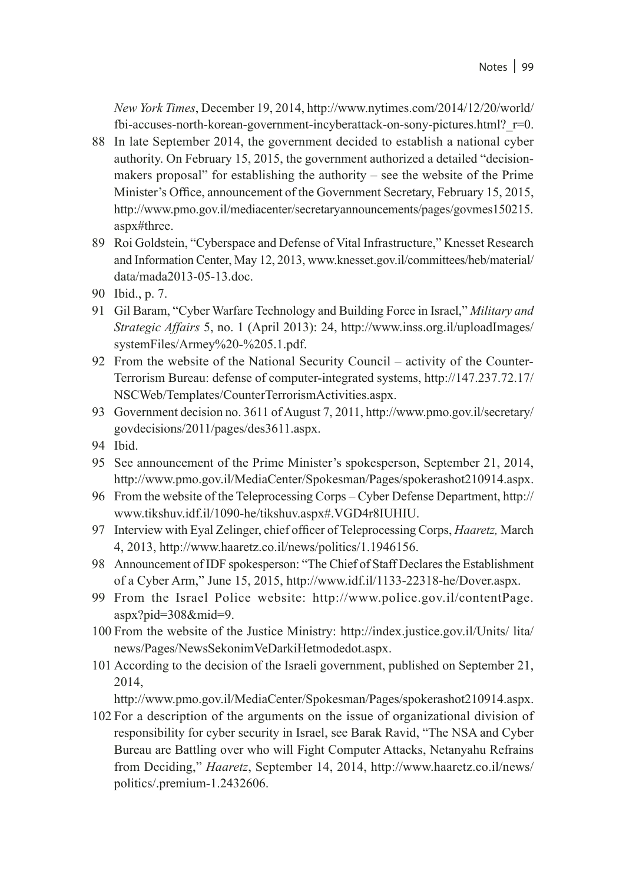*New York Times*, December 19, 2014, http://www.nytimes.com/2014/12/20/world/fbi-accuses-north-korean-government-incyberattack-on-sony-pictures.html?_r=0.

88 In late September 2014, the government decided to establish a national cyber authority. On February 15, 2015, the government authorized a detailed "decision-makers proposal" for establishing the authority – see the website of the Prime Minister's Office, announcement of the Government Secretary, February 15, 2015, http://www.pmo.gov.il/mediacenter/secretaryannouncements/pages/govmes150215.aspx#three.

89 Roi Goldstein, "Cyberspace and Defense of Vital Infrastructure," Knesset Research and Information Center, May 12, 2013, www.knesset.gov.il/committees/heb/material/data/mada2013-05-13.doc.

90 Ibid., p. 7.

91 Gil Baram, "Cyber Warfare Technology and Building Force in Israel," *Military and Strategic Affairs* 5, no. 1 (April 2013): 24, http://www.inss.org.il/uploadImages/systemFiles/Armey%20-%205.1.pdf.

92 From the website of the National Security Council – activity of the Counter-Terrorism Bureau: defense of computer-integrated systems, http://147.237.72.17/NSCWeb/Templates/CounterTerrorismActivities.aspx.

93 Government decision no. 3611 of August 7, 2011, http://www.pmo.gov.il/secretary/govdecisions/2011/pages/des3611.aspx.

94 Ibid.

95 See announcement of the Prime Minister's spokesperson, September 21, 2014, http://www.pmo.gov.il/MediaCenter/Spokesman/Pages/spokerashot210914.aspx.

96 From the website of the Teleprocessing Corps – Cyber Defense Department, http://www.tikshuv.idf.il/1090-he/tikshuv.aspx#.VGD4r8IUHIU.

97 Interview with Eyal Zelinger, chief officer of Teleprocessing Corps, *Haaretz,* March 4, 2013, http://www.haaretz.co.il/news/politics/1.1946156.

98 Announcement of IDF spokesperson: "The Chief of Staff Declares the Establishment of a Cyber Arm," June 15, 2015, http://www.idf.il/1133-22318-he/Dover.aspx.

99 From the Israel Police website: http://www.police.gov.il/contentPage.aspx?pid=308&mid=9.

100 From the website of the Justice Ministry: http://index.justice.gov.il/Units/ lita/news/Pages/NewsSekonimVeDarkiHetmodedot.aspx.

101 According to the decision of the Israeli government, published on September 21, 2014, http://www.pmo.gov.il/MediaCenter/Spokesman/Pages/spokerashot210914.aspx.

102 For a description of the arguments on the issue of organizational division of responsibility for cyber security in Israel, see Barak Ravid, "The NSA and Cyber Bureau are Battling over who will Fight Computer Attacks, Netanyahu Refrains from Deciding," *Haaretz*, September 14, 2014, http://www.haaretz.co.il/news/politics/.premium-1.2432606.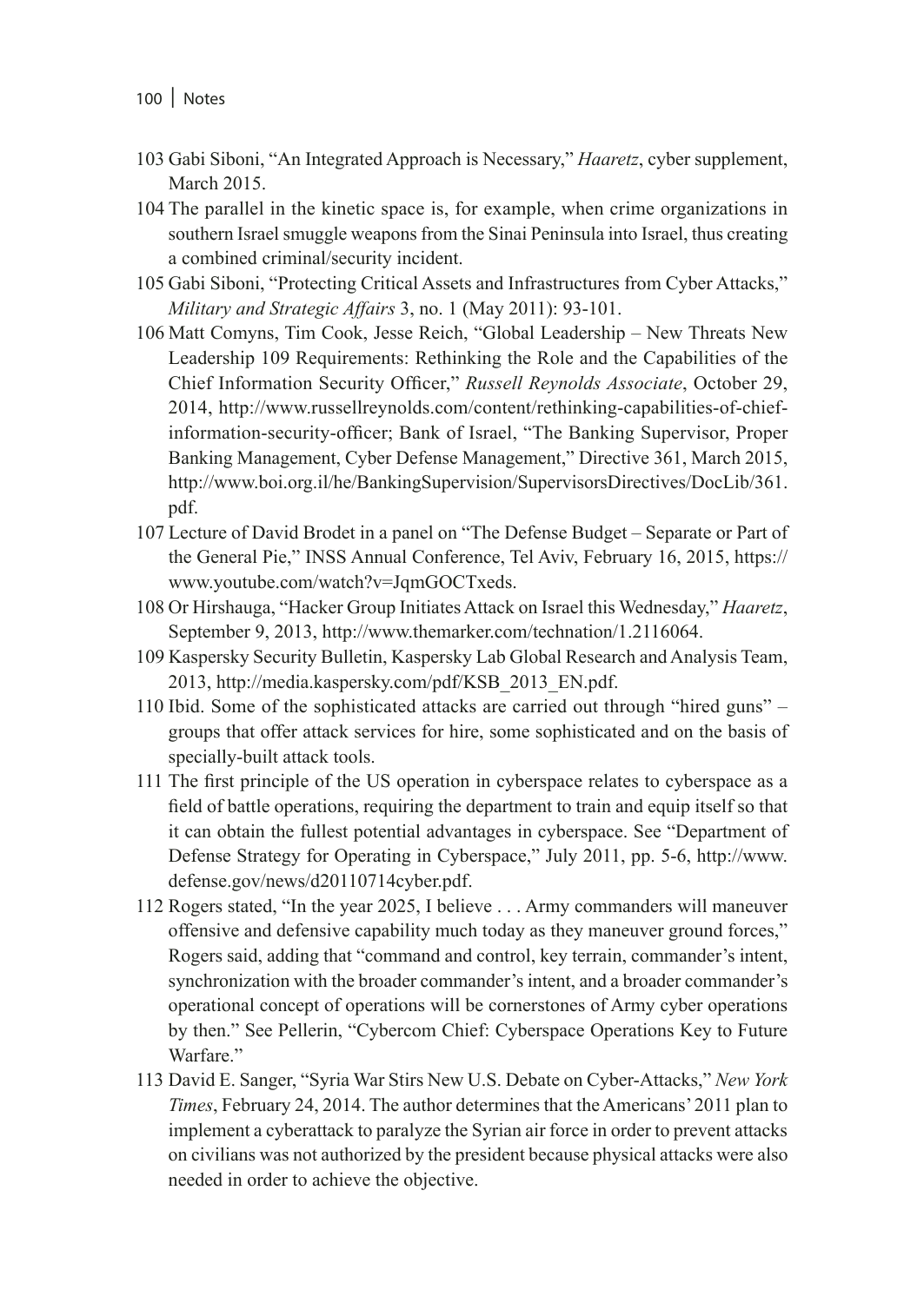103 Gabi Siboni, "An Integrated Approach is Necessary," *Haaretz*, cyber supplement, March 2015.

104 The parallel in the kinetic space is, for example, when crime organizations in southern Israel smuggle weapons from the Sinai Peninsula into Israel, thus creating a combined criminal/security incident.

105 Gabi Siboni, "Protecting Critical Assets and Infrastructures from Cyber Attacks," *Military and Strategic Affairs* 3, no. 1 (May 2011): 93-101.

106 Matt Comyns, Tim Cook, Jesse Reich, "Global Leadership – New Threats New Leadership 109 Requirements: Rethinking the Role and the Capabilities of the Chief Information Security Officer," *Russell Reynolds Associate*, October 29, 2014, http://www.russellreynolds.com/content/rethinking-capabilities-of-chief-information-security-officer; Bank of Israel, "The Banking Supervisor, Proper Banking Management, Cyber Defense Management," Directive 361, March 2015, http://www.boi.org.il/he/BankingSupervision/SupervisorsDirectives/DocLib/361.pdf.

107 Lecture of David Brodet in a panel on "The Defense Budget – Separate or Part of the General Pie," INSS Annual Conference, Tel Aviv, February 16, 2015, https://www.youtube.com/watch?v=JqmGOCTxeds.

108 Or Hirshauga, "Hacker Group Initiates Attack on Israel this Wednesday," *Haaretz*, September 9, 2013, http://www.themarker.com/technation/1.2116064.

109 Kaspersky Security Bulletin, Kaspersky Lab Global Research and Analysis Team, 2013, http://media.kaspersky.com/pdf/KSB_2013_EN.pdf.

110 Ibid. Some of the sophisticated attacks are carried out through "hired guns" – groups that offer attack services for hire, some sophisticated and on the basis of specially-built attack tools.

111 The first principle of the US operation in cyberspace relates to cyberspace as a field of battle operations, requiring the department to train and equip itself so that it can obtain the fullest potential advantages in cyberspace. See "Department of Defense Strategy for Operating in Cyberspace," July 2011, pp. 5-6, http://www.defense.gov/news/d20110714cyber.pdf.

112 Rogers stated, "In the year 2025, I believe . . . Army commanders will maneuver offensive and defensive capability much today as they maneuver ground forces," Rogers said, adding that "command and control, key terrain, commander's intent, synchronization with the broader commander's intent, and a broader commander's operational concept of operations will be cornerstones of Army cyber operations by then." See Pellerin, "Cybercom Chief: Cyberspace Operations Key to Future Warfare."

113 David E. Sanger, "Syria War Stirs New U.S. Debate on Cyber-Attacks," *New York Times*, February 24, 2014. The author determines that the Americans' 2011 plan to implement a cyberattack to paralyze the Syrian air force in order to prevent attacks on civilians was not authorized by the president because physical attacks were also needed in order to achieve the objective.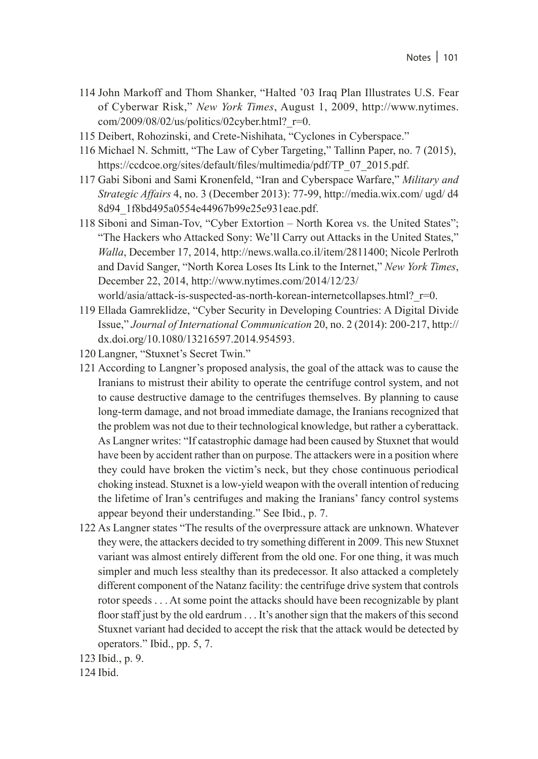114 John Markoff and Thom Shanker, "Halted '03 Iraq Plan Illustrates U.S. Fear of Cyberwar Risk," *New York Times*, August 1, 2009, http://www.nytimes.com/2009/08/02/us/politics/02cyber.html?_r=0.

115 Deibert, Rohozinski, and Crete-Nishihata, "Cyclones in Cyberspace."

116 Michael N. Schmitt, "The Law of Cyber Targeting," Tallinn Paper, no. 7 (2015), https://ccdcoe.org/sites/default/files/multimedia/pdf/TP_07_2015.pdf.

117 Gabi Siboni and Sami Kronenfeld, "Iran and Cyberspace Warfare," *Military and Strategic Affairs* 4, no. 3 (December 2013): 77-99, http://media.wix.com/ ugd/ d4 8d94_1f8bd495a0554e44967b99e25e931eae.pdf.

118 Siboni and Siman-Tov, "Cyber Extortion – North Korea vs. the United States"; "The Hackers who Attacked Sony: We'll Carry out Attacks in the United States," *Walla*, December 17, 2014, http://news.walla.co.il/item/2811400; Nicole Perlroth and David Sanger, "North Korea Loses Its Link to the Internet," *New York Times*, December 22, 2014, http://www.nytimes.com/2014/12/23/world/asia/attack-is-suspected-as-north-korean-internetcollapses.html?_r=0.

119 Ellada Gamreklidze, "Cyber Security in Developing Countries: A Digital Divide Issue," *Journal of International Communication* 20, no. 2 (2014): 200-217, http://dx.doi.org/10.1080/13216597.2014.954593.

120 Langner, "Stuxnet's Secret Twin."

121 According to Langner's proposed analysis, the goal of the attack was to cause the Iranians to mistrust their ability to operate the centrifuge control system, and not to cause destructive damage to the centrifuges themselves. By planning to cause long-term damage, and not broad immediate damage, the Iranians recognized that the problem was not due to their technological knowledge, but rather a cyberattack. As Langner writes: "If catastrophic damage had been caused by Stuxnet that would have been by accident rather than on purpose. The attackers were in a position where they could have broken the victim's neck, but they chose continuous periodical choking instead. Stuxnet is a low-yield weapon with the overall intention of reducing the lifetime of Iran's centrifuges and making the Iranians' fancy control systems appear beyond their understanding." See Ibid., p. 7.

122 As Langner states "The results of the overpressure attack are unknown. Whatever they were, the attackers decided to try something different in 2009. This new Stuxnet variant was almost entirely different from the old one. For one thing, it was much simpler and much less stealthy than its predecessor. It also attacked a completely different component of the Natanz facility: the centrifuge drive system that controls rotor speeds . . . At some point the attacks should have been recognizable by plant floor staff just by the old eardrum . . . It's another sign that the makers of this second Stuxnet variant had decided to accept the risk that the attack would be detected by operators." Ibid., pp. 5, 7.

123 Ibid., p. 9.

124 Ibid.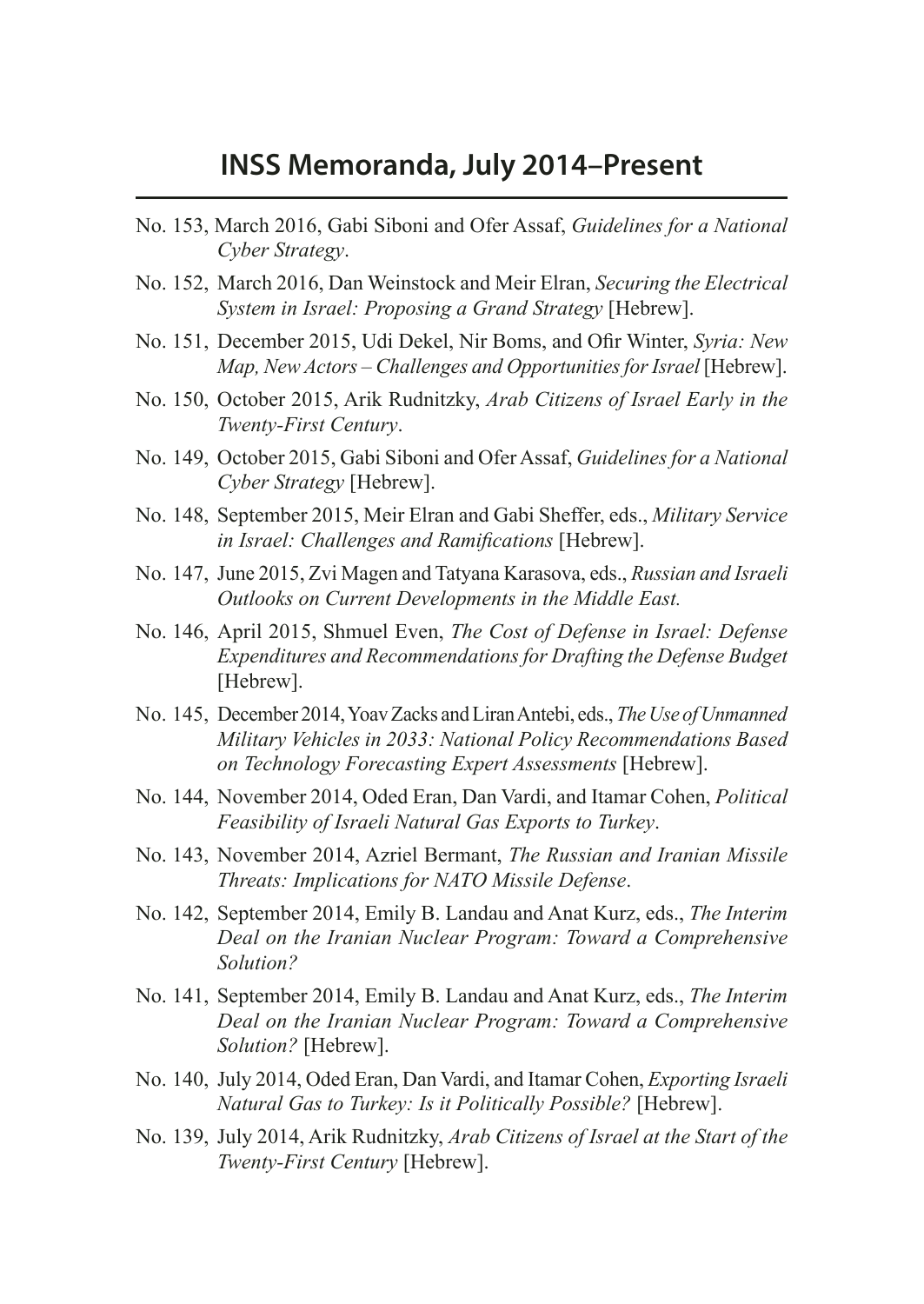## INSS Memoranda, July 2014–Present

No. 153, March 2016, Gabi Siboni and Ofer Assaf, *Guidelines for a National Cyber Strategy*.

No. 152, March 2016, Dan Weinstock and Meir Elran, *Securing the Electrical System in Israel: Proposing a Grand Strategy* [Hebrew].

No. 151, December 2015, Udi Dekel, Nir Boms, and Ofir Winter, *Syria: New Map, New Actors – Challenges and Opportunities for Israel* [Hebrew].

No. 150, October 2015, Arik Rudnitzky, *Arab Citizens of Israel Early in the Twenty-First Century*.

No. 149, October 2015, Gabi Siboni and Ofer Assaf, *Guidelines for a National Cyber Strategy* [Hebrew].

No. 148, September 2015, Meir Elran and Gabi Sheffer, eds., *Military Service in Israel: Challenges and Ramifications* [Hebrew].

No. 147, June 2015, Zvi Magen and Tatyana Karasova, eds., *Russian and Israeli Outlooks on Current Developments in the Middle East.*

No. 146, April 2015, Shmuel Even, *The Cost of Defense in Israel: Defense Expenditures and Recommendations for Drafting the Defense Budget* [Hebrew].

No. 145, December 2014, Yoav Zacks and Liran Antebi, eds., *The Use of Unmanned Military Vehicles in 2033: National Policy Recommendations Based on Technology Forecasting Expert Assessments* [Hebrew].

No. 144, November 2014, Oded Eran, Dan Vardi, and Itamar Cohen, *Political Feasibility of Israeli Natural Gas Exports to Turkey*.

No. 143, November 2014, Azriel Bermant, *The Russian and Iranian Missile Threats: Implications for NATO Missile Defense*.

No. 142, September 2014, Emily B. Landau and Anat Kurz, eds., *The Interim Deal on the Iranian Nuclear Program: Toward a Comprehensive Solution?*

No. 141, September 2014, Emily B. Landau and Anat Kurz, eds., *The Interim Deal on the Iranian Nuclear Program: Toward a Comprehensive Solution?* [Hebrew].

No. 140, July 2014, Oded Eran, Dan Vardi, and Itamar Cohen, *Exporting Israeli Natural Gas to Turkey: Is it Politically Possible?* [Hebrew].

No. 139, July 2014, Arik Rudnitzky, *Arab Citizens of Israel at the Start of the Twenty-First Century* [Hebrew].